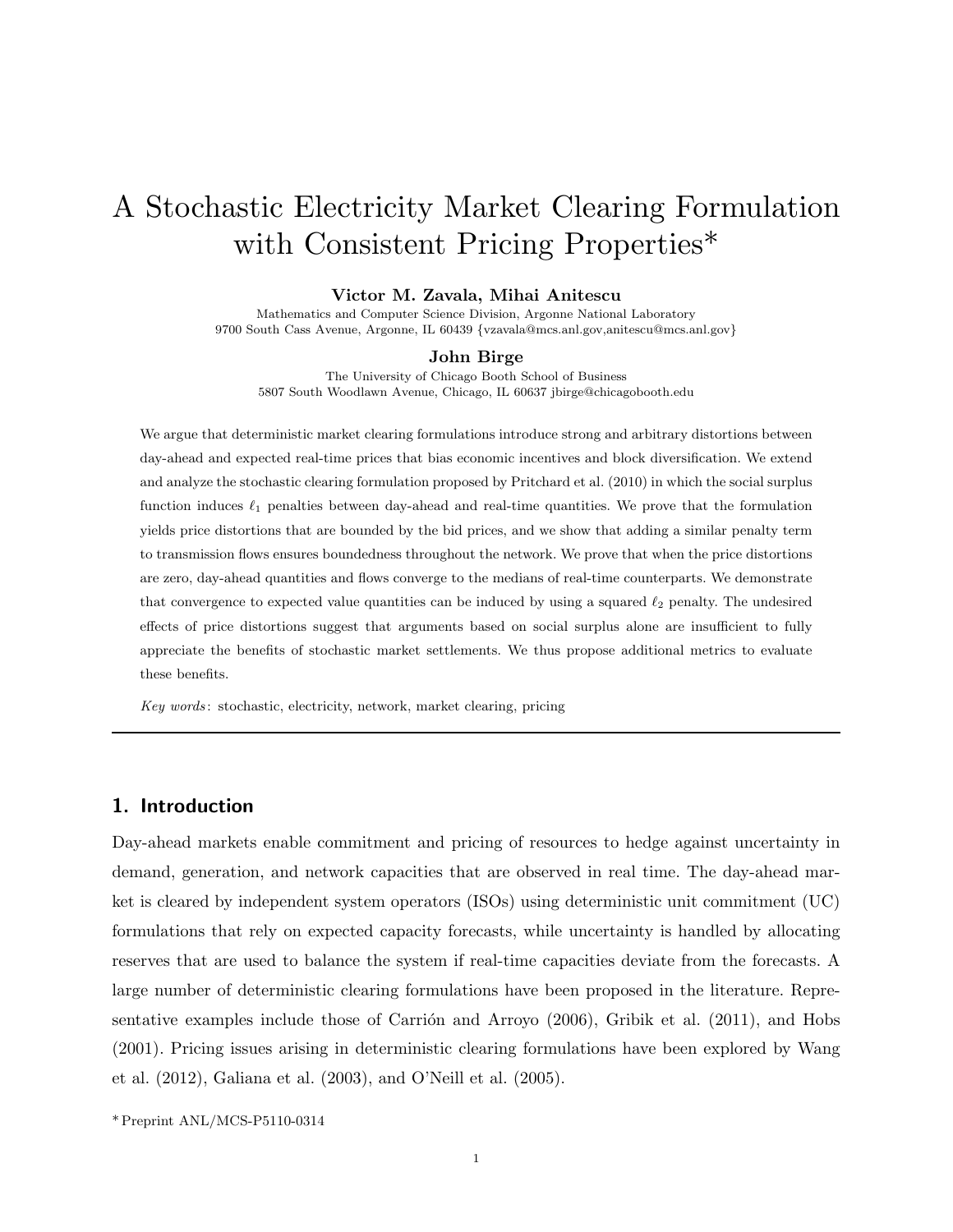# A Stochastic Electricity Market Clearing Formulation with Consistent Pricing Properties*

**Victor M. Zavala, Mihai Anitescu**

Mathematics and Computer Science Division, Argonne National Laboratory
9700 South Cass Avenue, Argonne, IL 60439 {vzavala@mcs.anl.gov,anitescu@mcs.anl.gov}

**John Birge**

The University of Chicago Booth School of Business
5807 South Woodlawn Avenue, Chicago, IL 60637 jbirge@chicagobooth.edu

We argue that deterministic market clearing formulations introduce strong and arbitrary distortions between day-ahead and expected real-time prices that bias economic incentives and block diversification. We extend and analyze the stochastic clearing formulation proposed by Pritchard et al. (2010) in which the social surplus function induces $\ell_1$ penalties between day-ahead and real-time quantities. We prove that the formulation yields price distortions that are bounded by the bid prices, and we show that adding a similar penalty term to transmission flows ensures boundedness throughout the network. We prove that when the price distortions are zero, day-ahead quantities and flows converge to the medians of real-time counterparts. We demonstrate that convergence to expected value quantities can be induced by using a squared $\ell_2$ penalty. The undesired effects of price distortions suggest that arguments based on social surplus alone are insufficient to fully appreciate the benefits of stochastic market settlements. We thus propose additional metrics to evaluate these benefits.

*Key words*: stochastic, electricity, network, market clearing, pricing

## 1. Introduction

Day-ahead markets enable commitment and pricing of resources to hedge against uncertainty in demand, generation, and network capacities that are observed in real time. The day-ahead market is cleared by independent system operators (ISOs) using deterministic unit commitment (UC) formulations that rely on expected capacity forecasts, while uncertainty is handled by allocating reserves that are used to balance the system if real-time capacities deviate from the forecasts. A large number of deterministic clearing formulations have been proposed in the literature. Representative examples include those of Carrión and Arroyo (2006), Gribik et al. (2011), and Hobs (2001). Pricing issues arising in deterministic clearing formulations have been explored by Wang et al. (2012), Galiana et al. (2003), and O'Neill et al. (2005).

* Preprint ANL/MCS-P5110-0314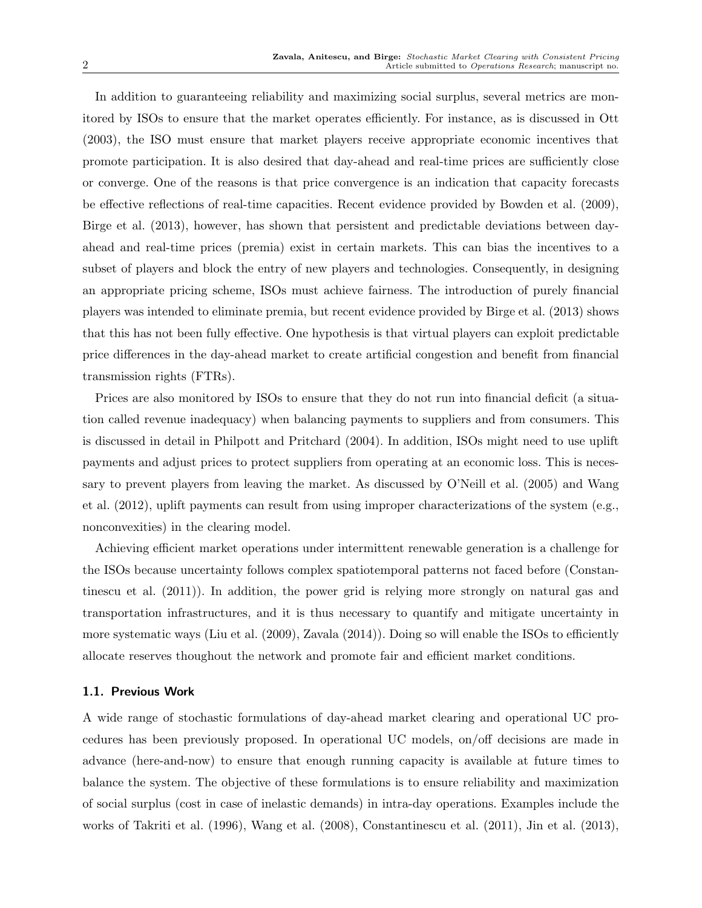In addition to guaranteeing reliability and maximizing social surplus, several metrics are monitored by ISOs to ensure that the market operates efficiently. For instance, as is discussed in Ott (2003), the ISO must ensure that market players receive appropriate economic incentives that promote participation. It is also desired that day-ahead and real-time prices are sufficiently close or converge. One of the reasons is that price convergence is an indication that capacity forecasts be effective reflections of real-time capacities. Recent evidence provided by Bowden et al. (2009), Birge et al. (2013), however, has shown that persistent and predictable deviations between day-ahead and real-time prices (premia) exist in certain markets. This can bias the incentives to a subset of players and block the entry of new players and technologies. Consequently, in designing an appropriate pricing scheme, ISOs must achieve fairness. The introduction of purely financial players was intended to eliminate premia, but recent evidence provided by Birge et al. (2013) shows that this has not been fully effective. One hypothesis is that virtual players can exploit predictable price differences in the day-ahead market to create artificial congestion and benefit from financial transmission rights (FTRs).

Prices are also monitored by ISOs to ensure that they do not run into financial deficit (a situation called revenue inadequacy) when balancing payments to suppliers and from consumers. This is discussed in detail in Philpott and Pritchard (2004). In addition, ISOs might need to use uplift payments and adjust prices to protect suppliers from operating at an economic loss. This is necessary to prevent players from leaving the market. As discussed by O'Neill et al. (2005) and Wang et al. (2012), uplift payments can result from using improper characterizations of the system (e.g., nonconvexities) in the clearing model.

Achieving efficient market operations under intermittent renewable generation is a challenge for the ISOs because uncertainty follows complex spatiotemporal patterns not faced before (Constantinescu et al. (2011)). In addition, the power grid is relying more strongly on natural gas and transportation infrastructures, and it is thus necessary to quantify and mitigate uncertainty in more systematic ways (Liu et al. (2009), Zavala (2014)). Doing so will enable the ISOs to efficiently allocate reserves thoughout the network and promote fair and efficient market conditions.

### 1.1. Previous Work

A wide range of stochastic formulations of day-ahead market clearing and operational UC procedures has been previously proposed. In operational UC models, on/off decisions are made in advance (here-and-now) to ensure that enough running capacity is available at future times to balance the system. The objective of these formulations is to ensure reliability and maximization of social surplus (cost in case of inelastic demands) in intra-day operations. Examples include the works of Takriti et al. (1996), Wang et al. (2008), Constantinescu et al. (2011), Jin et al. (2013),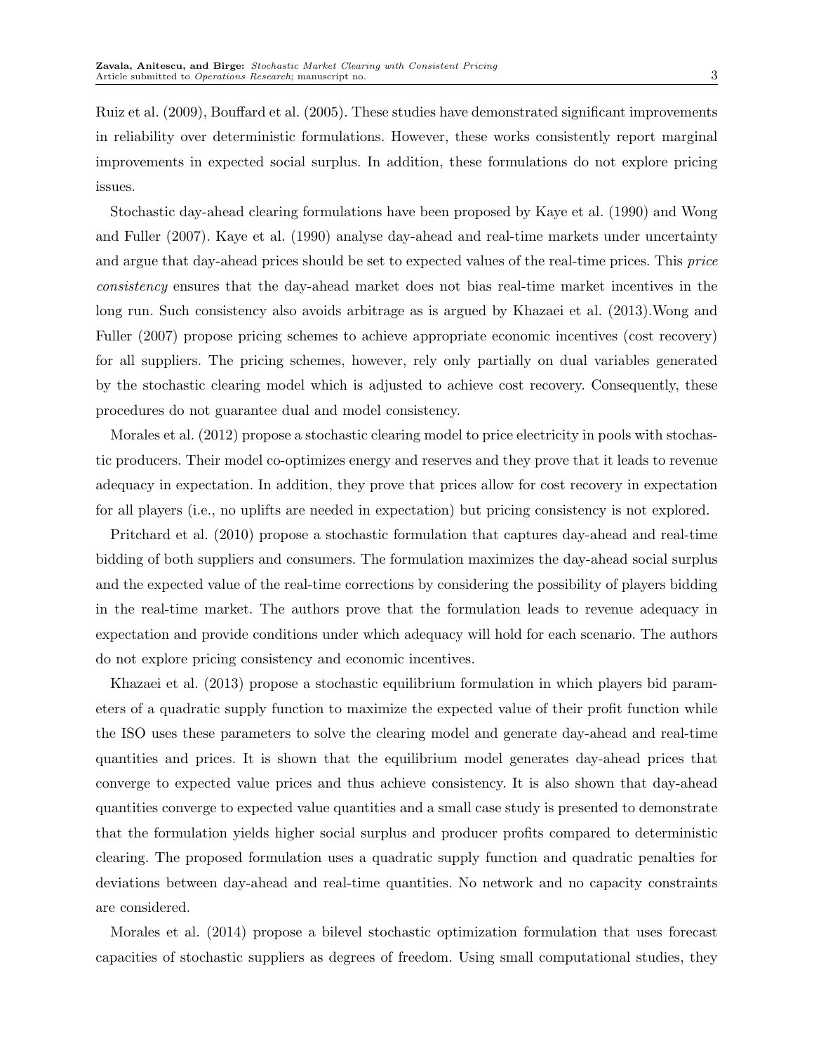Ruiz et al. (2009), Bouffard et al. (2005). These studies have demonstrated significant improvements in reliability over deterministic formulations. However, these works consistently report marginal improvements in expected social surplus. In addition, these formulations do not explore pricing issues.

Stochastic day-ahead clearing formulations have been proposed by Kaye et al. (1990) and Wong and Fuller (2007). Kaye et al. (1990) analyse day-ahead and real-time markets under uncertainty and argue that day-ahead prices should be set to expected values of the real-time prices. This *price consistency* ensures that the day-ahead market does not bias real-time market incentives in the long run. Such consistency also avoids arbitrage as is argued by Khazaei et al. (2013).Wong and Fuller (2007) propose pricing schemes to achieve appropriate economic incentives (cost recovery) for all suppliers. The pricing schemes, however, rely only partially on dual variables generated by the stochastic clearing model which is adjusted to achieve cost recovery. Consequently, these procedures do not guarantee dual and model consistency.

Morales et al. (2012) propose a stochastic clearing model to price electricity in pools with stochastic producers. Their model co-optimizes energy and reserves and they prove that it leads to revenue adequacy in expectation. In addition, they prove that prices allow for cost recovery in expectation for all players (i.e., no uplifts are needed in expectation) but pricing consistency is not explored.

Pritchard et al. (2010) propose a stochastic formulation that captures day-ahead and real-time bidding of both suppliers and consumers. The formulation maximizes the day-ahead social surplus and the expected value of the real-time corrections by considering the possibility of players bidding in the real-time market. The authors prove that the formulation leads to revenue adequacy in expectation and provide conditions under which adequacy will hold for each scenario. The authors do not explore pricing consistency and economic incentives.

Khazaei et al. (2013) propose a stochastic equilibrium formulation in which players bid parameters of a quadratic supply function to maximize the expected value of their profit function while the ISO uses these parameters to solve the clearing model and generate day-ahead and real-time quantities and prices. It is shown that the equilibrium model generates day-ahead prices that converge to expected value prices and thus achieve consistency. It is also shown that day-ahead quantities converge to expected value quantities and a small case study is presented to demonstrate that the formulation yields higher social surplus and producer profits compared to deterministic clearing. The proposed formulation uses a quadratic supply function and quadratic penalties for deviations between day-ahead and real-time quantities. No network and no capacity constraints are considered.

Morales et al. (2014) propose a bilevel stochastic optimization formulation that uses forecast capacities of stochastic suppliers as degrees of freedom. Using small computational studies, they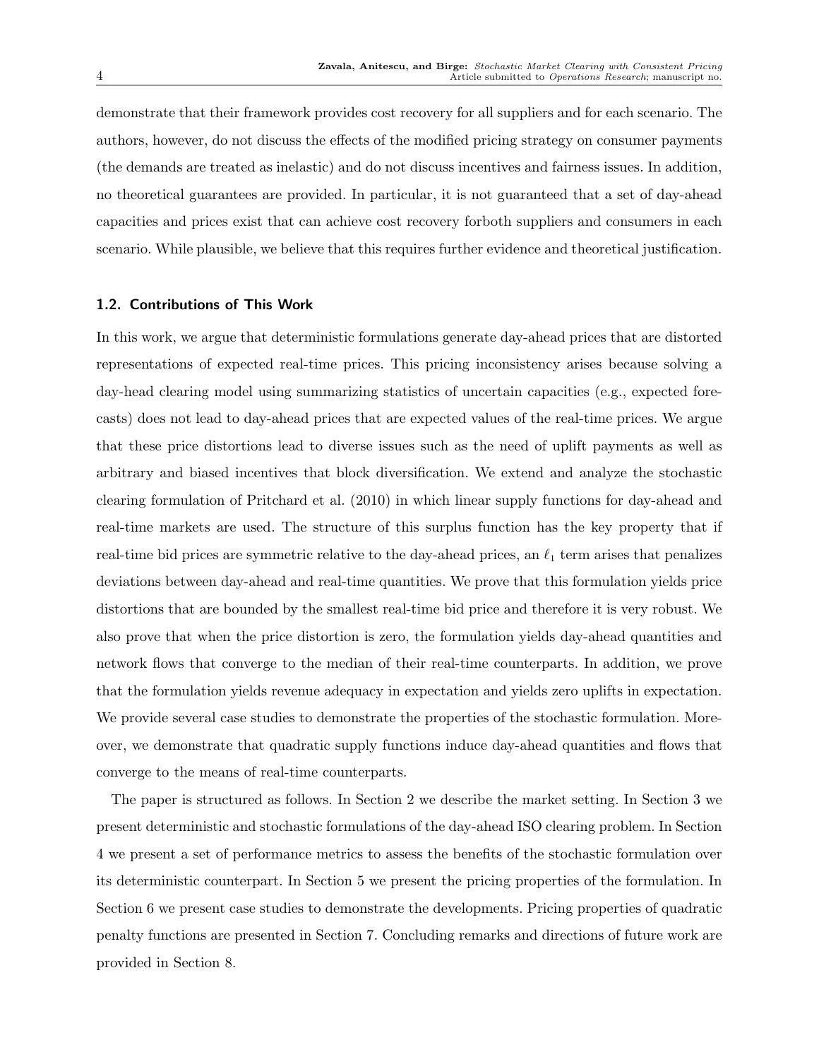demonstrate that their framework provides cost recovery for all suppliers and for each scenario. The authors, however, do not discuss the effects of the modified pricing strategy on consumer payments (the demands are treated as inelastic) and do not discuss incentives and fairness issues. In addition, no theoretical guarantees are provided. In particular, it is not guaranteed that a set of day-ahead capacities and prices exist that can achieve cost recovery forboth suppliers and consumers in each scenario. While plausible, we believe that this requires further evidence and theoretical justification.

### 1.2. Contributions of This Work

In this work, we argue that deterministic formulations generate day-ahead prices that are distorted representations of expected real-time prices. This pricing inconsistency arises because solving a day-head clearing model using summarizing statistics of uncertain capacities (e.g., expected forecasts) does not lead to day-ahead prices that are expected values of the real-time prices. We argue that these price distortions lead to diverse issues such as the need of uplift payments as well as arbitrary and biased incentives that block diversification. We extend and analyze the stochastic clearing formulation of Pritchard et al. (2010) in which linear supply functions for day-ahead and real-time markets are used. The structure of this surplus function has the key property that if real-time bid prices are symmetric relative to the day-ahead prices, an $\ell_1$ term arises that penalizes deviations between day-ahead and real-time quantities. We prove that this formulation yields price distortions that are bounded by the smallest real-time bid price and therefore it is very robust. We also prove that when the price distortion is zero, the formulation yields day-ahead quantities and network flows that converge to the median of their real-time counterparts. In addition, we prove that the formulation yields revenue adequacy in expectation and yields zero uplifts in expectation. We provide several case studies to demonstrate the properties of the stochastic formulation. Moreover, we demonstrate that quadratic supply functions induce day-ahead quantities and flows that converge to the means of real-time counterparts.

The paper is structured as follows. In Section 2 we describe the market setting. In Section 3 we present deterministic and stochastic formulations of the day-ahead ISO clearing problem. In Section 4 we present a set of performance metrics to assess the benefits of the stochastic formulation over its deterministic counterpart. In Section 5 we present the pricing properties of the formulation. In Section 6 we present case studies to demonstrate the developments. Pricing properties of quadratic penalty functions are presented in Section 7. Concluding remarks and directions of future work are provided in Section 8.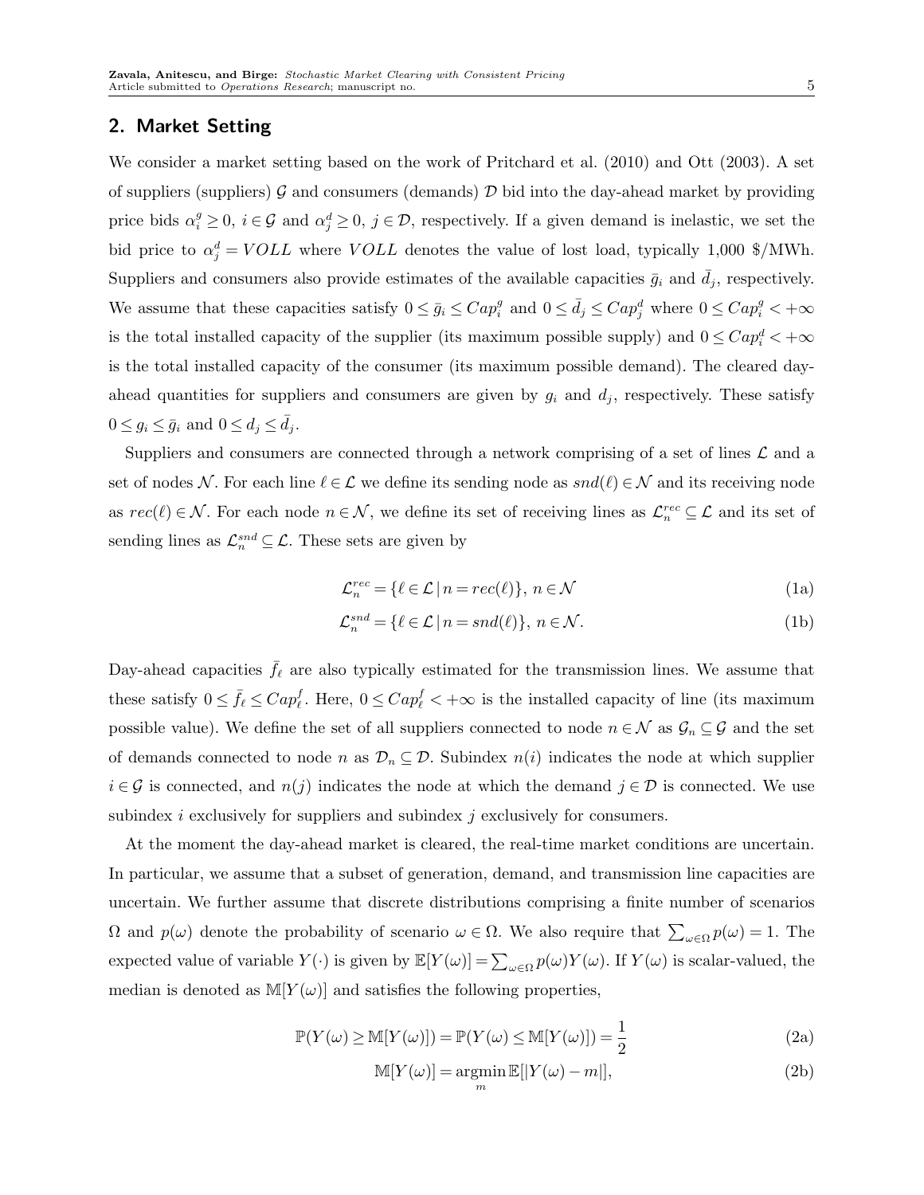## 2. Market Setting

We consider a market setting based on the work of Pritchard et al. (2010) and Ott (2003). A set of suppliers (suppliers) $\mathcal{G}$ and consumers (demands) $\mathcal{D}$ bid into the day-ahead market by providing price bids $\alpha_i^g \geq 0$, $i \in \mathcal{G}$ and $\alpha_j^d \geq 0$, $j \in \mathcal{D}$, respectively. If a given demand is inelastic, we set the bid price to $\alpha_j^d = VOLL$ where $VOLL$ denotes the value of lost load, typically 1,000 \$/MWh. Suppliers and consumers also provide estimates of the available capacities $\bar{g}_i$ and $\bar{d}_j$, respectively. We assume that these capacities satisfy $0 \leq \bar{g}_i \leq Cap_i^g$ and $0 \leq \bar{d}_j \leq Cap_j^d$ where $0 \leq Cap_i^g < +\infty$ is the total installed capacity of the supplier (its maximum possible supply) and $0 \leq Cap_i^d < +\infty$ is the total installed capacity of the consumer (its maximum possible demand). The cleared day-ahead quantities for suppliers and consumers are given by $g_i$ and $d_j$, respectively. These satisfy $0 \leq g_i \leq \bar{g}_i$ and $0 \leq d_j \leq \bar{d}_j$.

Suppliers and consumers are connected through a network comprising of a set of lines $\mathcal{L}$ and a set of nodes $\mathcal{N}$. For each line $\ell \in \mathcal{L}$ we define its sending node as $snd(\ell) \in \mathcal{N}$ and its receiving node as $rec(\ell) \in \mathcal{N}$. For each node $n \in \mathcal{N}$, we define its set of receiving lines as $\mathcal{L}_n^{rec} \subseteq \mathcal{L}$ and its set of sending lines as $\mathcal{L}_n^{snd} \subseteq \mathcal{L}$. These sets are given by

$$\mathcal{L}_n^{rec} = \{\ell \in \mathcal{L} \,|\, n = rec(\ell)\},\; n \in \mathcal{N} \tag{1a}$$

$$\mathcal{L}_n^{snd} = \{\ell \in \mathcal{L} \,|\, n = snd(\ell)\},\; n \in \mathcal{N}. \tag{1b}$$

Day-ahead capacities $\bar{f}_\ell$ are also typically estimated for the transmission lines. We assume that these satisfy $0 \leq \bar{f}_\ell \leq Cap_\ell^f$. Here, $0 \leq Cap_\ell^f < +\infty$ is the installed capacity of line (its maximum possible value). We define the set of all suppliers connected to node $n \in \mathcal{N}$ as $\mathcal{G}_n \subseteq \mathcal{G}$ and the set of demands connected to node $n$ as $\mathcal{D}_n \subseteq \mathcal{D}$. Subindex $n(i)$ indicates the node at which supplier $i \in \mathcal{G}$ is connected, and $n(j)$ indicates the node at which the demand $j \in \mathcal{D}$ is connected. We use subindex $i$ exclusively for suppliers and subindex $j$ exclusively for consumers.

At the moment the day-ahead market is cleared, the real-time market conditions are uncertain. In particular, we assume that a subset of generation, demand, and transmission line capacities are uncertain. We further assume that discrete distributions comprising a finite number of scenarios $\Omega$ and $p(\omega)$ denote the probability of scenario $\omega \in \Omega$. We also require that $\sum_{\omega \in \Omega} p(\omega) = 1$. The expected value of variable $Y(\cdot)$ is given by $\mathbb{E}[Y(\omega)] = \sum_{\omega \in \Omega} p(\omega) Y(\omega)$. If $Y(\omega)$ is scalar-valued, the median is denoted as $\mathbb{M}[Y(\omega)]$ and satisfies the following properties,

$$\mathbb{P}(Y(\omega) \geq \mathbb{M}[Y(\omega)]) = \mathbb{P}(Y(\omega) \leq \mathbb{M}[Y(\omega)]) = \frac{1}{2} \tag{2a}$$

$$\mathbb{M}[Y(\omega)] = \underset{m}{\operatorname{argmin}}\, \mathbb{E}[|Y(\omega) - m|], \tag{2b}$$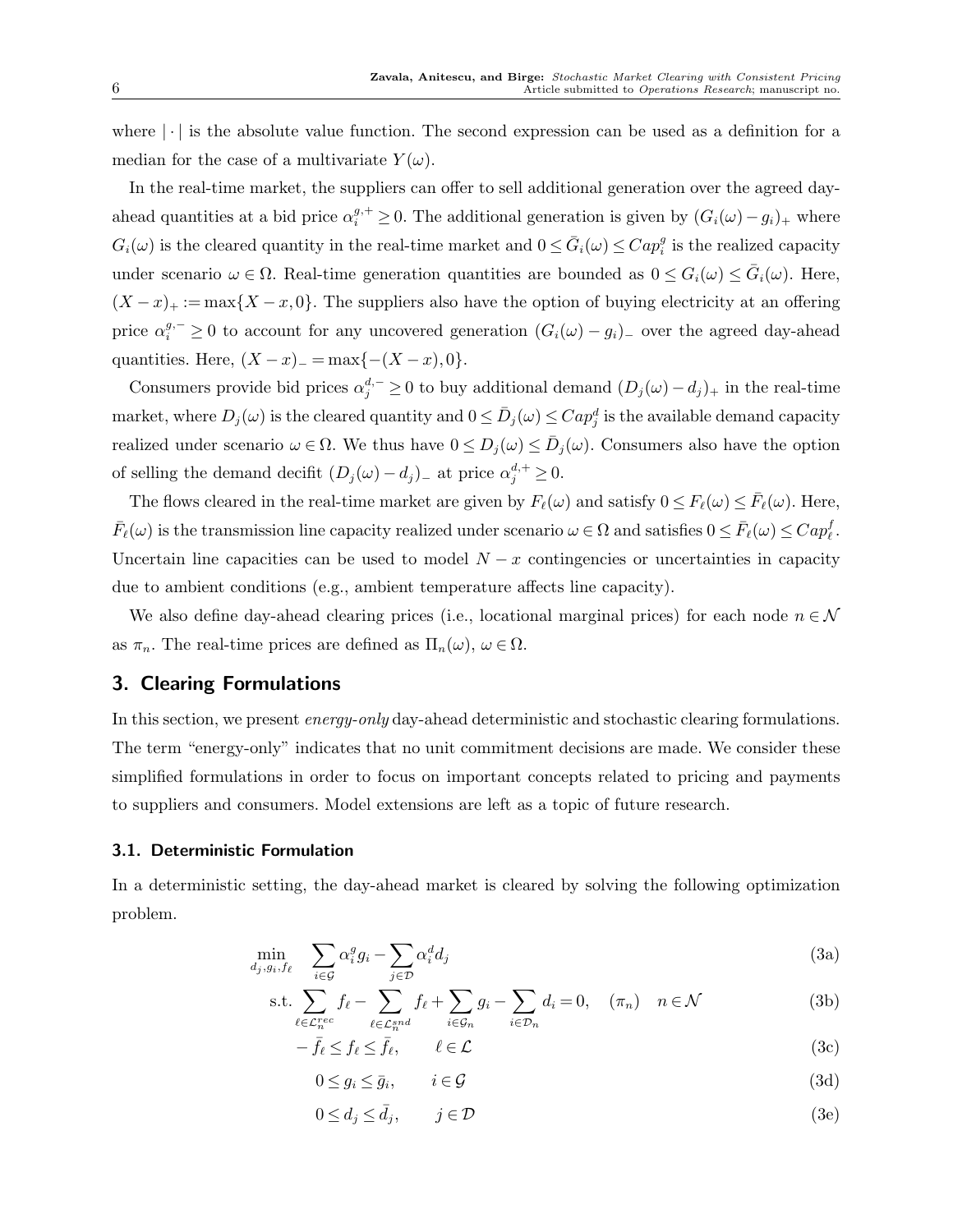where $|\cdot|$ is the absolute value function. The second expression can be used as a definition for a median for the case of a multivariate $Y(\omega)$.

In the real-time market, the suppliers can offer to sell additional generation over the agreed day-ahead quantities at a bid price $\alpha_i^{g,+} \geq 0$. The additional generation is given by $(G_i(\omega) - g_i)_+$ where $G_i(\omega)$ is the cleared quantity in the real-time market and $0 \leq \bar{G}_i(\omega) \leq Cap_i^g$ is the realized capacity under scenario $\omega \in \Omega$. Real-time generation quantities are bounded as $0 \leq G_i(\omega) \leq \bar{G}_i(\omega)$. Here, $(X - x)_+ := \max\{X - x, 0\}$. The suppliers also have the option of buying electricity at an offering price $\alpha_i^{g,-} \geq 0$ to account for any uncovered generation $(G_i(\omega) - g_i)_-$ over the agreed day-ahead quantities. Here, $(X - x)_- = \max\{-(X - x), 0\}$.

Consumers provide bid prices $\alpha_j^{d,-} \geq 0$ to buy additional demand $(D_j(\omega) - d_j)_+$ in the real-time market, where $D_j(\omega)$ is the cleared quantity and $0 \leq \bar{D}_j(\omega) \leq Cap_j^d$ is the available demand capacity realized under scenario $\omega \in \Omega$. We thus have $0 \leq D_j(\omega) \leq \bar{D}_j(\omega)$. Consumers also have the option of selling the demand decifit $(D_j(\omega) - d_j)_-$ at price $\alpha_j^{d,+} \geq 0$.

The flows cleared in the real-time market are given by $F_\ell(\omega)$ and satisfy $0 \leq F_\ell(\omega) \leq \bar{F}_\ell(\omega)$. Here, $\bar{F}_\ell(\omega)$ is the transmission line capacity realized under scenario $\omega \in \Omega$ and satisfies $0 \leq \bar{F}_\ell(\omega) \leq Cap_\ell^f$. Uncertain line capacities can be used to model $N - x$ contingencies or uncertainties in capacity due to ambient conditions (e.g., ambient temperature affects line capacity).

We also define day-ahead clearing prices (i.e., locational marginal prices) for each node $n \in \mathcal{N}$ as $\pi_n$. The real-time prices are defined as $\Pi_n(\omega)$, $\omega \in \Omega$.

## 3. Clearing Formulations

In this section, we present *energy-only* day-ahead deterministic and stochastic clearing formulations. The term "energy-only" indicates that no unit commitment decisions are made. We consider these simplified formulations in order to focus on important concepts related to pricing and payments to suppliers and consumers. Model extensions are left as a topic of future research.

### 3.1. Deterministic Formulation

In a deterministic setting, the day-ahead market is cleared by solving the following optimization problem.

$$\min_{d_j, g_i, f_\ell} \quad \sum_{i \in \mathcal{G}} \alpha_i^g g_i - \sum_{j \in \mathcal{D}} \alpha_i^d d_j \tag{3a}$$

$$\text{s.t.} \sum_{\ell \in \mathcal{L}_n^{rec}} f_\ell - \sum_{\ell \in \mathcal{L}_n^{snd}} f_\ell + \sum_{i \in \mathcal{G}_n} g_i - \sum_{i \in \mathcal{D}_n} d_i = 0, \quad (\pi_n) \quad n \in \mathcal{N} \tag{3b}$$

$$-\bar{f}_\ell \leq f_\ell \leq \bar{f}_\ell, \qquad \ell \in \mathcal{L} \tag{3c}$$

$$0 \leq g_i \leq \bar{g}_i, \qquad i \in \mathcal{G} \tag{3d}$$

$$0 \leq d_j \leq \bar{d}_j, \qquad j \in \mathcal{D} \tag{3e}$$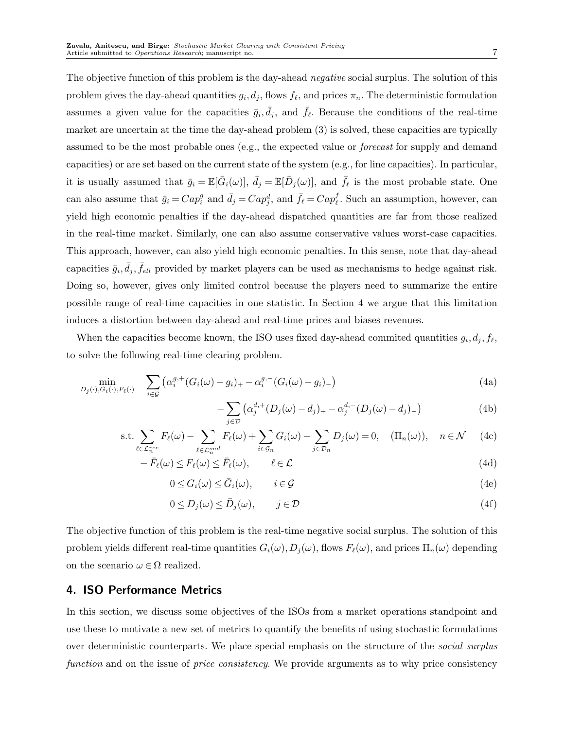The objective function of this problem is the day-ahead *negative* social surplus. The solution of this problem gives the day-ahead quantities $g_i, d_j$, flows $f_\ell$, and prices $\pi_n$. The deterministic formulation assumes a given value for the capacities $\bar{g}_i, \bar{d}_j$, and $\bar{f}_\ell$. Because the conditions of the real-time market are uncertain at the time the day-ahead problem (3) is solved, these capacities are typically assumed to be the most probable ones (e.g., the expected value or *forecast* for supply and demand capacities) or are set based on the current state of the system (e.g., for line capacities). In particular, it is usually assumed that $\bar{g}_i = \mathbb{E}[\bar{G}_i(\omega)]$, $\bar{d}_j = \mathbb{E}[\bar{D}_j(\omega)]$, and $\bar{f}_\ell$ is the most probable state. One can also assume that $\bar{g}_i = Cap_i^g$ and $\bar{d}_j = Cap_j^d$, and $\bar{f}_\ell = Cap_\ell^f$. Such an assumption, however, can yield high economic penalties if the day-ahead dispatched quantities are far from those realized in the real-time market. Similarly, one can also assume conservative values worst-case capacities. This approach, however, can also yield high economic penalties. In this sense, note that day-ahead capacities $\bar{g}_i, \bar{d}_j, \bar{f}_{ell}$ provided by market players can be used as mechanisms to hedge against risk. Doing so, however, gives only limited control because the players need to summarize the entire possible range of real-time capacities in one statistic. In Section 4 we argue that this limitation induces a distortion between day-ahead and real-time prices and biases revenues.

When the capacities become known, the ISO uses fixed day-ahead commited quantities $g_i, d_j, f_\ell$, to solve the following real-time clearing problem.

$$
\begin{aligned}
\min_{D_j(\cdot),G_i(\cdot),F_\ell(\cdot)} \quad & \sum_{i\in\mathcal{G}} \left(\alpha_i^{g,+}(G_i(\omega)-g_i)_+ - \alpha_i^{g,-}(G_i(\omega)-g_i)_-\right) && \text{(4a)}\\
& -\sum_{j\in\mathcal{D}} \left(\alpha_j^{d,+}(D_j(\omega)-d_j)_+ - \alpha_j^{d,-}(D_j(\omega)-d_j)_-\right) && \text{(4b)}\\
\text{s.t.} \quad & \sum_{\ell\in\mathcal{L}_n^{rec}} F_\ell(\omega) - \sum_{\ell\in\mathcal{L}_n^{snd}} F_\ell(\omega) + \sum_{i\in\mathcal{G}_n} G_i(\omega) - \sum_{j\in\mathcal{D}_n} D_j(\omega) = 0, \quad (\Pi_n(\omega)), \quad n\in\mathcal{N} && \text{(4c)}\\
& -\bar{F}_\ell(\omega) \le F_\ell(\omega) \le \bar{F}_\ell(\omega), \qquad \ell\in\mathcal{L} && \text{(4d)}\\
& 0 \le G_i(\omega) \le \bar{G}_i(\omega), \qquad i\in\mathcal{G} && \text{(4e)}\\
& 0 \le D_j(\omega) \le \bar{D}_j(\omega), \qquad j\in\mathcal{D} && \text{(4f)}
\end{aligned}
$$

The objective function of this problem is the real-time negative social surplus. The solution of this problem yields different real-time quantities $G_i(\omega), D_j(\omega)$, flows $F_\ell(\omega)$, and prices $\Pi_n(\omega)$ depending on the scenario $\omega \in \Omega$ realized.

## 4. ISO Performance Metrics

In this section, we discuss some objectives of the ISOs from a market operations standpoint and use these to motivate a new set of metrics to quantify the benefits of using stochastic formulations over deterministic counterparts. We place special emphasis on the structure of the *social surplus function* and on the issue of *price consistency*. We provide arguments as to why price consistency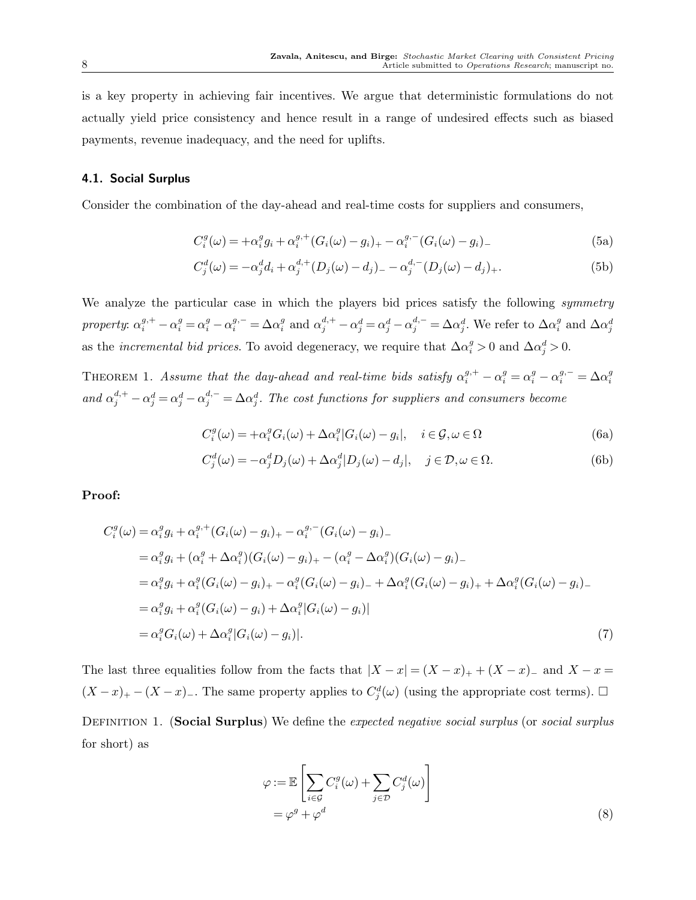is a key property in achieving fair incentives. We argue that deterministic formulations do not actually yield price consistency and hence result in a range of undesired effects such as biased payments, revenue inadequacy, and the need for uplifts.

### 4.1. Social Surplus

Consider the combination of the day-ahead and real-time costs for suppliers and consumers,

$$C_i^g(\omega) = +\alpha_i^g g_i + \alpha_i^{g,+}(G_i(\omega) - g_i)_+ - \alpha_i^{g,-}(G_i(\omega) - g_i)_- \tag{5a}$$

$$C_j^d(\omega) = -\alpha_j^d d_i + \alpha_j^{d,+}(D_j(\omega) - d_j)_- - \alpha_j^{d,-}(D_j(\omega) - d_j)_+. \tag{5b}$$

We analyze the particular case in which the players bid prices satisfy the following *symmetry property*: $\alpha_i^{g,+} - \alpha_i^g = \alpha_i^g - \alpha_i^{g,-} = \Delta\alpha_i^g$ and $\alpha_j^{d,+} - \alpha_j^d = \alpha_j^d - \alpha_j^{d,-} = \Delta\alpha_j^d$. We refer to $\Delta\alpha_i^g$ and $\Delta\alpha_j^d$ as the *incremental bid prices*. To avoid degeneracy, we require that $\Delta\alpha_i^g > 0$ and $\Delta\alpha_j^d > 0$.

Theorem 1. *Assume that the day-ahead and real-time bids satisfy $\alpha_i^{g,+} - \alpha_i^g = \alpha_i^g - \alpha_i^{g,-} = \Delta\alpha_i^g$ and $\alpha_j^{d,+} - \alpha_j^d = \alpha_j^d - \alpha_j^{d,-} = \Delta\alpha_j^d$. The cost functions for suppliers and consumers become*

$$C_i^g(\omega) = +\alpha_i^g G_i(\omega) + \Delta\alpha_i^g |G_i(\omega) - g_i|, \quad i \in \mathcal{G}, \omega \in \Omega \tag{6a}$$

$$C_j^d(\omega) = -\alpha_j^d D_j(\omega) + \Delta\alpha_j^d |D_j(\omega) - d_j|, \quad j \in \mathcal{D}, \omega \in \Omega. \tag{6b}$$

**Proof:**

$$\begin{aligned}
C_i^g(\omega) &= \alpha_i^g g_i + \alpha_i^{g,+}(G_i(\omega) - g_i)_+ - \alpha_i^{g,-}(G_i(\omega) - g_i)_- \\
&= \alpha_i^g g_i + (\alpha_i^g + \Delta\alpha_i^g)(G_i(\omega) - g_i)_+ - (\alpha_i^g - \Delta\alpha_i^g)(G_i(\omega) - g_i)_- \\
&= \alpha_i^g g_i + \alpha_i^g(G_i(\omega) - g_i)_+ - \alpha_i^g(G_i(\omega) - g_i)_- + \Delta\alpha_i^g(G_i(\omega) - g_i)_+ + \Delta\alpha_i^g(G_i(\omega) - g_i)_- \\
&= \alpha_i^g g_i + \alpha_i^g(G_i(\omega) - g_i) + \Delta\alpha_i^g |G_i(\omega) - g_i)| \\
&= \alpha_i^g G_i(\omega) + \Delta\alpha_i^g |G_i(\omega) - g_i)|.
\end{aligned} \tag{7}$$

The last three equalities follow from the facts that $|X - x| = (X - x)_+ + (X - x)_-$ and $X - x = (X - x)_+ - (X - x)_-$. The same property applies to $C_j^d(\omega)$ (using the appropriate cost terms). $\square$

Definition 1. (**Social Surplus**) We define the *expected negative social surplus* (or *social surplus* for short) as

$$\begin{aligned}
\varphi &:= \mathbb{E}\left[\sum_{i\in\mathcal{G}} C_i^g(\omega) + \sum_{j\in\mathcal{D}} C_j^d(\omega)\right] \\
&= \varphi^g + \varphi^d
\end{aligned} \tag{8}$$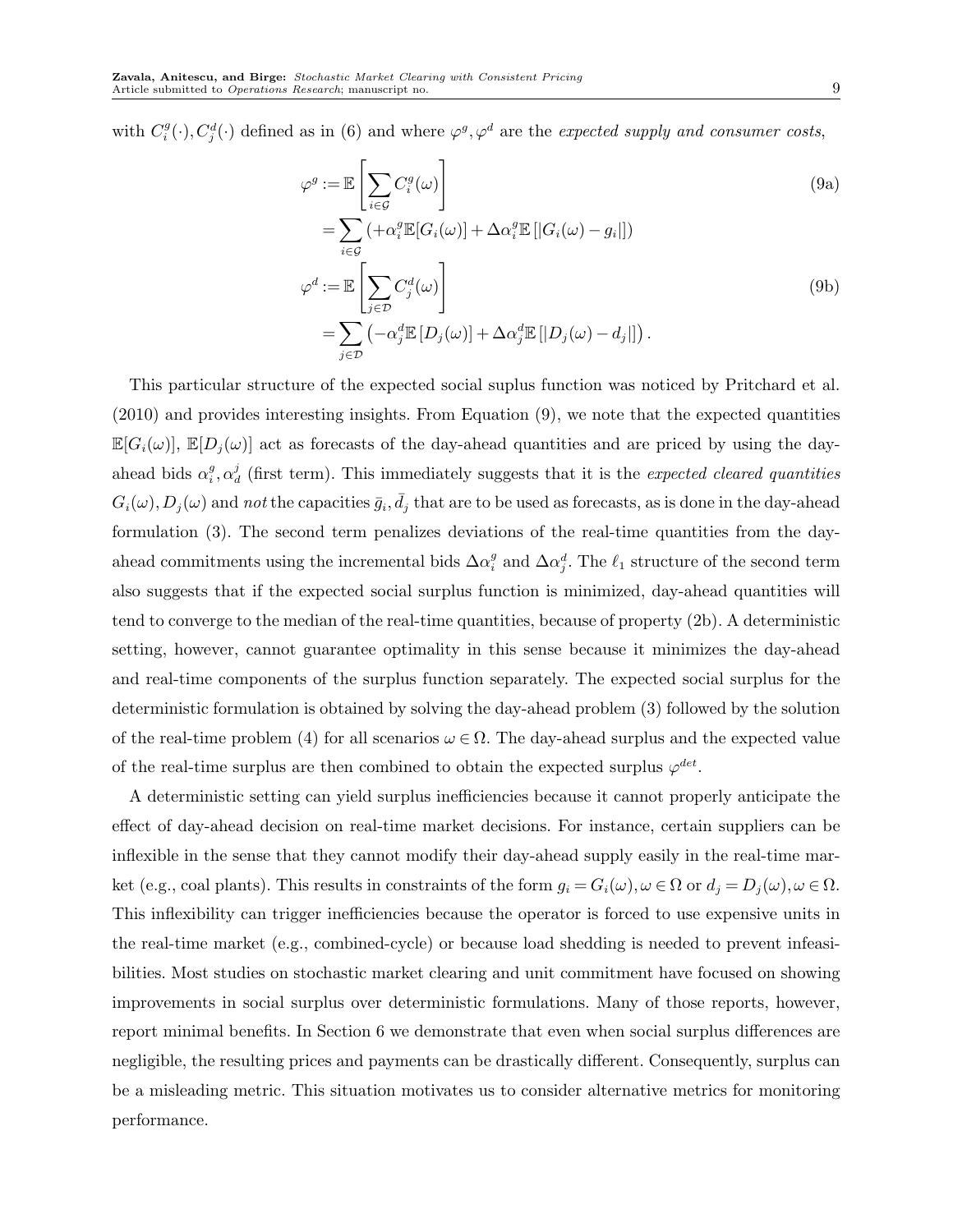with $C_i^g(\cdot), C_j^d(\cdot)$ defined as in (6) and where $\varphi^g, \varphi^d$ are the *expected supply and consumer costs*,

$$
\begin{aligned}
\varphi^g &:= \mathbb{E}\left[\sum_{i\in\mathcal{G}} C_i^g(\omega)\right] && \text{(9a)}\\
&= \sum_{i\in\mathcal{G}} \left(+\alpha_i^g \mathbb{E}[G_i(\omega)] + \Delta\alpha_i^g \mathbb{E}\left[|G_i(\omega) - g_i|\right]\right)\\
\varphi^d &:= \mathbb{E}\left[\sum_{j\in\mathcal{D}} C_j^d(\omega)\right] && \text{(9b)}\\
&= \sum_{j\in\mathcal{D}} \left(-\alpha_j^d \mathbb{E}\left[D_j(\omega)\right] + \Delta\alpha_j^d \mathbb{E}\left[|D_j(\omega) - d_j|\right]\right).
\end{aligned}
$$

This particular structure of the expected social suplus function was noticed by Pritchard et al. (2010) and provides interesting insights. From Equation (9), we note that the expected quantities $\mathbb{E}[G_i(\omega)]$, $\mathbb{E}[D_j(\omega)]$ act as forecasts of the day-ahead quantities and are priced by using the day-ahead bids $\alpha_i^g, \alpha_d^j$ (first term). This immediately suggests that it is the *expected cleared quantities* $G_i(\omega), D_j(\omega)$ and *not* the capacities $\bar{g}_i, \bar{d}_j$ that are to be used as forecasts, as is done in the day-ahead formulation (3). The second term penalizes deviations of the real-time quantities from the day-ahead commitments using the incremental bids $\Delta\alpha_i^g$ and $\Delta\alpha_j^d$. The $\ell_1$ structure of the second term also suggests that if the expected social surplus function is minimized, day-ahead quantities will tend to converge to the median of the real-time quantities, because of property (2b). A deterministic setting, however, cannot guarantee optimality in this sense because it minimizes the day-ahead and real-time components of the surplus function separately. The expected social surplus for the deterministic formulation is obtained by solving the day-ahead problem (3) followed by the solution of the real-time problem (4) for all scenarios $\omega \in \Omega$. The day-ahead surplus and the expected value of the real-time surplus are then combined to obtain the expected surplus $\varphi^{det}$.

A deterministic setting can yield surplus inefficiencies because it cannot properly anticipate the effect of day-ahead decision on real-time market decisions. For instance, certain suppliers can be inflexible in the sense that they cannot modify their day-ahead supply easily in the real-time market (e.g., coal plants). This results in constraints of the form $g_i = G_i(\omega), \omega \in \Omega$ or $d_j = D_j(\omega), \omega \in \Omega$. This inflexibility can trigger inefficiencies because the operator is forced to use expensive units in the real-time market (e.g., combined-cycle) or because load shedding is needed to prevent infeasibilities. Most studies on stochastic market clearing and unit commitment have focused on showing improvements in social surplus over deterministic formulations. Many of those reports, however, report minimal benefits. In Section 6 we demonstrate that even when social surplus differences are negligible, the resulting prices and payments can be drastically different. Consequently, surplus can be a misleading metric. This situation motivates us to consider alternative metrics for monitoring performance.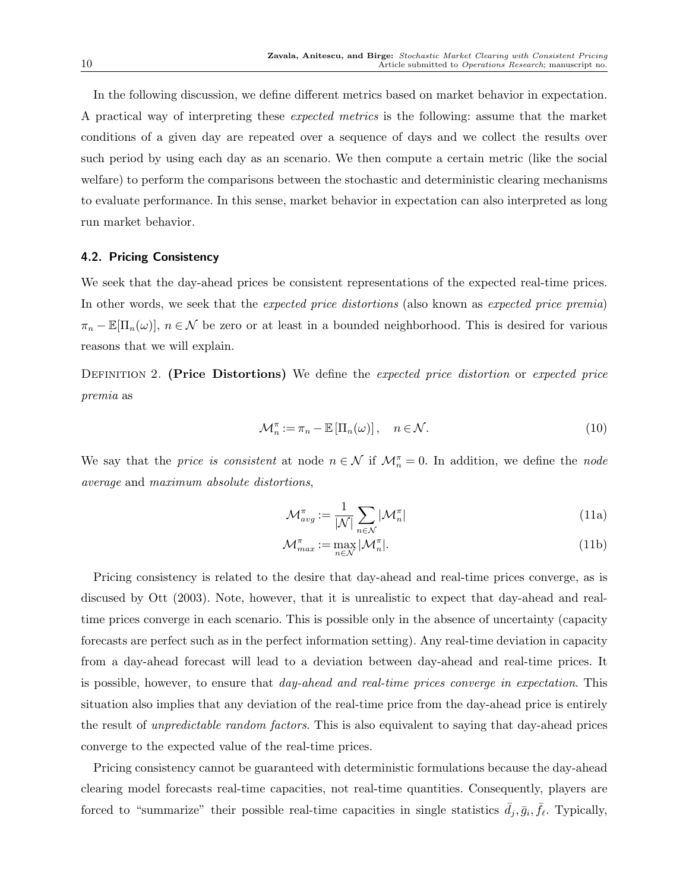In the following discussion, we define different metrics based on market behavior in expectation. A practical way of interpreting these *expected metrics* is the following: assume that the market conditions of a given day are repeated over a sequence of days and we collect the results over such period by using each day as an scenario. We then compute a certain metric (like the social welfare) to perform the comparisons between the stochastic and deterministic clearing mechanisms to evaluate performance. In this sense, market behavior in expectation can also interpreted as long run market behavior.

### 4.2. Pricing Consistency

We seek that the day-ahead prices be consistent representations of the expected real-time prices. In other words, we seek that the *expected price distortions* (also known as *expected price premia*) $\pi_n - \mathbb{E}[\Pi_n(\omega)]$, $n \in \mathcal{N}$ be zero or at least in a bounded neighborhood. This is desired for various reasons that we will explain.

Definition 2. **(Price Distortions)** We define the *expected price distortion* or *expected price premia* as

$$\mathcal{M}_n^{\pi} := \pi_n - \mathbb{E}\left[\Pi_n(\omega)\right], \quad n \in \mathcal{N}. \tag{10}$$

We say that the *price is consistent* at node $n \in \mathcal{N}$ if $\mathcal{M}_n^{\pi} = 0$. In addition, we define the *node average* and *maximum absolute distortions*,

$$\mathcal{M}_{avg}^{\pi} := \frac{1}{|\mathcal{N}|} \sum_{n \in \mathcal{N}} |\mathcal{M}_n^{\pi}| \tag{11a}$$

$$\mathcal{M}_{max}^{\pi} := \max_{n \in \mathcal{N}} |\mathcal{M}_n^{\pi}|. \tag{11b}$$

Pricing consistency is related to the desire that day-ahead and real-time prices converge, as is discused by Ott (2003). Note, however, that it is unrealistic to expect that day-ahead and real-time prices converge in each scenario. This is possible only in the absence of uncertainty (capacity forecasts are perfect such as in the perfect information setting). Any real-time deviation in capacity from a day-ahead forecast will lead to a deviation between day-ahead and real-time prices. It is possible, however, to ensure that *day-ahead and real-time prices converge in expectation*. This situation also implies that any deviation of the real-time price from the day-ahead price is entirely the result of *unpredictable random factors*. This is also equivalent to saying that day-ahead prices converge to the expected value of the real-time prices.

Pricing consistency cannot be guaranteed with deterministic formulations because the day-ahead clearing model forecasts real-time capacities, not real-time quantities. Consequently, players are forced to "summarize" their possible real-time capacities in single statistics $\bar{d}_j, \bar{g}_i, \bar{f}_\ell$. Typically,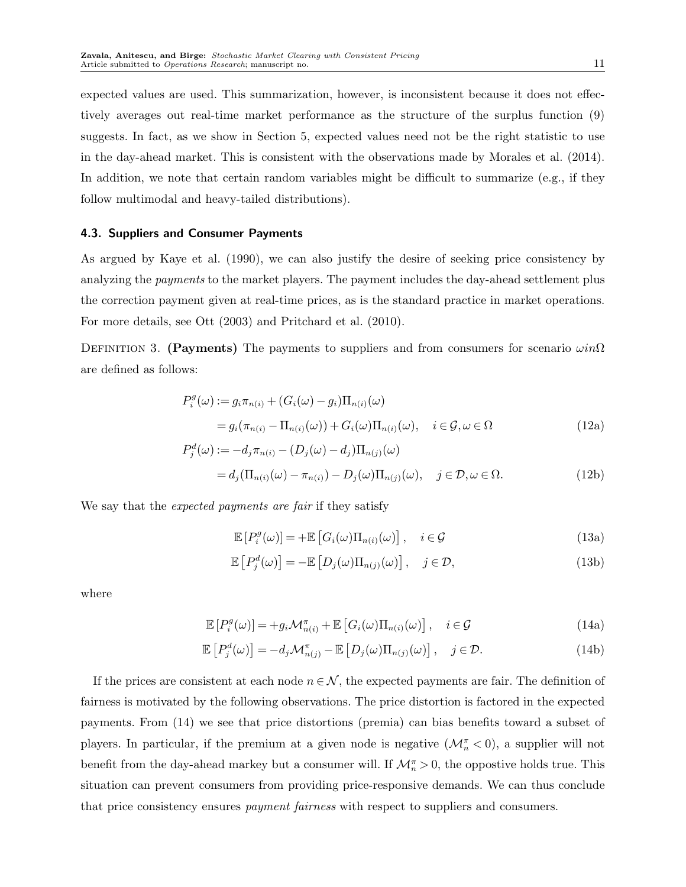expected values are used. This summarization, however, is inconsistent because it does not effectively averages out real-time market performance as the structure of the surplus function (9) suggests. In fact, as we show in Section 5, expected values need not be the right statistic to use in the day-ahead market. This is consistent with the observations made by Morales et al. (2014). In addition, we note that certain random variables might be difficult to summarize (e.g., if they follow multimodal and heavy-tailed distributions).

### 4.3. Suppliers and Consumer Payments

As argued by Kaye et al. (1990), we can also justify the desire of seeking price consistency by analyzing the *payments* to the market players. The payment includes the day-ahead settlement plus the correction payment given at real-time prices, as is the standard practice in market operations. For more details, see Ott (2003) and Pritchard et al. (2010).

Definition 3. **(Payments)** The payments to suppliers and from consumers for scenario $\omega in\Omega$ are defined as follows:

$$
\begin{aligned}
P_i^g(\omega) &:= g_i\pi_{n(i)} + (G_i(\omega) - g_i)\Pi_{n(i)}(\omega) \\
&= g_i(\pi_{n(i)} - \Pi_{n(i)}(\omega)) + G_i(\omega)\Pi_{n(i)}(\omega), \quad i \in \mathcal{G}, \omega \in \Omega \qquad (12a) \\
P_j^d(\omega) &:= -d_j\pi_{n(i)} - (D_j(\omega) - d_j)\Pi_{n(j)}(\omega) \\
&= d_j(\Pi_{n(i)}(\omega) - \pi_{n(i)}) - D_j(\omega)\Pi_{n(j)}(\omega), \quad j \in \mathcal{D}, \omega \in \Omega. \qquad (12b)
\end{aligned}
$$

We say that the *expected payments are fair* if they satisfy

$$
\mathbb{E}\left[P_i^g(\omega)\right] = +\mathbb{E}\left[G_i(\omega)\Pi_{n(i)}(\omega)\right], \quad i \in \mathcal{G} \qquad (13a)
$$

$$
\mathbb{E}\left[P_j^d(\omega)\right] = -\mathbb{E}\left[D_j(\omega)\Pi_{n(j)}(\omega)\right], \quad j \in \mathcal{D}, \qquad (13b)
$$

where

$$
\mathbb{E}\left[P_i^g(\omega)\right] = +g_i\mathcal{M}_{n(i)}^{\pi} + \mathbb{E}\left[G_i(\omega)\Pi_{n(i)}(\omega)\right], \quad i \in \mathcal{G} \qquad (14a)
$$

$$
\mathbb{E}\left[P_j^d(\omega)\right] = -d_j\mathcal{M}_{n(j)}^{\pi} - \mathbb{E}\left[D_j(\omega)\Pi_{n(j)}(\omega)\right], \quad j \in \mathcal{D}. \qquad (14b)
$$

If the prices are consistent at each node $n \in \mathcal{N}$, the expected payments are fair. The definition of fairness is motivated by the following observations. The price distortion is factored in the expected payments. From (14) we see that price distortions (premia) can bias benefits toward a subset of players. In particular, if the premium at a given node is negative ($\mathcal{M}_n^{\pi} < 0$), a supplier will not benefit from the day-ahead markey but a consumer will. If $\mathcal{M}_n^{\pi} > 0$, the oppostive holds true. This situation can prevent consumers from providing price-responsive demands. We can thus conclude that price consistency ensures *payment fairness* with respect to suppliers and consumers.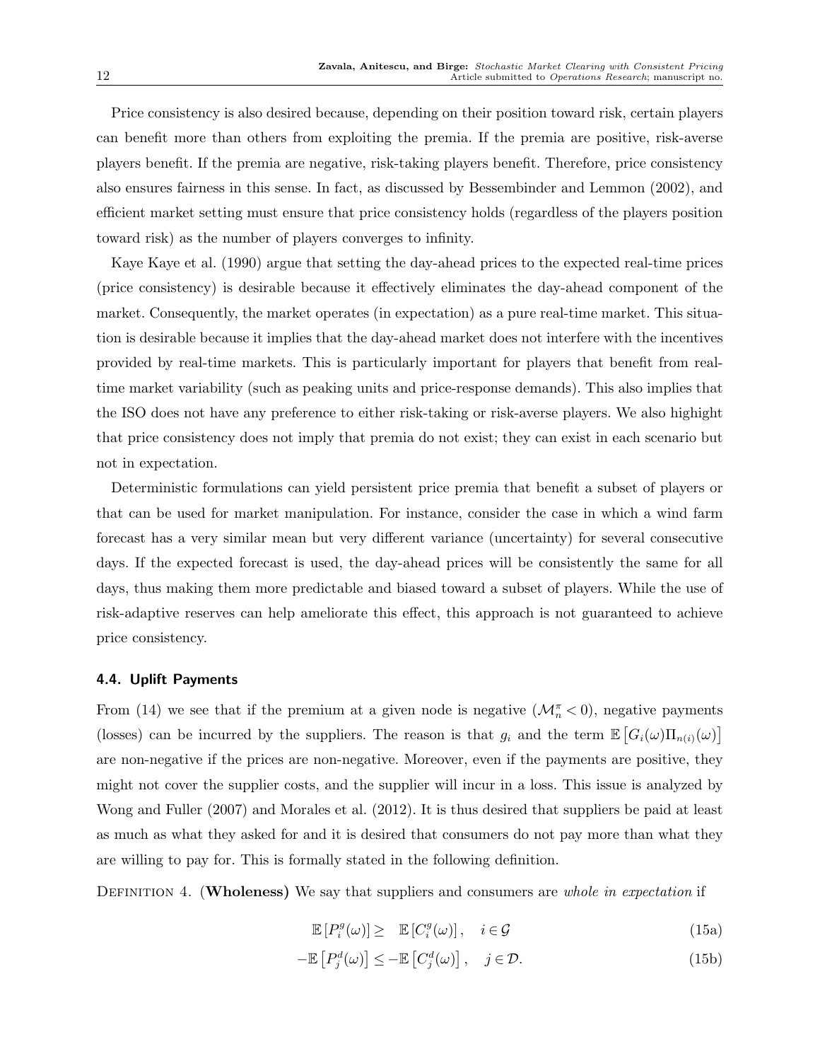Price consistency is also desired because, depending on their position toward risk, certain players can benefit more than others from exploiting the premia. If the premia are positive, risk-averse players benefit. If the premia are negative, risk-taking players benefit. Therefore, price consistency also ensures fairness in this sense. In fact, as discussed by Bessembinder and Lemmon (2002), and efficient market setting must ensure that price consistency holds (regardless of the players position toward risk) as the number of players converges to infinity.

Kaye Kaye et al. (1990) argue that setting the day-ahead prices to the expected real-time prices (price consistency) is desirable because it effectively eliminates the day-ahead component of the market. Consequently, the market operates (in expectation) as a pure real-time market. This situation is desirable because it implies that the day-ahead market does not interfere with the incentives provided by real-time markets. This is particularly important for players that benefit from real-time market variability (such as peaking units and price-response demands). This also implies that the ISO does not have any preference to either risk-taking or risk-averse players. We also highight that price consistency does not imply that premia do not exist; they can exist in each scenario but not in expectation.

Deterministic formulations can yield persistent price premia that benefit a subset of players or that can be used for market manipulation. For instance, consider the case in which a wind farm forecast has a very similar mean but very different variance (uncertainty) for several consecutive days. If the expected forecast is used, the day-ahead prices will be consistently the same for all days, thus making them more predictable and biased toward a subset of players. While the use of risk-adaptive reserves can help ameliorate this effect, this approach is not guaranteed to achieve price consistency.

### 4.4. Uplift Payments

From (14) we see that if the premium at a given node is negative ($\mathcal{M}_n^\pi < 0$), negative payments (losses) can be incurred by the suppliers. The reason is that $g_i$ and the term $\mathbb{E}\left[G_i(\omega)\Pi_{n(i)}(\omega)\right]$ are non-negative if the prices are non-negative. Moreover, even if the payments are positive, they might not cover the supplier costs, and the supplier will incur in a loss. This issue is analyzed by Wong and Fuller (2007) and Morales et al. (2012). It is thus desired that suppliers be paid at least as much as what they asked for and it is desired that consumers do not pay more than what they are willing to pay for. This is formally stated in the following definition.

Definition 4. (**Wholeness**) We say that suppliers and consumers are *whole in expectation* if

$$\mathbb{E}\left[P_i^g(\omega)\right] \geq \mathbb{E}\left[C_i^g(\omega)\right], \quad i \in \mathcal{G} \tag{15a}$$

$$-\mathbb{E}\left[P_j^d(\omega)\right] \leq -\mathbb{E}\left[C_j^d(\omega)\right], \quad j \in \mathcal{D}. \tag{15b}$$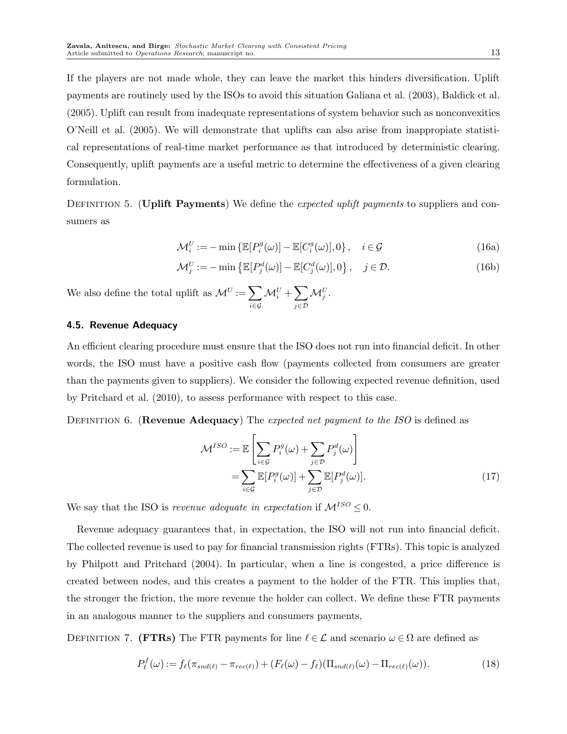If the players are not made whole, they can leave the market this hinders diversification. Uplift payments are routinely used by the ISOs to avoid this situation Galiana et al. (2003), Baldick et al. (2005). Uplift can result from inadequate representations of system behavior such as nonconvexities O'Neill et al. (2005). We will demonstrate that uplifts can also arise from inappropiate statistical representations of real-time market performance as that introduced by deterministic clearing. Consequently, uplift payments are a useful metric to determine the effectiveness of a given clearing formulation.

Definition 5. (**Uplift Payments**) We define the *expected uplift payments* to suppliers and consumers as

$$\mathcal{M}_i^U := -\min\left\{\mathbb{E}[P_i^g(\omega)] - \mathbb{E}[C_i^g(\omega)], 0\right\}, \quad i \in \mathcal{G} \tag{16a}$$

$$\mathcal{M}_j^U := -\min\left\{\mathbb{E}[P_j^d(\omega)] - \mathbb{E}[C_j^d(\omega)], 0\right\}, \quad j \in \mathcal{D}. \tag{16b}$$

We also define the total uplift as $\mathcal{M}^U := \sum_{i\in\mathcal{G}} \mathcal{M}_i^U + \sum_{j\in\mathcal{D}} \mathcal{M}_j^U$.

### 4.5. Revenue Adequacy

An efficient clearing procedure must ensure that the ISO does not run into financial deficit. In other words, the ISO must have a positive cash flow (payments collected from consumers are greater than the payments given to suppliers). We consider the following expected revenue definition, used by Pritchard et al. (2010), to assess performance with respect to this case.

Definition 6. (**Revenue Adequacy**) The *expected net payment to the ISO* is defined as

$$\begin{aligned}\mathcal{M}^{ISO} &:= \mathbb{E}\left[\sum_{i\in\mathcal{G}} P_i^g(\omega) + \sum_{j\in\mathcal{D}} P_j^d(\omega)\right] \\ &= \sum_{i\in\mathcal{G}} \mathbb{E}[P_i^g(\omega)] + \sum_{j\in\mathcal{D}} \mathbb{E}[P_j^d(\omega)].\end{aligned} \tag{17}$$

We say that the ISO is *revenue adequate in expectation* if $\mathcal{M}^{ISO} \leq 0$.

Revenue adequacy guarantees that, in expectation, the ISO will not run into financial deficit. The collected revenue is used to pay for financial transmission rights (FTRs). This topic is analyzed by Philpott and Pritchard (2004). In particular, when a line is congested, a price difference is created between nodes, and this creates a payment to the holder of the FTR. This implies that, the stronger the friction, the more revenue the holder can collect. We define these FTR payments in an analogous manner to the suppliers and consumers payments,

Definition 7. **(FTRs)** The FTR payments for line $\ell \in \mathcal{L}$ and scenario $\omega \in \Omega$ are defined as

$$P_\ell^f(\omega) := f_\ell(\pi_{snd(\ell)} - \pi_{rec(\ell)}) + (F_\ell(\omega) - f_\ell)(\Pi_{snd(\ell)}(\omega) - \Pi_{rec(\ell)}(\omega)). \tag{18}$$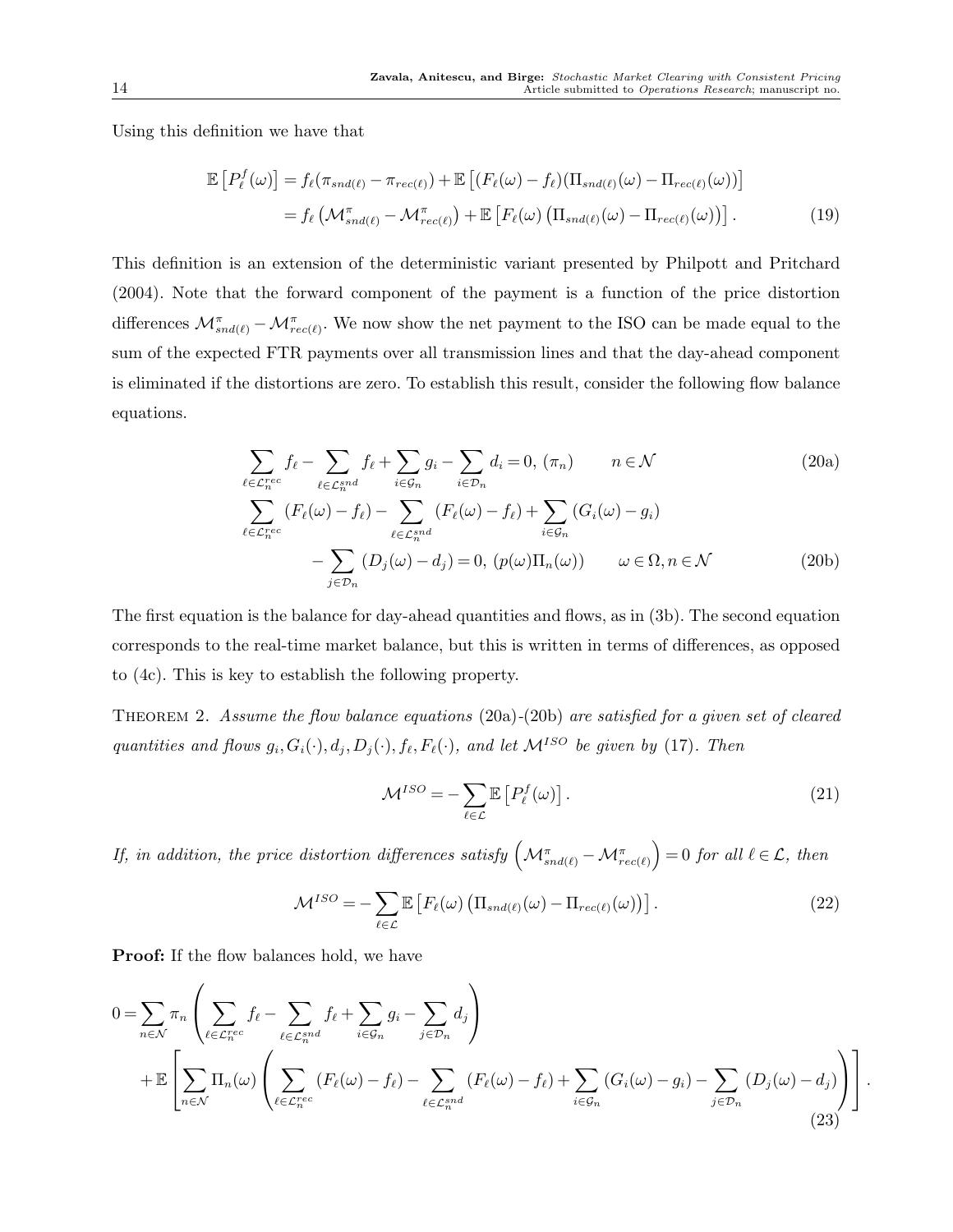Using this definition we have that

$$
\begin{aligned}
\mathbb{E}\left[P^f_\ell(\omega)\right] &= f_\ell(\pi_{snd(\ell)} - \pi_{rec(\ell)}) + \mathbb{E}\left[(F_\ell(\omega) - f_\ell)(\Pi_{snd(\ell)}(\omega) - \Pi_{rec(\ell)}(\omega))\right] \\
&= f_\ell\left(\mathcal{M}^\pi_{snd(\ell)} - \mathcal{M}^\pi_{rec(\ell)}\right) + \mathbb{E}\left[F_\ell(\omega)\left(\Pi_{snd(\ell)}(\omega) - \Pi_{rec(\ell)}(\omega)\right)\right]. \qquad (19)
\end{aligned}
$$

This definition is an extension of the deterministic variant presented by Philpott and Pritchard (2004). Note that the forward component of the payment is a function of the price distortion differences $\mathcal{M}^\pi_{snd(\ell)} - \mathcal{M}^\pi_{rec(\ell)}$. We now show the net payment to the ISO can be made equal to the sum of the expected FTR payments over all transmission lines and that the day-ahead component is eliminated if the distortions are zero. To establish this result, consider the following flow balance equations.

$$
\sum_{\ell \in \mathcal{L}^{rec}_n} f_\ell - \sum_{\ell \in \mathcal{L}^{snd}_n} f_\ell + \sum_{i \in \mathcal{G}_n} g_i - \sum_{i \in \mathcal{D}_n} d_i = 0, \; (\pi_n) \qquad n \in \mathcal{N} \qquad (20a)
$$

$$
\begin{aligned}
&\sum_{\ell \in \mathcal{L}^{rec}_n} (F_\ell(\omega) - f_\ell) - \sum_{\ell \in \mathcal{L}^{snd}_n} (F_\ell(\omega) - f_\ell) + \sum_{i \in \mathcal{G}_n} (G_i(\omega) - g_i) \\
&\qquad - \sum_{j \in \mathcal{D}_n} (D_j(\omega) - d_j) = 0, \; (p(\omega)\Pi_n(\omega)) \qquad \omega \in \Omega, n \in \mathcal{N} \qquad (20b)
\end{aligned}
$$

The first equation is the balance for day-ahead quantities and flows, as in (3b). The second equation corresponds to the real-time market balance, but this is written in terms of differences, as opposed to (4c). This is key to establish the following property.

THEOREM 2. *Assume the flow balance equations* (20a)-(20b) *are satisfied for a given set of cleared quantities and flows* $g_i, G_i(\cdot), d_j, D_j(\cdot), f_\ell, F_\ell(\cdot)$, *and let* $\mathcal{M}^{ISO}$ *be given by* (17). *Then*

$$
\mathcal{M}^{ISO} = -\sum_{\ell \in \mathcal{L}} \mathbb{E}\left[P^f_\ell(\omega)\right]. \qquad (21)
$$

*If, in addition, the price distortion differences satisfy* $\left(\mathcal{M}^\pi_{snd(\ell)} - \mathcal{M}^\pi_{rec(\ell)}\right) = 0$ *for all* $\ell \in \mathcal{L}$, *then*

$$
\mathcal{M}^{ISO} = -\sum_{\ell \in \mathcal{L}} \mathbb{E}\left[F_\ell(\omega)\left(\Pi_{snd(\ell)}(\omega) - \Pi_{rec(\ell)}(\omega)\right)\right]. \qquad (22)
$$

**Proof:** If the flow balances hold, we have

$$
\begin{aligned}
0 = &\sum_{n \in \mathcal{N}} \pi_n \left( \sum_{\ell \in \mathcal{L}^{rec}_n} f_\ell - \sum_{\ell \in \mathcal{L}^{snd}_n} f_\ell + \sum_{i \in \mathcal{G}_n} g_i - \sum_{j \in \mathcal{D}_n} d_j \right) \\
&+ \mathbb{E}\left[ \sum_{n \in \mathcal{N}} \Pi_n(\omega) \left( \sum_{\ell \in \mathcal{L}^{rec}_n} (F_\ell(\omega) - f_\ell) - \sum_{\ell \in \mathcal{L}^{snd}_n} (F_\ell(\omega) - f_\ell) + \sum_{i \in \mathcal{G}_n} (G_i(\omega) - g_i) - \sum_{j \in \mathcal{D}_n} (D_j(\omega) - d_j) \right) \right]. \qquad (23)
\end{aligned}
$$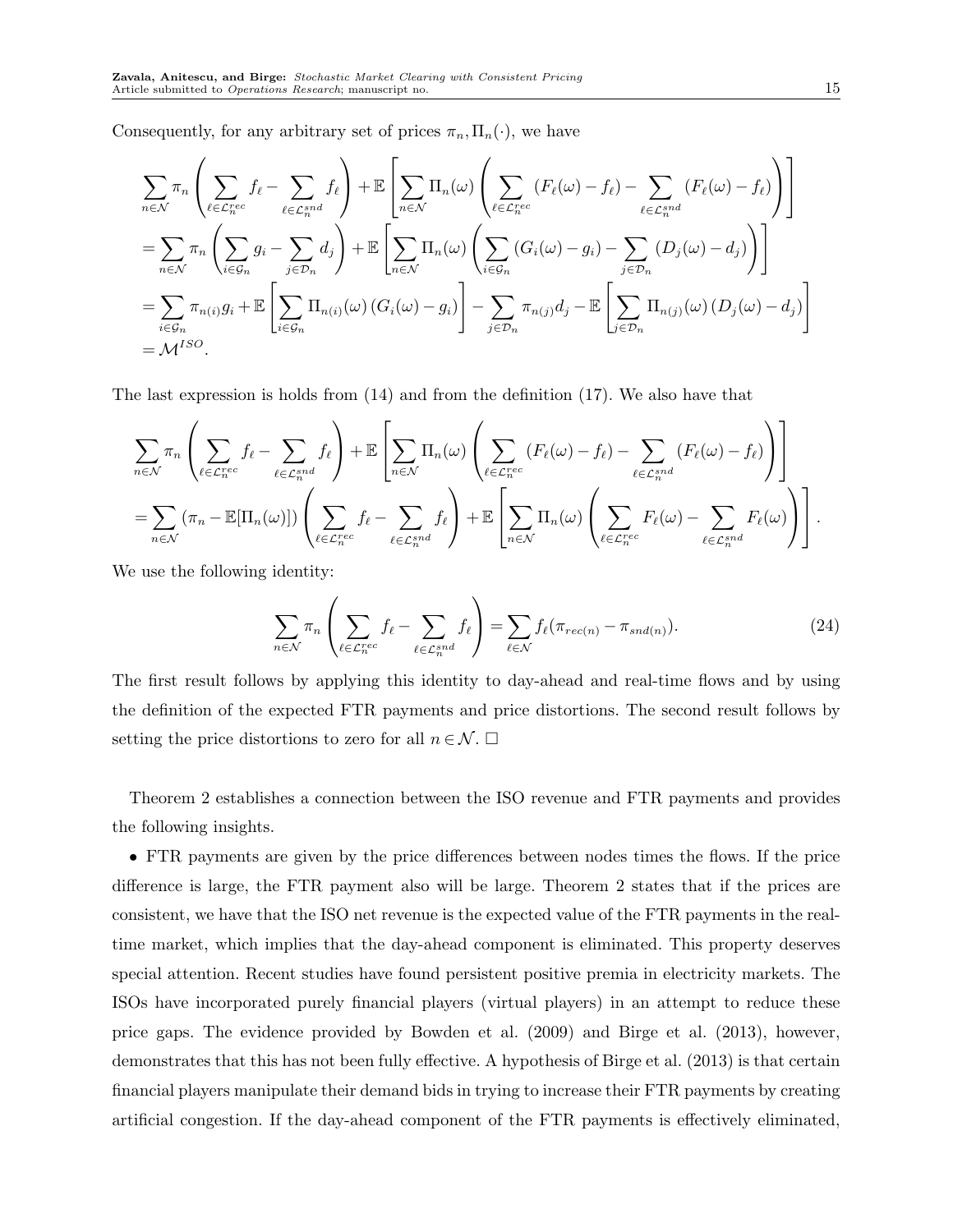Consequently, for any arbitrary set of prices $\pi_n, \Pi_n(\cdot)$, we have

$$
\begin{aligned}
&\sum_{n\in\mathcal{N}} \pi_n \left( \sum_{\ell\in\mathcal{L}_n^{rec}} f_\ell - \sum_{\ell\in\mathcal{L}_n^{snd}} f_\ell \right) + \mathbb{E}\left[ \sum_{n\in\mathcal{N}} \Pi_n(\omega) \left( \sum_{\ell\in\mathcal{L}_n^{rec}} (F_\ell(\omega) - f_\ell) - \sum_{\ell\in\mathcal{L}_n^{snd}} (F_\ell(\omega) - f_\ell) \right) \right] \\
&= \sum_{n\in\mathcal{N}} \pi_n \left( \sum_{i\in\mathcal{G}_n} g_i - \sum_{j\in\mathcal{D}_n} d_j \right) + \mathbb{E}\left[ \sum_{n\in\mathcal{N}} \Pi_n(\omega) \left( \sum_{i\in\mathcal{G}_n} (G_i(\omega) - g_i) - \sum_{j\in\mathcal{D}_n} (D_j(\omega) - d_j) \right) \right] \\
&= \sum_{i\in\mathcal{G}_n} \pi_{n(i)} g_i + \mathbb{E}\left[ \sum_{i\in\mathcal{G}_n} \Pi_{n(i)}(\omega) \left( G_i(\omega) - g_i \right) \right] - \sum_{j\in\mathcal{D}_n} \pi_{n(j)} d_j - \mathbb{E}\left[ \sum_{j\in\mathcal{D}_n} \Pi_{n(j)}(\omega) \left( D_j(\omega) - d_j \right) \right] \\
&= \mathcal{M}^{ISO}.
\end{aligned}
$$

The last expression is holds from (14) and from the definition (17). We also have that

$$
\begin{aligned}
&\sum_{n\in\mathcal{N}} \pi_n \left( \sum_{\ell\in\mathcal{L}_n^{rec}} f_\ell - \sum_{\ell\in\mathcal{L}_n^{snd}} f_\ell \right) + \mathbb{E}\left[ \sum_{n\in\mathcal{N}} \Pi_n(\omega) \left( \sum_{\ell\in\mathcal{L}_n^{rec}} (F_\ell(\omega) - f_\ell) - \sum_{\ell\in\mathcal{L}_n^{snd}} (F_\ell(\omega) - f_\ell) \right) \right] \\
&= \sum_{n\in\mathcal{N}} (\pi_n - \mathbb{E}[\Pi_n(\omega)]) \left( \sum_{\ell\in\mathcal{L}_n^{rec}} f_\ell - \sum_{\ell\in\mathcal{L}_n^{snd}} f_\ell \right) + \mathbb{E}\left[ \sum_{n\in\mathcal{N}} \Pi_n(\omega) \left( \sum_{\ell\in\mathcal{L}_n^{rec}} F_\ell(\omega) - \sum_{\ell\in\mathcal{L}_n^{snd}} F_\ell(\omega) \right) \right].
\end{aligned}
$$

We use the following identity:

$$
\sum_{n\in\mathcal{N}} \pi_n \left( \sum_{\ell\in\mathcal{L}_n^{rec}} f_\ell - \sum_{\ell\in\mathcal{L}_n^{snd}} f_\ell \right) = \sum_{\ell\in\mathcal{N}} f_\ell (\pi_{rec(n)} - \pi_{snd(n)}). \tag{24}
$$

The first result follows by applying this identity to day-ahead and real-time flows and by using the definition of the expected FTR payments and price distortions. The second result follows by setting the price distortions to zero for all $n \in \mathcal{N}$. □

Theorem 2 establishes a connection between the ISO revenue and FTR payments and provides the following insights.

- FTR payments are given by the price differences between nodes times the flows. If the price difference is large, the FTR payment also will be large. Theorem 2 states that if the prices are consistent, we have that the ISO net revenue is the expected value of the FTR payments in the real-time market, which implies that the day-ahead component is eliminated. This property deserves special attention. Recent studies have found persistent positive premia in electricity markets. The ISOs have incorporated purely financial players (virtual players) in an attempt to reduce these price gaps. The evidence provided by Bowden et al. (2009) and Birge et al. (2013), however, demonstrates that this has not been fully effective. A hypothesis of Birge et al. (2013) is that certain financial players manipulate their demand bids in trying to increase their FTR payments by creating artificial congestion. If the day-ahead component of the FTR payments is effectively eliminated,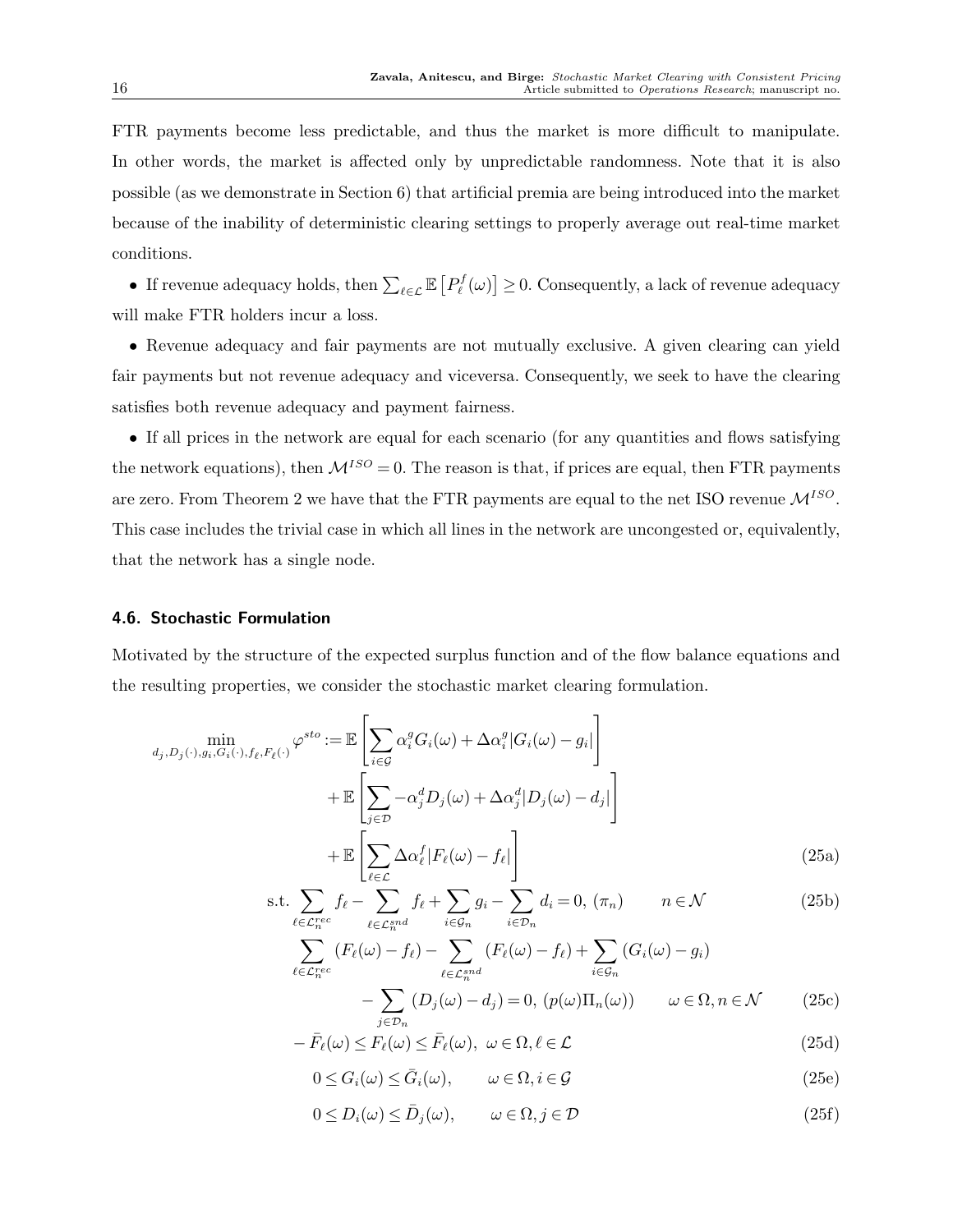FTR payments become less predictable, and thus the market is more difficult to manipulate. In other words, the market is affected only by unpredictable randomness. Note that it is also possible (as we demonstrate in Section 6) that artificial premia are being introduced into the market because of the inability of deterministic clearing settings to properly average out real-time market conditions.

- If revenue adequacy holds, then $\sum_{\ell \in \mathcal{L}} \mathbb{E}\left[P^f_\ell(\omega)\right] \geq 0$. Consequently, a lack of revenue adequacy will make FTR holders incur a loss.
- Revenue adequacy and fair payments are not mutually exclusive. A given clearing can yield fair payments but not revenue adequacy and viceversa. Consequently, we seek to have the clearing satisfies both revenue adequacy and payment fairness.
- If all prices in the network are equal for each scenario (for any quantities and flows satisfying the network equations), then $\mathcal{M}^{ISO} = 0$. The reason is that, if prices are equal, then FTR payments are zero. From Theorem 2 we have that the FTR payments are equal to the net ISO revenue $\mathcal{M}^{ISO}$. This case includes the trivial case in which all lines in the network are uncongested or, equivalently, that the network has a single node.

#### 4.6. Stochastic Formulation

Motivated by the structure of the expected surplus function and of the flow balance equations and the resulting properties, we consider the stochastic market clearing formulation.

$$
\begin{aligned}
\min_{d_j, D_j(\cdot), g_i, G_i(\cdot), f_\ell, F_\ell(\cdot)} \varphi^{sto} := \; & \mathbb{E}\left[\sum_{i \in \mathcal{G}} \alpha_i^g G_i(\omega) + \Delta\alpha_i^g |G_i(\omega) - g_i|\right] \\
& + \mathbb{E}\left[\sum_{j \in \mathcal{D}} -\alpha_j^d D_j(\omega) + \Delta\alpha_j^d |D_j(\omega) - d_j|\right] \\
& + \mathbb{E}\left[\sum_{\ell \in \mathcal{L}} \Delta\alpha_\ell^f |F_\ell(\omega) - f_\ell|\right] && \text{(25a)} \\
\text{s.t.} \; & \sum_{\ell \in \mathcal{L}_n^{rec}} f_\ell - \sum_{\ell \in \mathcal{L}_n^{snd}} f_\ell + \sum_{i \in \mathcal{G}_n} g_i - \sum_{i \in \mathcal{D}_n} d_i = 0, \; (\pi_n) \qquad n \in \mathcal{N} && \text{(25b)} \\
& \sum_{\ell \in \mathcal{L}_n^{rec}} (F_\ell(\omega) - f_\ell) - \sum_{\ell \in \mathcal{L}_n^{snd}} (F_\ell(\omega) - f_\ell) + \sum_{i \in \mathcal{G}_n} (G_i(\omega) - g_i) \\
& \qquad - \sum_{j \in \mathcal{D}_n} (D_j(\omega) - d_j) = 0, \; (p(\omega)\Pi_n(\omega)) \qquad \omega \in \Omega, n \in \mathcal{N} && \text{(25c)} \\
& -\bar{F}_\ell(\omega) \leq F_\ell(\omega) \leq \bar{F}_\ell(\omega), \; \omega \in \Omega, \ell \in \mathcal{L} && \text{(25d)} \\
& 0 \leq G_i(\omega) \leq \bar{G}_i(\omega), \qquad \omega \in \Omega, i \in \mathcal{G} && \text{(25e)} \\
& 0 \leq D_i(\omega) \leq \bar{D}_j(\omega), \qquad \omega \in \Omega, j \in \mathcal{D} && \text{(25f)}
\end{aligned}
$$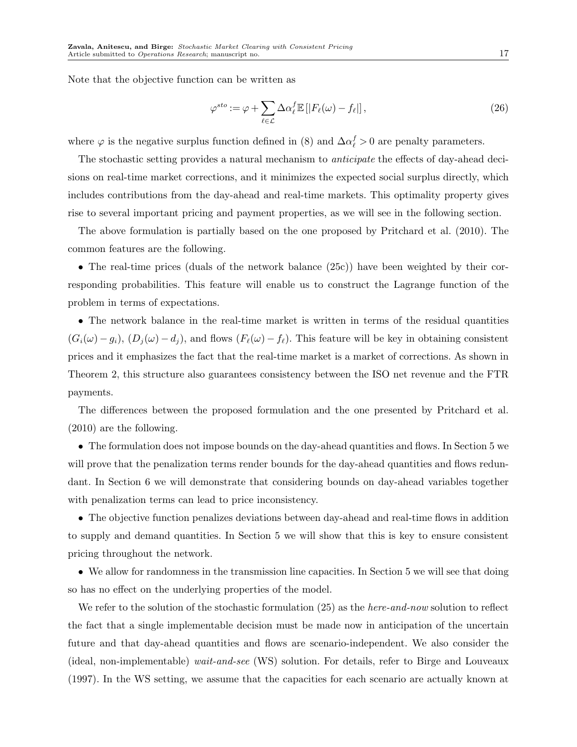Note that the objective function can be written as

$$\varphi^{sto} := \varphi + \sum_{\ell \in \mathcal{L}} \Delta\alpha_\ell^f \mathbb{E}\left[|F_\ell(\omega) - f_\ell|\right], \tag{26}$$

where $\varphi$ is the negative surplus function defined in (8) and $\Delta\alpha_\ell^f > 0$ are penalty parameters.

The stochastic setting provides a natural mechanism to *anticipate* the effects of day-ahead decisions on real-time market corrections, and it minimizes the expected social surplus directly, which includes contributions from the day-ahead and real-time markets. This optimality property gives rise to several important pricing and payment properties, as we will see in the following section.

The above formulation is partially based on the one proposed by Pritchard et al. (2010). The common features are the following.

- The real-time prices (duals of the network balance (25c)) have been weighted by their corresponding probabilities. This feature will enable us to construct the Lagrange function of the problem in terms of expectations.
- The network balance in the real-time market is written in terms of the residual quantities $(G_i(\omega) - g_i)$, $(D_j(\omega) - d_j)$, and flows $(F_\ell(\omega) - f_\ell)$. This feature will be key in obtaining consistent prices and it emphasizes the fact that the real-time market is a market of corrections. As shown in Theorem 2, this structure also guarantees consistency between the ISO net revenue and the FTR payments.

The differences between the proposed formulation and the one presented by Pritchard et al. (2010) are the following.

- The formulation does not impose bounds on the day-ahead quantities and flows. In Section 5 we will prove that the penalization terms render bounds for the day-ahead quantities and flows redundant. In Section 6 we will demonstrate that considering bounds on day-ahead variables together with penalization terms can lead to price inconsistency.
- The objective function penalizes deviations between day-ahead and real-time flows in addition to supply and demand quantities. In Section 5 we will show that this is key to ensure consistent pricing throughout the network.
- We allow for randomness in the transmission line capacities. In Section 5 we will see that doing so has no effect on the underlying properties of the model.

We refer to the solution of the stochastic formulation (25) as the *here-and-now* solution to reflect the fact that a single implementable decision must be made now in anticipation of the uncertain future and that day-ahead quantities and flows are scenario-independent. We also consider the (ideal, non-implementable) *wait-and-see* (WS) solution. For details, refer to Birge and Louveaux (1997). In the WS setting, we assume that the capacities for each scenario are actually known at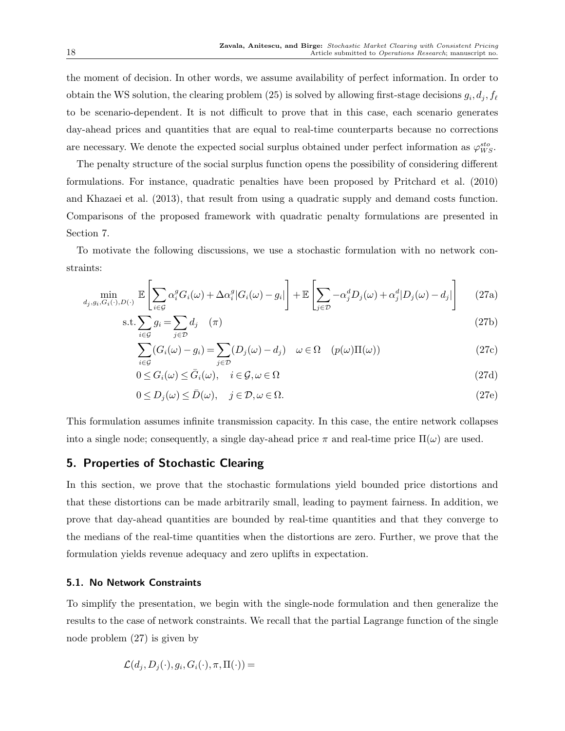the moment of decision. In other words, we assume availability of perfect information. In order to obtain the WS solution, the clearing problem (25) is solved by allowing first-stage decisions $g_i, d_j, f_\ell$ to be scenario-dependent. It is not difficult to prove that in this case, each scenario generates day-ahead prices and quantities that are equal to real-time counterparts because no corrections are necessary. We denote the expected social surplus obtained under perfect information as $\varphi^{sto}_{WS}$.

The penalty structure of the social surplus function opens the possibility of considering different formulations. For instance, quadratic penalties have been proposed by Pritchard et al. (2010) and Khazaei et al. (2013), that result from using a quadratic supply and demand costs function. Comparisons of the proposed framework with quadratic penalty formulations are presented in Section 7.

To motivate the following discussions, we use a stochastic formulation with no network constraints:

$$
\min_{d_j, g_i, G_i(\cdot), D(\cdot)} \; \mathbb{E}\left[\sum_{i\in\mathcal{G}} \alpha_i^g G_i(\omega) + \Delta\alpha_i^g |G_i(\omega) - g_i|\right] + \mathbb{E}\left[\sum_{j\in\mathcal{D}} -\alpha_j^d D_j(\omega) + \alpha_j^d |D_j(\omega) - d_j|\right] \tag{27a}
$$

$$
\text{s.t.} \sum_{i\in\mathcal{G}} g_i = \sum_{j\in\mathcal{D}} d_j \quad (\pi) \tag{27b}
$$

$$
\sum_{i\in\mathcal{G}} (G_i(\omega) - g_i) = \sum_{j\in\mathcal{D}} (D_j(\omega) - d_j) \quad \omega\in\Omega \quad (p(\omega)\Pi(\omega)) \tag{27c}
$$

$$
0 \le G_i(\omega) \le \bar{G}_i(\omega), \quad i\in\mathcal{G}, \omega\in\Omega \tag{27d}
$$

$$
0 \le D_j(\omega) \le \bar{D}(\omega), \quad j\in\mathcal{D}, \omega\in\Omega. \tag{27e}
$$

This formulation assumes infinite transmission capacity. In this case, the entire network collapses into a single node; consequently, a single day-ahead price $\pi$ and real-time price $\Pi(\omega)$ are used.

## 5. Properties of Stochastic Clearing

In this section, we prove that the stochastic formulations yield bounded price distortions and that these distortions can be made arbitrarily small, leading to payment fairness. In addition, we prove that day-ahead quantities are bounded by real-time quantities and that they converge to the medians of the real-time quantities when the distortions are zero. Further, we prove that the formulation yields revenue adequacy and zero uplifts in expectation.

### 5.1. No Network Constraints

To simplify the presentation, we begin with the single-node formulation and then generalize the results to the case of network constraints. We recall that the partial Lagrange function of the single node problem (27) is given by

$$
\mathcal{L}(d_j, D_j(\cdot), g_i, G_i(\cdot), \pi, \Pi(\cdot)) =
$$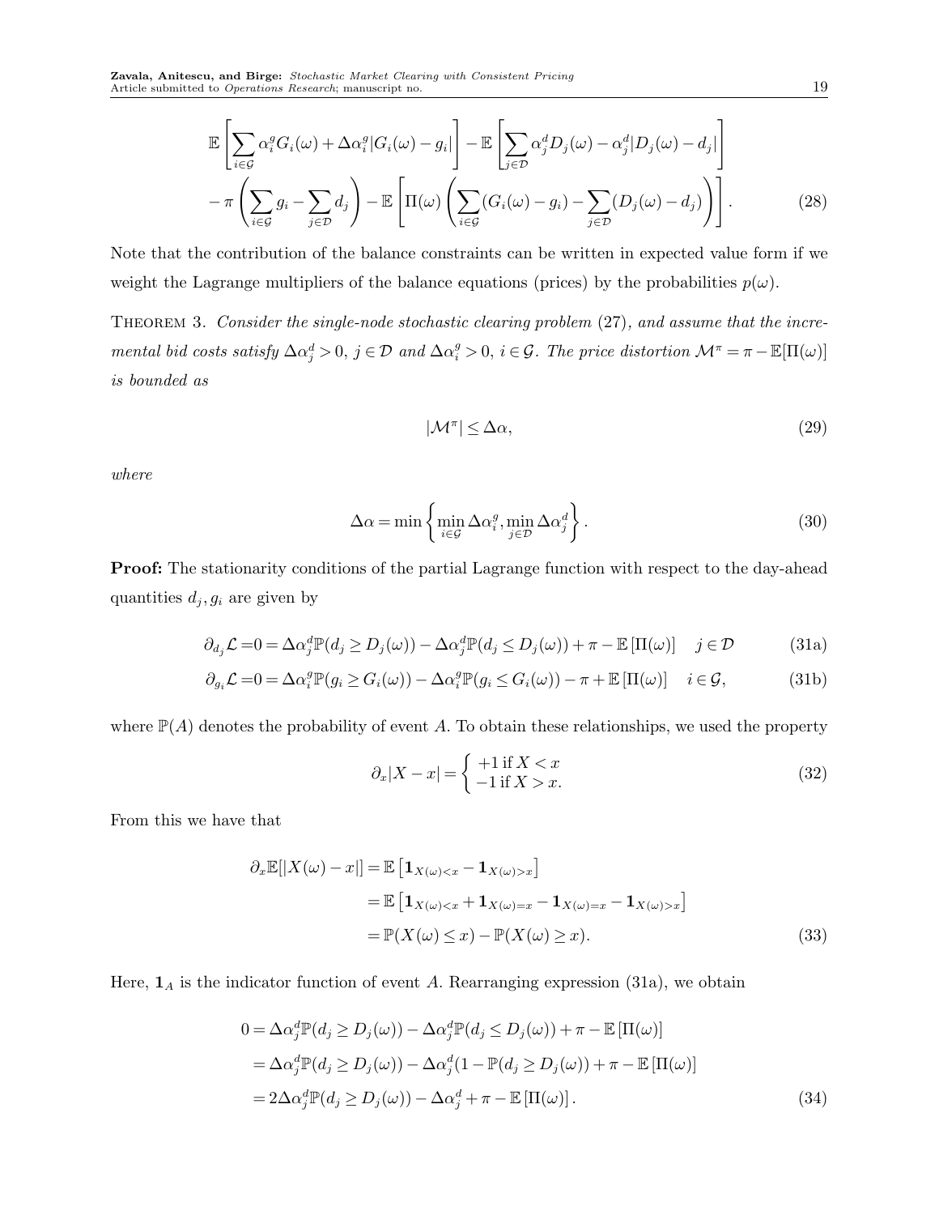$$
\mathbb{E}\left[\sum_{i\in\mathcal{G}}\alpha_i^g G_i(\omega)+\Delta\alpha_i^g|G_i(\omega)-g_i|\right]-\mathbb{E}\left[\sum_{j\in\mathcal{D}}\alpha_j^d D_j(\omega)-\alpha_j^d|D_j(\omega)-d_j|\right]
$$
$$
-\pi\left(\sum_{i\in\mathcal{G}}g_i-\sum_{j\in\mathcal{D}}d_j\right)-\mathbb{E}\left[\Pi(\omega)\left(\sum_{i\in\mathcal{G}}(G_i(\omega)-g_i)-\sum_{j\in\mathcal{D}}(D_j(\omega)-d_j)\right)\right]. \tag{28}
$$

Note that the contribution of the balance constraints can be written in expected value form if we weight the Lagrange multipliers of the balance equations (prices) by the probabilities $p(\omega)$.

Theorem 3. *Consider the single-node stochastic clearing problem* (27)*, and assume that the incremental bid costs satisfy* $\Delta\alpha_j^d>0$, $j\in\mathcal{D}$ *and* $\Delta\alpha_i^g>0$, $i\in\mathcal{G}$*. The price distortion* $\mathcal{M}^\pi=\pi-\mathbb{E}[\Pi(\omega)]$ *is bounded as*

$$
|\mathcal{M}^\pi|\leq\Delta\alpha, \tag{29}
$$

*where*

$$
\Delta\alpha=\min\left\{\min_{i\in\mathcal{G}}\Delta\alpha_i^g,\min_{j\in\mathcal{D}}\Delta\alpha_j^d\right\}. \tag{30}
$$

**Proof:** The stationarity conditions of the partial Lagrange function with respect to the day-ahead quantities $d_j,g_i$ are given by

$$
\partial_{d_j}\mathcal{L}=0=\Delta\alpha_j^d\mathbb{P}(d_j\geq D_j(\omega))-\Delta\alpha_j^d\mathbb{P}(d_j\leq D_j(\omega))+\pi-\mathbb{E}\left[\Pi(\omega)\right]\quad j\in\mathcal{D} \tag{31a}
$$

$$
\partial_{g_i}\mathcal{L}=0=\Delta\alpha_i^g\mathbb{P}(g_i\geq G_i(\omega))-\Delta\alpha_i^g\mathbb{P}(g_i\leq G_i(\omega))-\pi+\mathbb{E}\left[\Pi(\omega)\right]\quad i\in\mathcal{G}, \tag{31b}
$$

where $\mathbb{P}(A)$ denotes the probability of event $A$. To obtain these relationships, we used the property

$$
\partial_x|X-x|=\begin{cases}+1\text{ if }X<x\\-1\text{ if }X>x.\end{cases} \tag{32}
$$

From this we have that

$$
\begin{aligned}
\partial_x\mathbb{E}[|X(\omega)-x|]&=\mathbb{E}\left[\mathbf{1}_{X(\omega)<x}-\mathbf{1}_{X(\omega)>x}\right]\\
&=\mathbb{E}\left[\mathbf{1}_{X(\omega)<x}+\mathbf{1}_{X(\omega)=x}-\mathbf{1}_{X(\omega)=x}-\mathbf{1}_{X(\omega)>x}\right]\\
&=\mathbb{P}(X(\omega)\leq x)-\mathbb{P}(X(\omega)\geq x).
\end{aligned} \tag{33}
$$

Here, $\mathbf{1}_A$ is the indicator function of event $A$. Rearranging expression (31a), we obtain

$$
\begin{aligned}
0&=\Delta\alpha_j^d\mathbb{P}(d_j\geq D_j(\omega))-\Delta\alpha_j^d\mathbb{P}(d_j\leq D_j(\omega))+\pi-\mathbb{E}\left[\Pi(\omega)\right]\\
&=\Delta\alpha_j^d\mathbb{P}(d_j\geq D_j(\omega))-\Delta\alpha_j^d(1-\mathbb{P}(d_j\geq D_j(\omega))+\pi-\mathbb{E}\left[\Pi(\omega)\right]\\
&=2\Delta\alpha_j^d\mathbb{P}(d_j\geq D_j(\omega))-\Delta\alpha_j^d+\pi-\mathbb{E}\left[\Pi(\omega)\right].
\end{aligned} \tag{34}
$$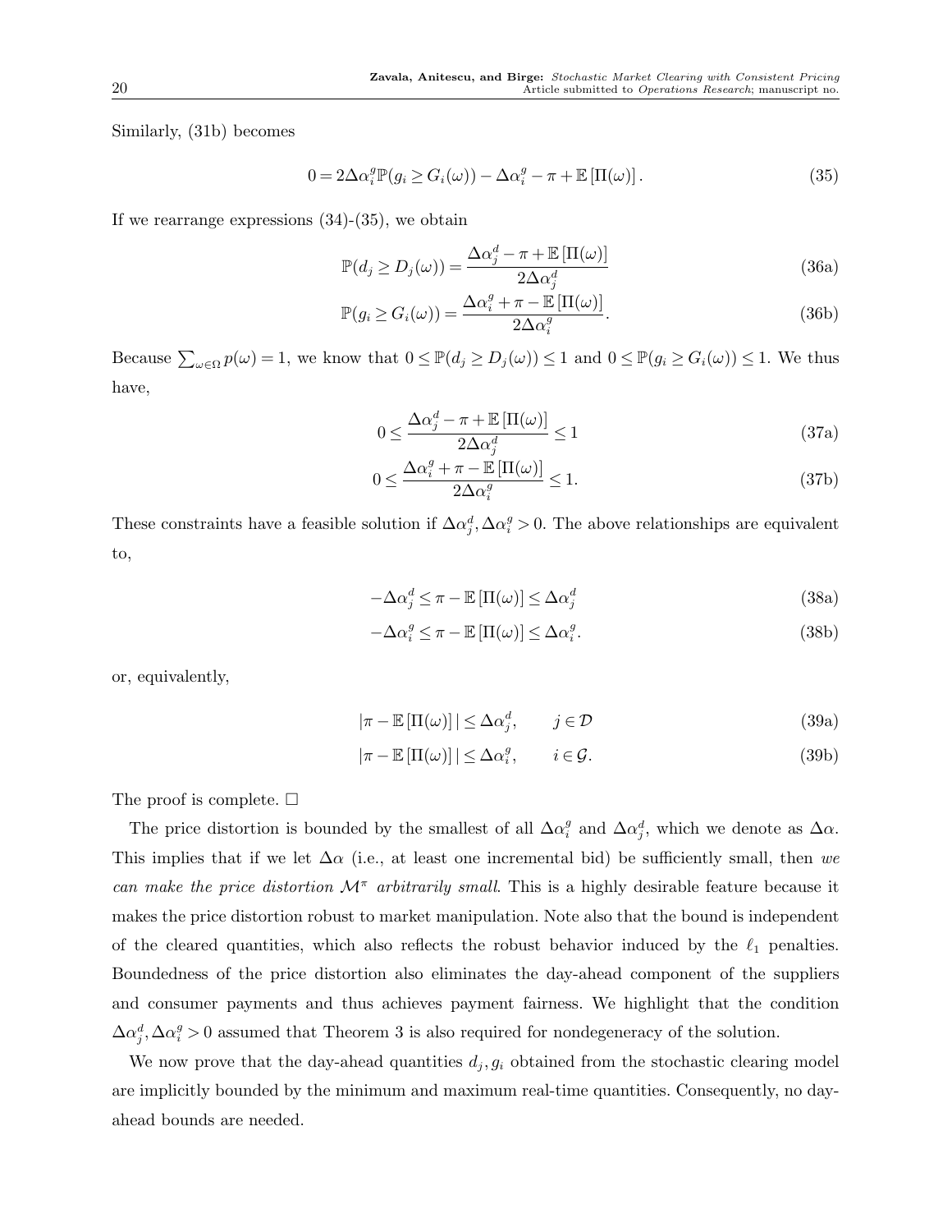Similarly, (31b) becomes

$$
0 = 2\Delta\alpha_i^g \mathbb{P}(g_i \geq G_i(\omega)) - \Delta\alpha_i^g - \pi + \mathbb{E}\left[\Pi(\omega)\right]. \tag{35}
$$

If we rearrange expressions (34)-(35), we obtain

$$
\mathbb{P}(d_j \geq D_j(\omega)) = \frac{\Delta\alpha_j^d - \pi + \mathbb{E}\left[\Pi(\omega)\right]}{2\Delta\alpha_j^d} \tag{36a}
$$

$$
\mathbb{P}(g_i \geq G_i(\omega)) = \frac{\Delta\alpha_i^g + \pi - \mathbb{E}\left[\Pi(\omega)\right]}{2\Delta\alpha_i^g}. \tag{36b}
$$

Because $\sum_{\omega\in\Omega} p(\omega) = 1$, we know that $0 \leq \mathbb{P}(d_j \geq D_j(\omega)) \leq 1$ and $0 \leq \mathbb{P}(g_i \geq G_i(\omega)) \leq 1$. We thus have,

$$
0 \leq \frac{\Delta\alpha_j^d - \pi + \mathbb{E}\left[\Pi(\omega)\right]}{2\Delta\alpha_j^d} \leq 1 \tag{37a}
$$

$$
0 \leq \frac{\Delta\alpha_i^g + \pi - \mathbb{E}\left[\Pi(\omega)\right]}{2\Delta\alpha_i^g} \leq 1. \tag{37b}
$$

These constraints have a feasible solution if $\Delta\alpha_j^d, \Delta\alpha_i^g > 0$. The above relationships are equivalent to,

$$
-\Delta\alpha_j^d \leq \pi - \mathbb{E}\left[\Pi(\omega)\right] \leq \Delta\alpha_j^d \tag{38a}
$$

$$
-\Delta\alpha_i^g \leq \pi - \mathbb{E}\left[\Pi(\omega)\right] \leq \Delta\alpha_i^g. \tag{38b}
$$

or, equivalently,

$$
|\pi - \mathbb{E}\left[\Pi(\omega)\right]| \leq \Delta\alpha_j^d, \qquad j \in \mathcal{D} \tag{39a}
$$

$$
|\pi - \mathbb{E}\left[\Pi(\omega)\right]| \leq \Delta\alpha_i^g, \qquad i \in \mathcal{G}. \tag{39b}
$$

The proof is complete. □

The price distortion is bounded by the smallest of all $\Delta\alpha_i^g$ and $\Delta\alpha_j^d$, which we denote as $\Delta\alpha$. This implies that if we let $\Delta\alpha$ (i.e., at least one incremental bid) be sufficiently small, then *we can make the price distortion $\mathcal{M}^\pi$ arbitrarily small*. This is a highly desirable feature because it makes the price distortion robust to market manipulation. Note also that the bound is independent of the cleared quantities, which also reflects the robust behavior induced by the $\ell_1$ penalties. Boundedness of the price distortion also eliminates the day-ahead component of the suppliers and consumer payments and thus achieves payment fairness. We highlight that the condition $\Delta\alpha_j^d, \Delta\alpha_i^g > 0$ assumed that Theorem 3 is also required for nondegeneracy of the solution.

We now prove that the day-ahead quantities $d_j, g_i$ obtained from the stochastic clearing model are implicitly bounded by the minimum and maximum real-time quantities. Consequently, no day-ahead bounds are needed.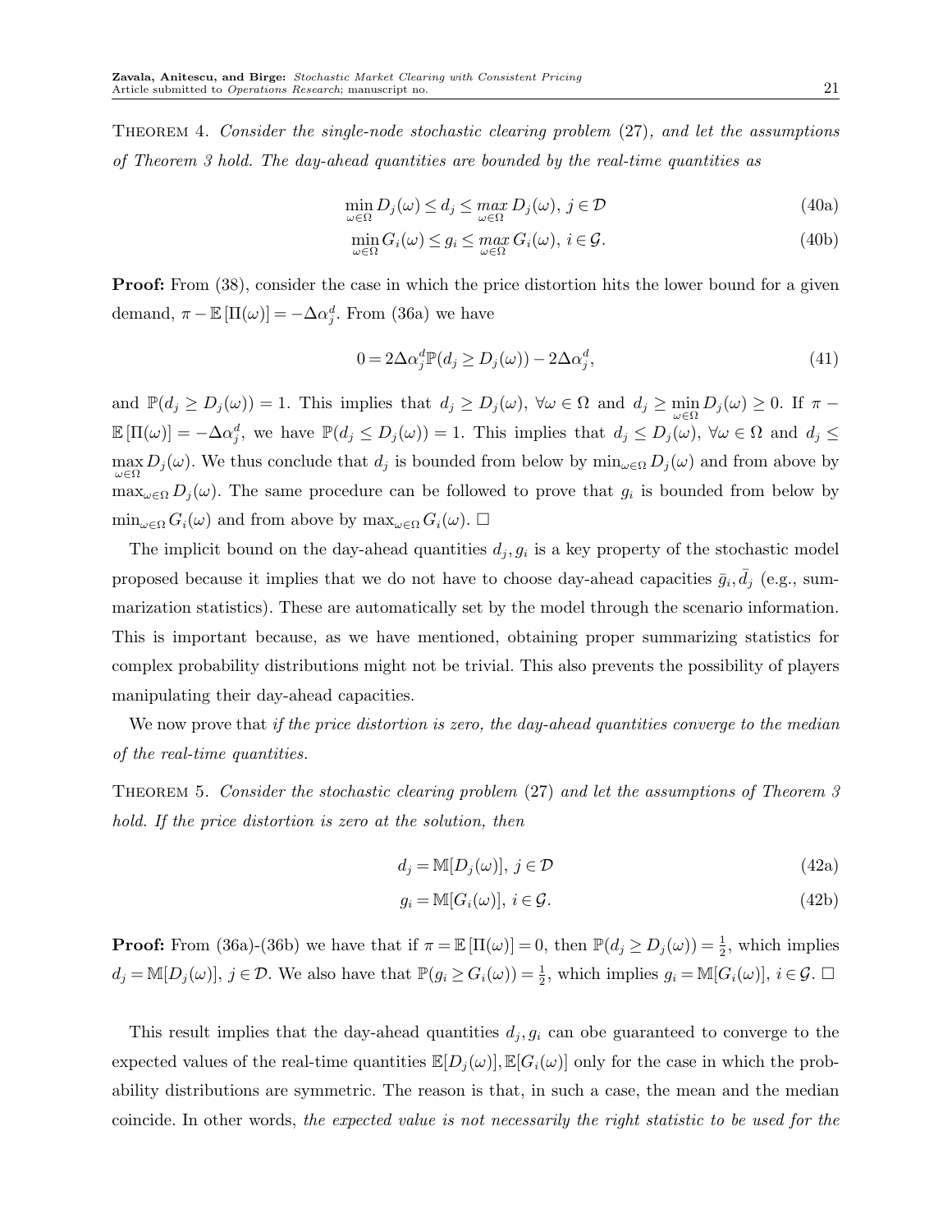Theorem 4. *Consider the single-node stochastic clearing problem* (27)*, and let the assumptions of Theorem 3 hold. The day-ahead quantities are bounded by the real-time quantities as*

$$\min_{\omega\in\Omega} D_j(\omega) \le d_j \le \max_{\omega\in\Omega} D_j(\omega),\; j\in\mathcal{D} \tag{40a}$$

$$\min_{\omega\in\Omega} G_i(\omega) \le g_i \le \max_{\omega\in\Omega} G_i(\omega),\; i\in\mathcal{G}. \tag{40b}$$

**Proof:** From (38), consider the case in which the price distortion hits the lower bound for a given demand, $\pi - \mathbb{E}[\Pi(\omega)] = -\Delta\alpha_j^d$. From (36a) we have

$$0 = 2\Delta\alpha_j^d \mathbb{P}(d_j \ge D_j(\omega)) - 2\Delta\alpha_j^d, \tag{41}$$

and $\mathbb{P}(d_j \ge D_j(\omega)) = 1$. This implies that $d_j \ge D_j(\omega)$, $\forall \omega\in\Omega$ and $d_j \ge \min_{\omega\in\Omega} D_j(\omega) \ge 0$. If $\pi - \mathbb{E}[\Pi(\omega)] = -\Delta\alpha_j^d$, we have $\mathbb{P}(d_j \le D_j(\omega)) = 1$. This implies that $d_j \le D_j(\omega)$, $\forall\omega\in\Omega$ and $d_j \le \max_{\omega\in\Omega} D_j(\omega)$. We thus conclude that $d_j$ is bounded from below by $\min_{\omega\in\Omega} D_j(\omega)$ and from above by $\max_{\omega\in\Omega} D_j(\omega)$. The same procedure can be followed to prove that $g_i$ is bounded from below by $\min_{\omega\in\Omega} G_i(\omega)$ and from above by $\max_{\omega\in\Omega} G_i(\omega)$. □

The implicit bound on the day-ahead quantities $d_j, g_i$ is a key property of the stochastic model proposed because it implies that we do not have to choose day-ahead capacities $\bar{g}_i, \bar{d}_j$ (e.g., summarization statistics). These are automatically set by the model through the scenario information. This is important because, as we have mentioned, obtaining proper summarizing statistics for complex probability distributions might not be trivial. This also prevents the possibility of players manipulating their day-ahead capacities.

We now prove that *if the price distortion is zero, the day-ahead quantities converge to the median of the real-time quantities.*

Theorem 5. *Consider the stochastic clearing problem* (27) *and let the assumptions of Theorem 3 hold. If the price distortion is zero at the solution, then*

$$d_j = \mathbb{M}[D_j(\omega)],\; j\in\mathcal{D} \tag{42a}$$

$$g_i = \mathbb{M}[G_i(\omega)],\; i\in\mathcal{G}. \tag{42b}$$

**Proof:** From (36a)-(36b) we have that if $\pi = \mathbb{E}[\Pi(\omega)] = 0$, then $\mathbb{P}(d_j \ge D_j(\omega)) = \frac{1}{2}$, which implies $d_j = \mathbb{M}[D_j(\omega)]$, $j\in\mathcal{D}$. We also have that $\mathbb{P}(g_i \ge G_i(\omega)) = \frac{1}{2}$, which implies $g_i = \mathbb{M}[G_i(\omega)]$, $i\in\mathcal{G}$. □

This result implies that the day-ahead quantities $d_j, g_i$ can obe guaranteed to converge to the expected values of the real-time quantities $\mathbb{E}[D_j(\omega)], \mathbb{E}[G_i(\omega)]$ only for the case in which the probability distributions are symmetric. The reason is that, in such a case, the mean and the median coincide. In other words, *the expected value is not necessarily the right statistic to be used for the*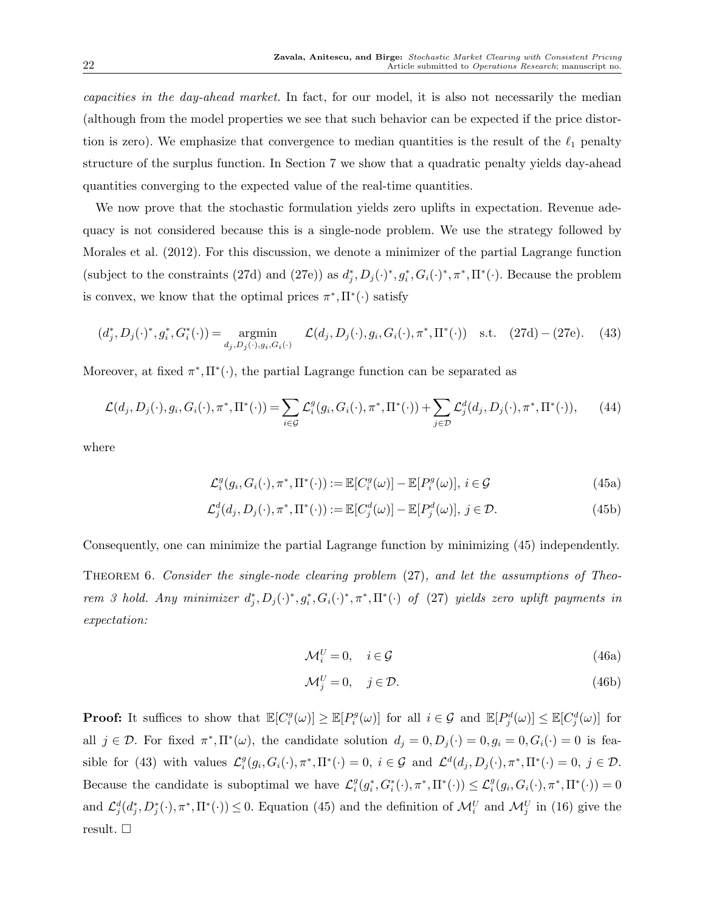*capacities in the day-ahead market.* In fact, for our model, it is also not necessarily the median (although from the model properties we see that such behavior can be expected if the price distortion is zero). We emphasize that convergence to median quantities is the result of the $\ell_1$ penalty structure of the surplus function. In Section 7 we show that a quadratic penalty yields day-ahead quantities converging to the expected value of the real-time quantities.

We now prove that the stochastic formulation yields zero uplifts in expectation. Revenue adequacy is not considered because this is a single-node problem. We use the strategy followed by Morales et al. (2012). For this discussion, we denote a minimizer of the partial Lagrange function (subject to the constraints (27d) and (27e)) as $d_j^*, D_j(\cdot)^*, g_i^*, G_i(\cdot)^*, \pi^*, \Pi^*(\cdot)$. Because the problem is convex, we know that the optimal prices $\pi^*, \Pi^*(\cdot)$ satisfy

$$(d_j^*, D_j(\cdot)^*, g_i^*, G_i^*(\cdot)) = \underset{d_j, D_j(\cdot), g_i, G_i(\cdot)}{\operatorname{argmin}} \quad \mathcal{L}(d_j, D_j(\cdot), g_i, G_i(\cdot), \pi^*, \Pi^*(\cdot)) \quad \text{s.t.} \quad (27\text{d}) - (27\text{e}). \tag{43}$$

Moreover, at fixed $\pi^*, \Pi^*(\cdot)$, the partial Lagrange function can be separated as

$$\mathcal{L}(d_j, D_j(\cdot), g_i, G_i(\cdot), \pi^*, \Pi^*(\cdot)) = \sum_{i \in \mathcal{G}} \mathcal{L}_i^g(g_i, G_i(\cdot), \pi^*, \Pi^*(\cdot)) + \sum_{j \in \mathcal{D}} \mathcal{L}_j^d(d_j, D_j(\cdot), \pi^*, \Pi^*(\cdot)), \tag{44}$$

where

$$\mathcal{L}_i^g(g_i, G_i(\cdot), \pi^*, \Pi^*(\cdot)) := \mathbb{E}[C_i^g(\omega)] - \mathbb{E}[P_i^g(\omega)], \; i \in \mathcal{G} \tag{45a}$$

$$\mathcal{L}_j^d(d_j, D_j(\cdot), \pi^*, \Pi^*(\cdot)) := \mathbb{E}[C_j^d(\omega)] - \mathbb{E}[P_j^d(\omega)], \; j \in \mathcal{D}. \tag{45b}$$

Consequently, one can minimize the partial Lagrange function by minimizing (45) independently.

Theorem 6. *Consider the single-node clearing problem* (27)*, and let the assumptions of Theorem 3 hold. Any minimizer* $d_j^*, D_j(\cdot)^*, g_i^*, G_i(\cdot)^*, \pi^*, \Pi^*(\cdot)$ *of* (27) *yields zero uplift payments in expectation:*

$$\mathcal{M}_i^U = 0, \quad i \in \mathcal{G} \tag{46a}$$

$$\mathcal{M}_j^U = 0, \quad j \in \mathcal{D}. \tag{46b}$$

**Proof:** It suffices to show that $\mathbb{E}[C_i^g(\omega)] \geq \mathbb{E}[P_i^g(\omega)]$ for all $i \in \mathcal{G}$ and $\mathbb{E}[P_j^d(\omega)] \leq \mathbb{E}[C_j^d(\omega)]$ for all $j \in \mathcal{D}$. For fixed $\pi^*, \Pi^*(\omega)$, the candidate solution $d_j = 0, D_j(\cdot) = 0, g_i = 0, G_i(\cdot) = 0$ is feasible for (43) with values $\mathcal{L}_i^g(g_i, G_i(\cdot), \pi^*, \Pi^*(\cdot) = 0, \; i \in \mathcal{G}$ and $\mathcal{L}^d(d_j, D_j(\cdot), \pi^*, \Pi^*(\cdot) = 0, \; j \in \mathcal{D}$. Because the candidate is suboptimal we have $\mathcal{L}_i^g(g_i^*, G_i^*(\cdot), \pi^*, \Pi^*(\cdot)) \leq \mathcal{L}_i^g(g_i, G_i(\cdot), \pi^*, \Pi^*(\cdot)) = 0$ and $\mathcal{L}_j^d(d_j^*, D_j^*(\cdot), \pi^*, \Pi^*(\cdot)) \leq 0$. Equation (45) and the definition of $\mathcal{M}_i^U$ and $\mathcal{M}_j^U$ in (16) give the result. □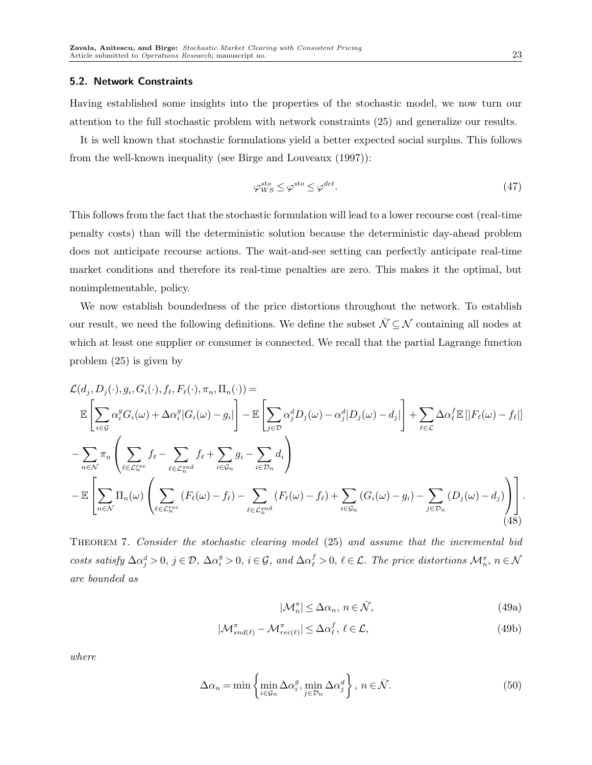### 5.2. Network Constraints

Having established some insights into the properties of the stochastic model, we now turn our attention to the full stochastic problem with network constraints (25) and generalize our results.

It is well known that stochastic formulations yield a better expected social surplus. This follows from the well-known inequality (see Birge and Louveaux (1997)):

$$\varphi^{sto}_{WS} \leq \varphi^{sto} \leq \varphi^{det}. \tag{47}$$

This follows from the fact that the stochastic formulation will lead to a lower recourse cost (real-time penalty costs) than will the deterministic solution because the deterministic day-ahead problem does not anticipate recourse actions. The wait-and-see setting can perfectly anticipate real-time market conditions and therefore its real-time penalties are zero. This makes it the optimal, but nonimplementable, policy.

We now establish boundedness of the price distortions throughout the network. To establish our result, we need the following definitions. We define the subset $\bar{\mathcal{N}} \subseteq \mathcal{N}$ containing all nodes at which at least one supplier or consumer is connected. We recall that the partial Lagrange function problem (25) is given by

$$\begin{aligned}
&\mathcal{L}(d_j, D_j(\cdot), g_i, G_i(\cdot), f_\ell, F_\ell(\cdot), \pi_n, \Pi_n(\cdot)) = \\
&\quad \mathbb{E}\left[\sum_{i\in\mathcal{G}} \alpha_i^g G_i(\omega) + \Delta\alpha_i^g |G_i(\omega) - g_i|\right] - \mathbb{E}\left[\sum_{j\in\mathcal{D}} \alpha_j^d D_j(\omega) - \alpha_j^d |D_j(\omega) - d_j|\right] + \sum_{\ell\in\mathcal{L}} \Delta\alpha_\ell^f \mathbb{E}\left[|F_\ell(\omega) - f_\ell|\right] \\
&\quad - \sum_{n\in\mathcal{N}} \pi_n \left(\sum_{\ell\in\mathcal{L}_n^{rec}} f_\ell - \sum_{\ell\in\mathcal{L}_n^{snd}} f_\ell + \sum_{i\in\mathcal{G}_n} g_i - \sum_{i\in\mathcal{D}_n} d_i\right) \\
&\quad - \mathbb{E}\left[\sum_{n\in\mathcal{N}} \Pi_n(\omega) \left(\sum_{\ell\in\mathcal{L}_n^{rec}} (F_\ell(\omega) - f_\ell) - \sum_{\ell\in\mathcal{L}_n^{snd}} (F_\ell(\omega) - f_\ell) + \sum_{i\in\mathcal{G}_n} (G_i(\omega) - g_i) - \sum_{j\in\mathcal{D}_n} (D_j(\omega) - d_j)\right)\right].
\end{aligned} \tag{48}$$

Theorem 7. *Consider the stochastic clearing model (25) and assume that the incremental bid costs satisfy $\Delta\alpha_j^d > 0$, $j \in \mathcal{D}$, $\Delta\alpha_i^g > 0$, $i \in \mathcal{G}$, and $\Delta\alpha_\ell^f > 0$, $\ell \in \mathcal{L}$. The price distortions $\mathcal{M}_n^\pi$, $n \in \mathcal{N}$ are bounded as*

$$|\mathcal{M}_n^\pi| \leq \Delta\alpha_n, \; n \in \bar{\mathcal{N}}, \tag{49a}$$

$$|\mathcal{M}_{snd(\ell)}^\pi - \mathcal{M}_{rec(\ell)}^\pi| \leq \Delta\alpha_\ell^f, \; \ell \in \mathcal{L}, \tag{49b}$$

*where*

$$\Delta\alpha_n = \min\left\{\min_{i\in\mathcal{G}_n} \Delta\alpha_i^g, \min_{j\in\mathcal{D}_n} \Delta\alpha_j^d\right\}, \; n \in \bar{\mathcal{N}}. \tag{50}$$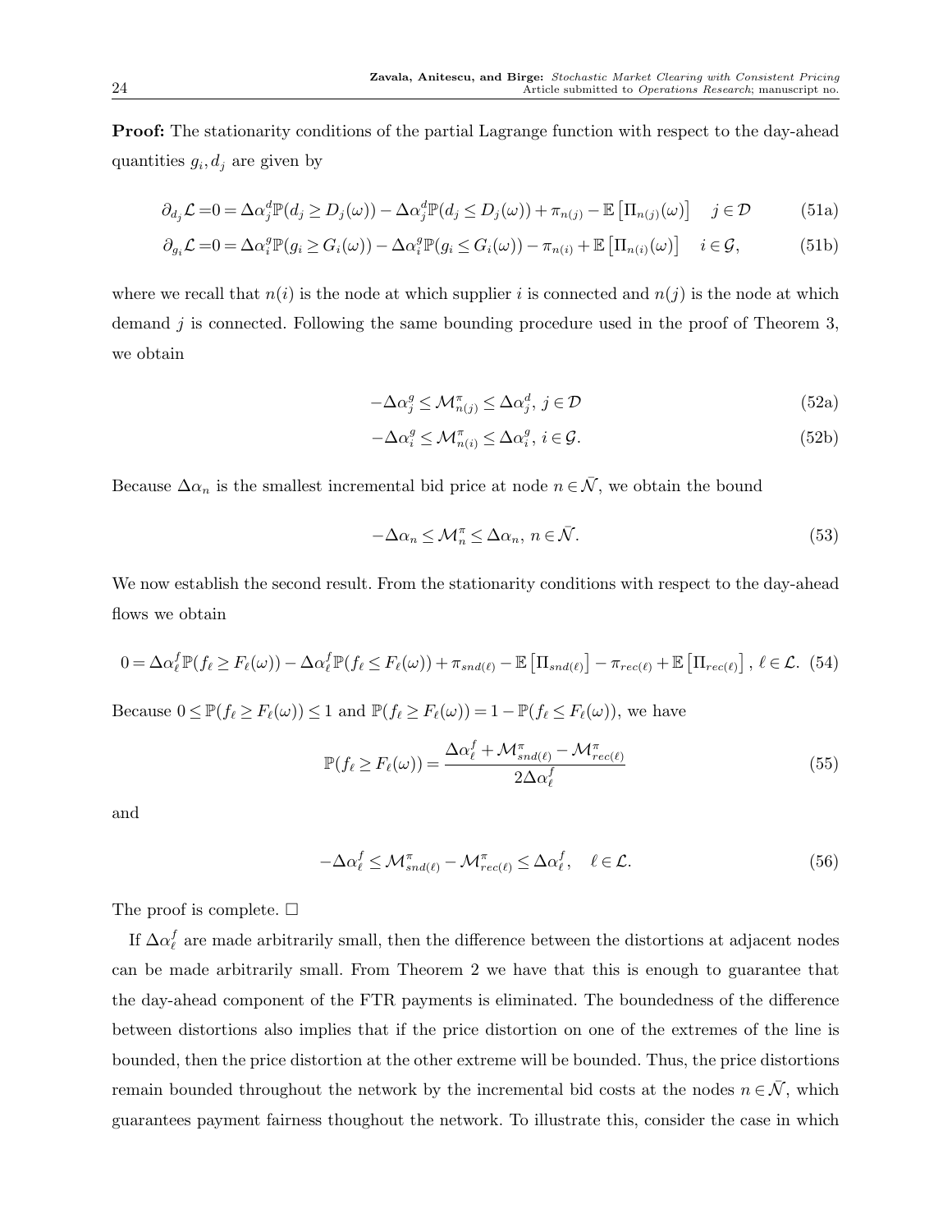**Proof:** The stationarity conditions of the partial Lagrange function with respect to the day-ahead quantities $g_i, d_j$ are given by

$$\partial_{d_j}\mathcal{L} = 0 = \Delta\alpha_j^d \mathbb{P}(d_j \geq D_j(\omega)) - \Delta\alpha_j^d \mathbb{P}(d_j \leq D_j(\omega)) + \pi_{n(j)} - \mathbb{E}\left[\Pi_{n(j)}(\omega)\right] \quad j \in \mathcal{D} \tag{51a}$$

$$\partial_{g_i}\mathcal{L} = 0 = \Delta\alpha_i^g \mathbb{P}(g_i \geq G_i(\omega)) - \Delta\alpha_i^g \mathbb{P}(g_i \leq G_i(\omega)) - \pi_{n(i)} + \mathbb{E}\left[\Pi_{n(i)}(\omega)\right] \quad i \in \mathcal{G}, \tag{51b}$$

where we recall that $n(i)$ is the node at which supplier $i$ is connected and $n(j)$ is the node at which demand $j$ is connected. Following the same bounding procedure used in the proof of Theorem 3, we obtain

$$-\Delta\alpha_j^g \leq \mathcal{M}_{n(j)}^{\pi} \leq \Delta\alpha_j^d, \; j \in \mathcal{D} \tag{52a}$$

$$-\Delta\alpha_i^g \leq \mathcal{M}_{n(i)}^{\pi} \leq \Delta\alpha_i^g, \; i \in \mathcal{G}. \tag{52b}$$

Because $\Delta\alpha_n$ is the smallest incremental bid price at node $n \in \bar{\mathcal{N}}$, we obtain the bound

$$-\Delta\alpha_n \leq \mathcal{M}_n^{\pi} \leq \Delta\alpha_n, \; n \in \bar{\mathcal{N}}. \tag{53}$$

We now establish the second result. From the stationarity conditions with respect to the day-ahead flows we obtain

$$0 = \Delta\alpha_\ell^f \mathbb{P}(f_\ell \geq F_\ell(\omega)) - \Delta\alpha_\ell^f \mathbb{P}(f_\ell \leq F_\ell(\omega)) + \pi_{snd(\ell)} - \mathbb{E}\left[\Pi_{snd(\ell)}\right] - \pi_{rec(\ell)} + \mathbb{E}\left[\Pi_{rec(\ell)}\right], \; \ell \in \mathcal{L}. \tag{54}$$

Because $0 \leq \mathbb{P}(f_\ell \geq F_\ell(\omega)) \leq 1$ and $\mathbb{P}(f_\ell \geq F_\ell(\omega)) = 1 - \mathbb{P}(f_\ell \leq F_\ell(\omega))$, we have

$$\mathbb{P}(f_\ell \geq F_\ell(\omega)) = \frac{\Delta\alpha_\ell^f + \mathcal{M}_{snd(\ell)}^{\pi} - \mathcal{M}_{rec(\ell)}^{\pi}}{2\Delta\alpha_\ell^f} \tag{55}$$

and

$$-\Delta\alpha_\ell^f \leq \mathcal{M}_{snd(\ell)}^{\pi} - \mathcal{M}_{rec(\ell)}^{\pi} \leq \Delta\alpha_\ell^f, \quad \ell \in \mathcal{L}. \tag{56}$$

The proof is complete. $\square$

If $\Delta\alpha_\ell^f$ are made arbitrarily small, then the difference between the distortions at adjacent nodes can be made arbitrarily small. From Theorem 2 we have that this is enough to guarantee that the day-ahead component of the FTR payments is eliminated. The boundedness of the difference between distortions also implies that if the price distortion on one of the extremes of the line is bounded, then the price distortion at the other extreme will be bounded. Thus, the price distortions remain bounded throughout the network by the incremental bid costs at the nodes $n \in \bar{\mathcal{N}}$, which guarantees payment fairness thoughout the network. To illustrate this, consider the case in which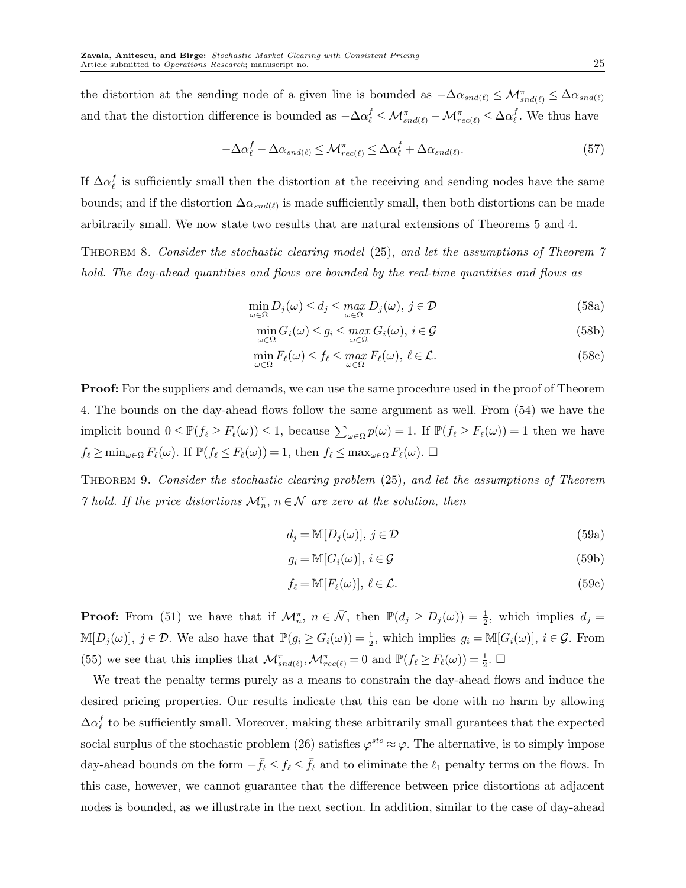the distortion at the sending node of a given line is bounded as $-\Delta\alpha_{snd(\ell)} \leq \mathcal{M}^{\pi}_{snd(\ell)} \leq \Delta\alpha_{snd(\ell)}$ and that the distortion difference is bounded as $-\Delta\alpha^{f}_{\ell} \leq \mathcal{M}^{\pi}_{snd(\ell)} - \mathcal{M}^{\pi}_{rec(\ell)} \leq \Delta\alpha^{f}_{\ell}$. We thus have

$$
-\Delta\alpha^{f}_{\ell} - \Delta\alpha_{snd(\ell)} \leq \mathcal{M}^{\pi}_{rec(\ell)} \leq \Delta\alpha^{f}_{\ell} + \Delta\alpha_{snd(\ell)}. \tag{57}
$$

If $\Delta\alpha^{f}_{\ell}$ is sufficiently small then the distortion at the receiving and sending nodes have the same bounds; and if the distortion $\Delta\alpha_{snd(\ell)}$ is made sufficiently small, then both distortions can be made arbitrarily small. We now state two results that are natural extensions of Theorems 5 and 4.

Theorem 8. *Consider the stochastic clearing model* (25)*, and let the assumptions of Theorem 7 hold. The day-ahead quantities and flows are bounded by the real-time quantities and flows as*

$$
\min_{\omega\in\Omega} D_j(\omega) \leq d_j \leq \max_{\omega\in\Omega} D_j(\omega),\ j\in\mathcal{D} \tag{58a}
$$

$$
\min_{\omega\in\Omega} G_i(\omega) \leq g_i \leq \max_{\omega\in\Omega} G_i(\omega),\ i\in\mathcal{G} \tag{58b}
$$

$$
\min_{\omega\in\Omega} F_\ell(\omega) \leq f_\ell \leq \max_{\omega\in\Omega} F_\ell(\omega),\ \ell\in\mathcal{L}. \tag{58c}
$$

**Proof:** For the suppliers and demands, we can use the same procedure used in the proof of Theorem 4. The bounds on the day-ahead flows follow the same argument as well. From (54) we have the implicit bound $0 \leq \mathbb{P}(f_\ell \geq F_\ell(\omega)) \leq 1$, because $\sum_{\omega\in\Omega} p(\omega) = 1$. If $\mathbb{P}(f_\ell \geq F_\ell(\omega)) = 1$ then we have $f_\ell \geq \min_{\omega\in\Omega} F_\ell(\omega)$. If $\mathbb{P}(f_\ell \leq F_\ell(\omega)) = 1$, then $f_\ell \leq \max_{\omega\in\Omega} F_\ell(\omega)$. $\square$

Theorem 9. *Consider the stochastic clearing problem* (25)*, and let the assumptions of Theorem 7 hold. If the price distortions $\mathcal{M}^{\pi}_{n}$, $n\in\mathcal{N}$ are zero at the solution, then*

$$
d_j = \mathbb{M}[D_j(\omega)],\ j\in\mathcal{D} \tag{59a}
$$

$$
g_i = \mathbb{M}[G_i(\omega)],\ i\in\mathcal{G} \tag{59b}
$$

$$
f_\ell = \mathbb{M}[F_\ell(\omega)],\ \ell\in\mathcal{L}. \tag{59c}
$$

**Proof:** From (51) we have that if $\mathcal{M}^{\pi}_{n}$, $n\in\bar{\mathcal{N}}$, then $\mathbb{P}(d_j \geq D_j(\omega)) = \frac{1}{2}$, which implies $d_j = \mathbb{M}[D_j(\omega)]$, $j\in\mathcal{D}$. We also have that $\mathbb{P}(g_i \geq G_i(\omega)) = \frac{1}{2}$, which implies $g_i = \mathbb{M}[G_i(\omega)]$, $i\in\mathcal{G}$. From (55) we see that this implies that $\mathcal{M}^{\pi}_{snd(\ell)}, \mathcal{M}^{\pi}_{rec(\ell)} = 0$ and $\mathbb{P}(f_\ell \geq F_\ell(\omega)) = \frac{1}{2}$. $\square$

We treat the penalty terms purely as a means to constrain the day-ahead flows and induce the desired pricing properties. Our results indicate that this can be done with no harm by allowing $\Delta\alpha^{f}_{\ell}$ to be sufficiently small. Moreover, making these arbitrarily small gurantees that the expected social surplus of the stochastic problem (26) satisfies $\varphi^{sto} \approx \varphi$. The alternative, is to simply impose day-ahead bounds on the form $-\bar{f}_\ell \leq f_\ell \leq \bar{f}_\ell$ and to eliminate the $\ell_1$ penalty terms on the flows. In this case, however, we cannot guarantee that the difference between price distortions at adjacent nodes is bounded, as we illustrate in the next section. In addition, similar to the case of day-ahead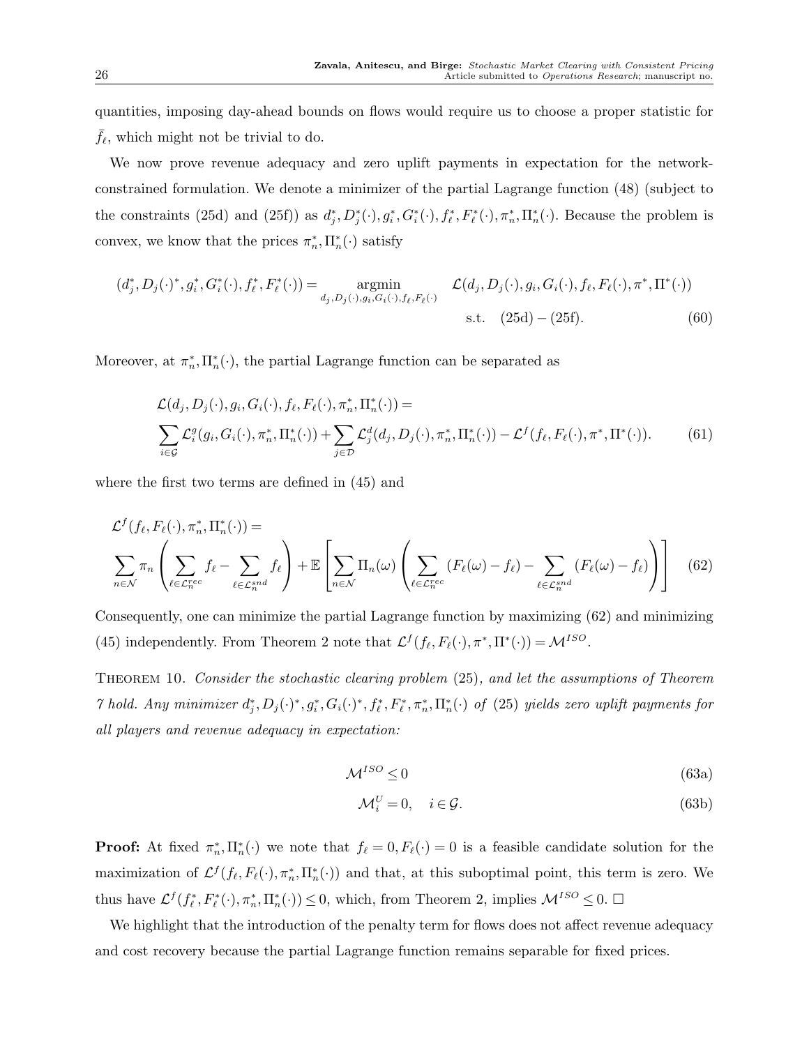quantities, imposing day-ahead bounds on flows would require us to choose a proper statistic for $\bar{f}_\ell$, which might not be trivial to do.

We now prove revenue adequacy and zero uplift payments in expectation for the network-constrained formulation. We denote a minimizer of the partial Lagrange function (48) (subject to the constraints (25d) and (25f)) as $d_j^*, D_j^*(\cdot), g_i^*, G_i^*(\cdot), f_\ell^*, F_\ell^*(\cdot), \pi_n^*, \Pi_n^*(\cdot)$. Because the problem is convex, we know that the prices $\pi_n^*, \Pi_n^*(\cdot)$ satisfy

$$
(d_j^*, D_j(\cdot)^*, g_i^*, G_i^*(\cdot), f_\ell^*, F_\ell^*(\cdot)) = \underset{d_j, D_j(\cdot), g_i, G_i(\cdot), f_\ell, F_\ell(\cdot)}{\operatorname{argmin}} \quad \mathcal{L}(d_j, D_j(\cdot), g_i, G_i(\cdot), f_\ell, F_\ell(\cdot), \pi^*, \Pi^*(\cdot)) \quad \text{s.t.} \quad (25\text{d}) - (25\text{f}). \tag{60}
$$

Moreover, at $\pi_n^*, \Pi_n^*(\cdot)$, the partial Lagrange function can be separated as

$$
\mathcal{L}(d_j, D_j(\cdot), g_i, G_i(\cdot), f_\ell, F_\ell(\cdot), \pi_n^*, \Pi_n^*(\cdot)) = \sum_{i \in \mathcal{G}} \mathcal{L}_i^g(g_i, G_i(\cdot), \pi_n^*, \Pi_n^*(\cdot)) + \sum_{j \in \mathcal{D}} \mathcal{L}_j^d(d_j, D_j(\cdot), \pi_n^*, \Pi_n^*(\cdot)) - \mathcal{L}^f(f_\ell, F_\ell(\cdot), \pi^*, \Pi^*(\cdot)). \tag{61}
$$

where the first two terms are defined in (45) and

$$
\mathcal{L}^f(f_\ell, F_\ell(\cdot), \pi_n^*, \Pi_n^*(\cdot)) = \sum_{n \in \mathcal{N}} \pi_n \left( \sum_{\ell \in \mathcal{L}_n^{rec}} f_\ell - \sum_{\ell \in \mathcal{L}_n^{snd}} f_\ell \right) + \mathbb{E}\left[ \sum_{n \in \mathcal{N}} \Pi_n(\omega) \left( \sum_{\ell \in \mathcal{L}_n^{rec}} (F_\ell(\omega) - f_\ell) - \sum_{\ell \in \mathcal{L}_n^{snd}} (F_\ell(\omega) - f_\ell) \right) \right] \tag{62}
$$

Consequently, one can minimize the partial Lagrange function by maximizing (62) and minimizing (45) independently. From Theorem 2 note that $\mathcal{L}^f(f_\ell, F_\ell(\cdot), \pi^*, \Pi^*(\cdot)) = \mathcal{M}^{ISO}$.

Theorem 10. *Consider the stochastic clearing problem* (25)*, and let the assumptions of Theorem 7 hold. Any minimizer* $d_j^*, D_j(\cdot)^*, g_i^*, G_i(\cdot)^*, f_\ell^*, F_\ell^*, \pi_n^*, \Pi_n^*(\cdot)$ *of* (25) *yields zero uplift payments for all players and revenue adequacy in expectation:*

$$
\mathcal{M}^{ISO} \le 0 \tag{63a}
$$

$$
\mathcal{M}_i^U = 0, \quad i \in \mathcal{G}. \tag{63b}
$$

**Proof:** At fixed $\pi_n^*, \Pi_n^*(\cdot)$ we note that $f_\ell = 0, F_\ell(\cdot) = 0$ is a feasible candidate solution for the maximization of $\mathcal{L}^f(f_\ell, F_\ell(\cdot), \pi_n^*, \Pi_n^*(\cdot))$ and that, at this suboptimal point, this term is zero. We thus have $\mathcal{L}^f(f_\ell^*, F_\ell^*(\cdot), \pi_n^*, \Pi_n^*(\cdot)) \le 0$, which, from Theorem 2, implies $\mathcal{M}^{ISO} \le 0$. □

We highlight that the introduction of the penalty term for flows does not affect revenue adequacy and cost recovery because the partial Lagrange function remains separable for fixed prices.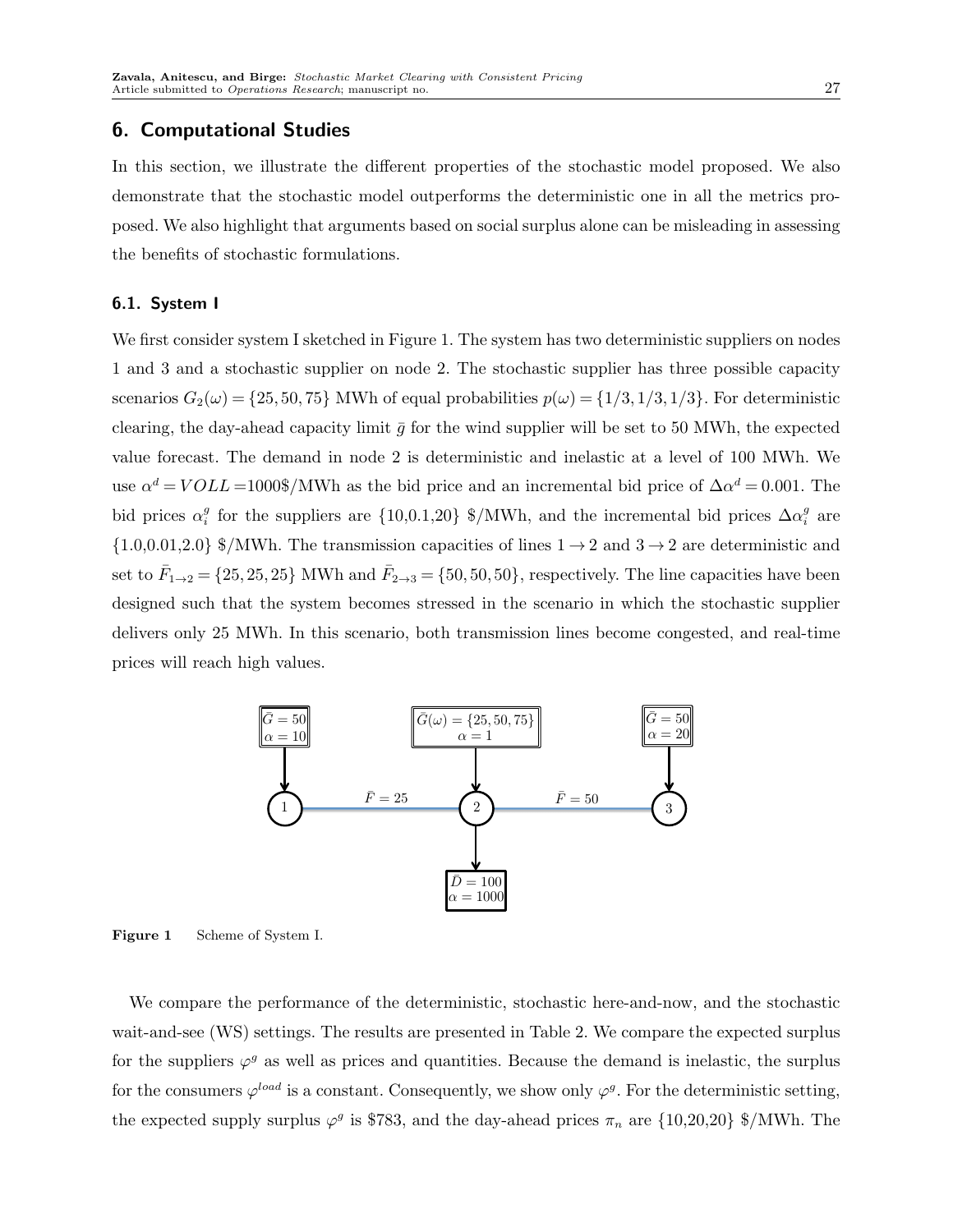## 6. Computational Studies

In this section, we illustrate the different properties of the stochastic model proposed. We also demonstrate that the stochastic model outperforms the deterministic one in all the metrics proposed. We also highlight that arguments based on social surplus alone can be misleading in assessing the benefits of stochastic formulations.

### 6.1. System I

We first consider system I sketched in Figure 1. The system has two deterministic suppliers on nodes 1 and 3 and a stochastic supplier on node 2. The stochastic supplier has three possible capacity scenarios $G_2(\omega) = \{25, 50, 75\}$ MWh of equal probabilities $p(\omega) = \{1/3, 1/3, 1/3\}$. For deterministic clearing, the day-ahead capacity limit $\bar{g}$ for the wind supplier will be set to 50 MWh, the expected value forecast. The demand in node 2 is deterministic and inelastic at a level of 100 MWh. We use $\alpha^d = VOLL = 1000$\$/MWh as the bid price and an incremental bid price of $\Delta\alpha^d = 0.001$. The bid prices $\alpha_i^g$ for the suppliers are $\{10, 0.1, 20\}$ \$/MWh, and the incremental bid prices $\Delta\alpha_i^g$ are $\{1.0, 0.01, 2.0\}$ \$/MWh. The transmission capacities of lines $1 \rightarrow 2$ and $3 \rightarrow 2$ are deterministic and set to $\bar{F}_{1\rightarrow 2} = \{25, 25, 25\}$ MWh and $\bar{F}_{2\rightarrow 3} = \{50, 50, 50\}$, respectively. The line capacities have been designed such that the system becomes stressed in the scenario in which the stochastic supplier delivers only 25 MWh. In this scenario, both transmission lines become congested, and real-time prices will reach high values.

Figure 1 Scheme of System I.

We compare the performance of the deterministic, stochastic here-and-now, and the stochastic wait-and-see (WS) settings. The results are presented in Table 2. We compare the expected surplus for the suppliers $\varphi^g$ as well as prices and quantities. Because the demand is inelastic, the surplus for the consumers $\varphi^{load}$ is a constant. Consequently, we show only $\varphi^g$. For the deterministic setting, the expected supply surplus $\varphi^g$ is \$783, and the day-ahead prices $\pi_n$ are $\{10, 20, 20\}$ \$/MWh. The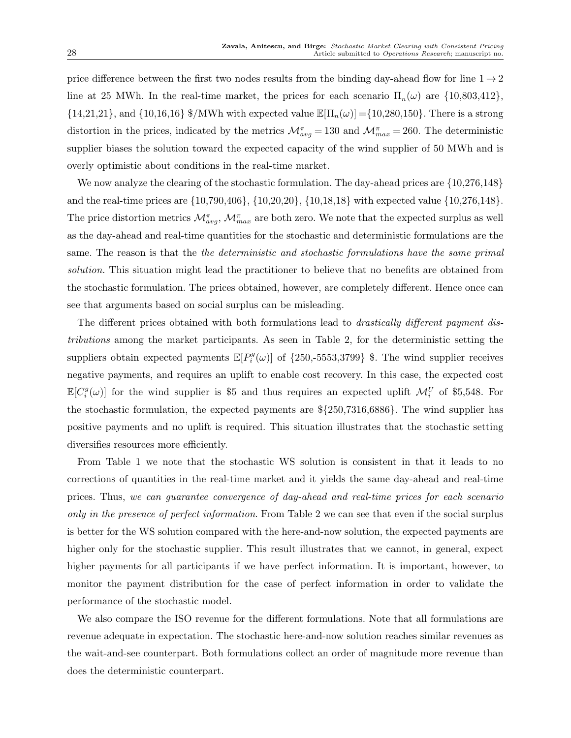price difference between the first two nodes results from the binding day-ahead flow for line $1 \to 2$ line at 25 MWh. In the real-time market, the prices for each scenario $\Pi_n(\omega)$ are {10,803,412}, {14,21,21}, and {10,16,16} \$/MWh with expected value $\mathbb{E}[\Pi_n(\omega)] =${10,280,150}. There is a strong distortion in the prices, indicated by the metrics $\mathcal{M}^{\pi}_{avg} = 130$ and $\mathcal{M}^{\pi}_{max} = 260$. The deterministic supplier biases the solution toward the expected capacity of the wind supplier of 50 MWh and is overly optimistic about conditions in the real-time market.

We now analyze the clearing of the stochastic formulation. The day-ahead prices are {10,276,148} and the real-time prices are {10,790,406}, {10,20,20}, {10,18,18} with expected value {10,276,148}. The price distortion metrics $\mathcal{M}^{\pi}_{avg}$, $\mathcal{M}^{\pi}_{max}$ are both zero. We note that the expected surplus as well as the day-ahead and real-time quantities for the stochastic and deterministic formulations are the same. The reason is that the *the deterministic and stochastic formulations have the same primal solution*. This situation might lead the practitioner to believe that no benefits are obtained from the stochastic formulation. The prices obtained, however, are completely different. Hence once can see that arguments based on social surplus can be misleading.

The different prices obtained with both formulations lead to *drastically different payment distributions* among the market participants. As seen in Table 2, for the deterministic setting the suppliers obtain expected payments $\mathbb{E}[P^g_i(\omega)]$ of {250,-5553,3799} \$. The wind supplier receives negative payments, and requires an uplift to enable cost recovery. In this case, the expected cost $\mathbb{E}[C^g_i(\omega)]$ for the wind supplier is \$5 and thus requires an expected uplift $\mathcal{M}^U_i$ of \$5,548. For the stochastic formulation, the expected payments are \${250,7316,6886}. The wind supplier has positive payments and no uplift is required. This situation illustrates that the stochastic setting diversifies resources more efficiently.

From Table 1 we note that the stochastic WS solution is consistent in that it leads to no corrections of quantities in the real-time market and it yields the same day-ahead and real-time prices. Thus, *we can guarantee convergence of day-ahead and real-time prices for each scenario only in the presence of perfect information*. From Table 2 we can see that even if the social surplus is better for the WS solution compared with the here-and-now solution, the expected payments are higher only for the stochastic supplier. This result illustrates that we cannot, in general, expect higher payments for all participants if we have perfect information. It is important, however, to monitor the payment distribution for the case of perfect information in order to validate the performance of the stochastic model.

We also compare the ISO revenue for the different formulations. Note that all formulations are revenue adequate in expectation. The stochastic here-and-now solution reaches similar revenues as the wait-and-see counterpart. Both formulations collect an order of magnitude more revenue than does the deterministic counterpart.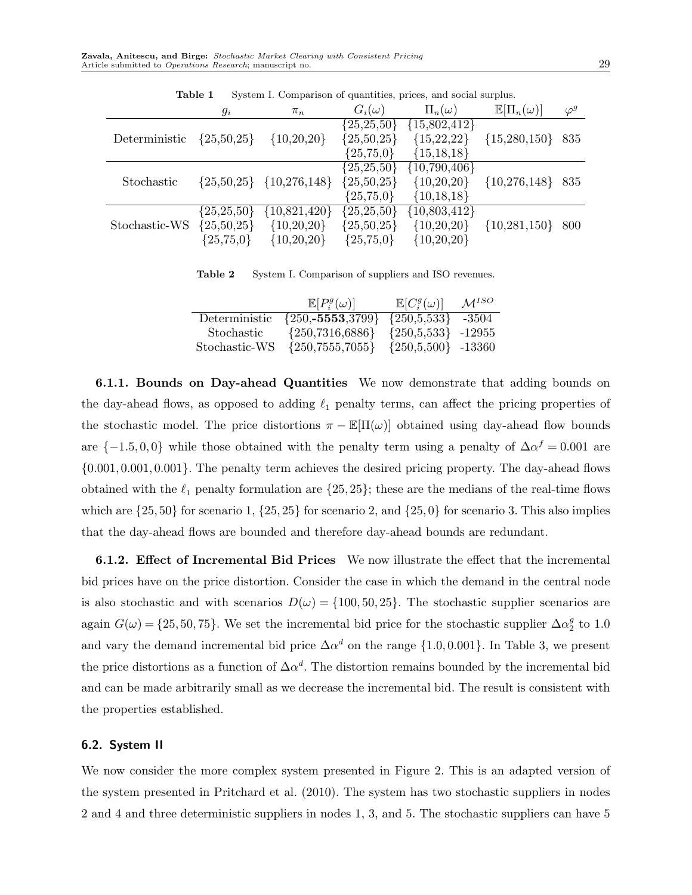**Table 1** System I. Comparison of quantities, prices, and social surplus.

| | $g_i$ | $\pi_n$ | $G_i(\omega)$ | $\Pi_n(\omega)$ | $\mathbb{E}[\Pi_n(\omega)]$ | $\varphi^g$ |
|---|---|---|---|---|---|---|
| | | | {25,25,50} | {15,802,412} | | |
| Deterministic | {25,50,25} | {10,20,20} | {25,50,25} | {15,22,22} | {15,280,150} | 835 |
| | | | {25,75,0} | {15,18,18} | | |
| | | | {25,25,50} | {10,790,406} | | |
| Stochastic | {25,50,25} | {10,276,148} | {25,50,25} | {10,20,20} | {10,276,148} | 835 |
| | | | {25,75,0} | {10,18,18} | | |
| | {25,25,50} | {10,821,420} | {25,25,50} | {10,803,412} | | |
| Stochastic-WS | {25,50,25} | {10,20,20} | {25,50,25} | {10,20,20} | {10,281,150} | 800 |
| | {25,75,0} | {10,20,20} | {25,75,0} | {10,20,20} | | |

**Table 2** System I. Comparison of suppliers and ISO revenues.

| | $\mathbb{E}[P_i^g(\omega)]$ | $\mathbb{E}[C_i^g(\omega)]$ | $\mathcal{M}^{ISO}$ |
|---|---|---|---|
| Deterministic | {250,**-5553**,3799} | {250,5,533} | -3504 |
| Stochastic | {250,7316,6886} | {250,5,533} | -12955 |
| Stochastic-WS | {250,7555,7055} | {250,5,500} | -13360 |

**6.1.1. Bounds on Day-ahead Quantities** We now demonstrate that adding bounds on the day-ahead flows, as opposed to adding $\ell_1$ penalty terms, can affect the pricing properties of the stochastic model. The price distortions $\pi - \mathbb{E}[\Pi(\omega)]$ obtained using day-ahead flow bounds are $\{-1.5, 0, 0\}$ while those obtained with the penalty term using a penalty of $\Delta\alpha^f = 0.001$ are $\{0.001, 0.001, 0.001\}$. The penalty term achieves the desired pricing property. The day-ahead flows obtained with the $\ell_1$ penalty formulation are $\{25, 25\}$; these are the medians of the real-time flows which are $\{25, 50\}$ for scenario 1, $\{25, 25\}$ for scenario 2, and $\{25, 0\}$ for scenario 3. This also implies that the day-ahead flows are bounded and therefore day-ahead bounds are redundant.

**6.1.2. Effect of Incremental Bid Prices** We now illustrate the effect that the incremental bid prices have on the price distortion. Consider the case in which the demand in the central node is also stochastic and with scenarios $D(\omega) = \{100, 50, 25\}$. The stochastic supplier scenarios are again $G(\omega) = \{25, 50, 75\}$. We set the incremental bid price for the stochastic supplier $\Delta\alpha_2^g$ to 1.0 and vary the demand incremental bid price $\Delta\alpha^d$ on the range $\{1.0, 0.001\}$. In Table 3, we present the price distortions as a function of $\Delta\alpha^d$. The distortion remains bounded by the incremental bid and can be made arbitrarily small as we decrease the incremental bid. The result is consistent with the properties established.

### 6.2. System II

We now consider the more complex system presented in Figure 2. This is an adapted version of the system presented in Pritchard et al. (2010). The system has two stochastic suppliers in nodes 2 and 4 and three deterministic suppliers in nodes 1, 3, and 5. The stochastic suppliers can have 5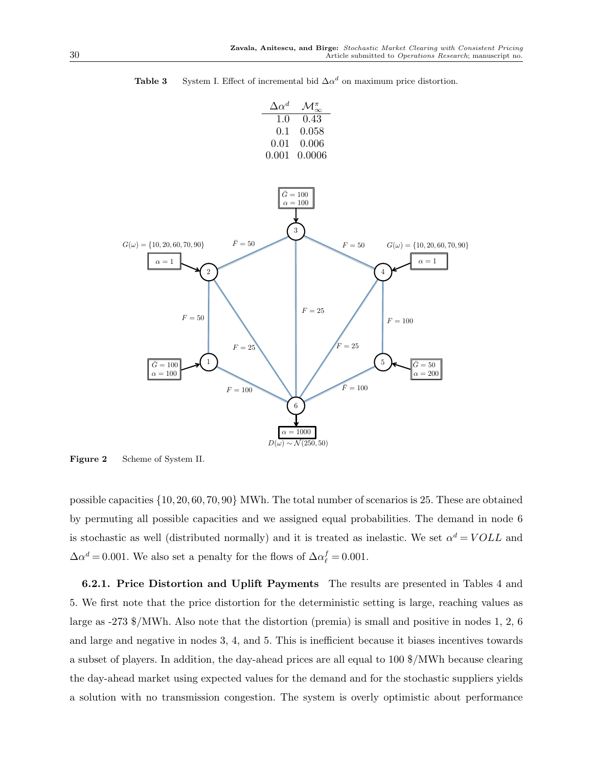**Table 3** System I. Effect of incremental bid $\Delta\alpha^d$ on maximum price distortion.

| $\Delta\alpha^d$ | $\mathcal{M}^{\pi}_{\infty}$ |
|---|---|
| 1.0 | 0.43 |
| 0.1 | 0.058 |
| 0.01 | 0.006 |
| 0.001 | 0.0006 |

**Figure 2** Scheme of System II.

possible capacities $\{10, 20, 60, 70, 90\}$ MWh. The total number of scenarios is 25. These are obtained by permuting all possible capacities and we assigned equal probabilities. The demand in node 6 is stochastic as well (distributed normally) and it is treated as inelastic. We set $\alpha^d = VOLL$ and $\Delta\alpha^d = 0.001$. We also set a penalty for the flows of $\Delta\alpha^f_\ell = 0.001$.

**6.2.1. Price Distortion and Uplift Payments** The results are presented in Tables 4 and 5. We first note that the price distortion for the deterministic setting is large, reaching values as large as -273 \$/MWh. Also note that the distortion (premia) is small and positive in nodes 1, 2, 6 and large and negative in nodes 3, 4, and 5. This is inefficient because it biases incentives towards a subset of players. In addition, the day-ahead prices are all equal to 100 \$/MWh because clearing the day-ahead market using expected values for the demand and for the stochastic suppliers yields a solution with no transmission congestion. The system is overly optimistic about performance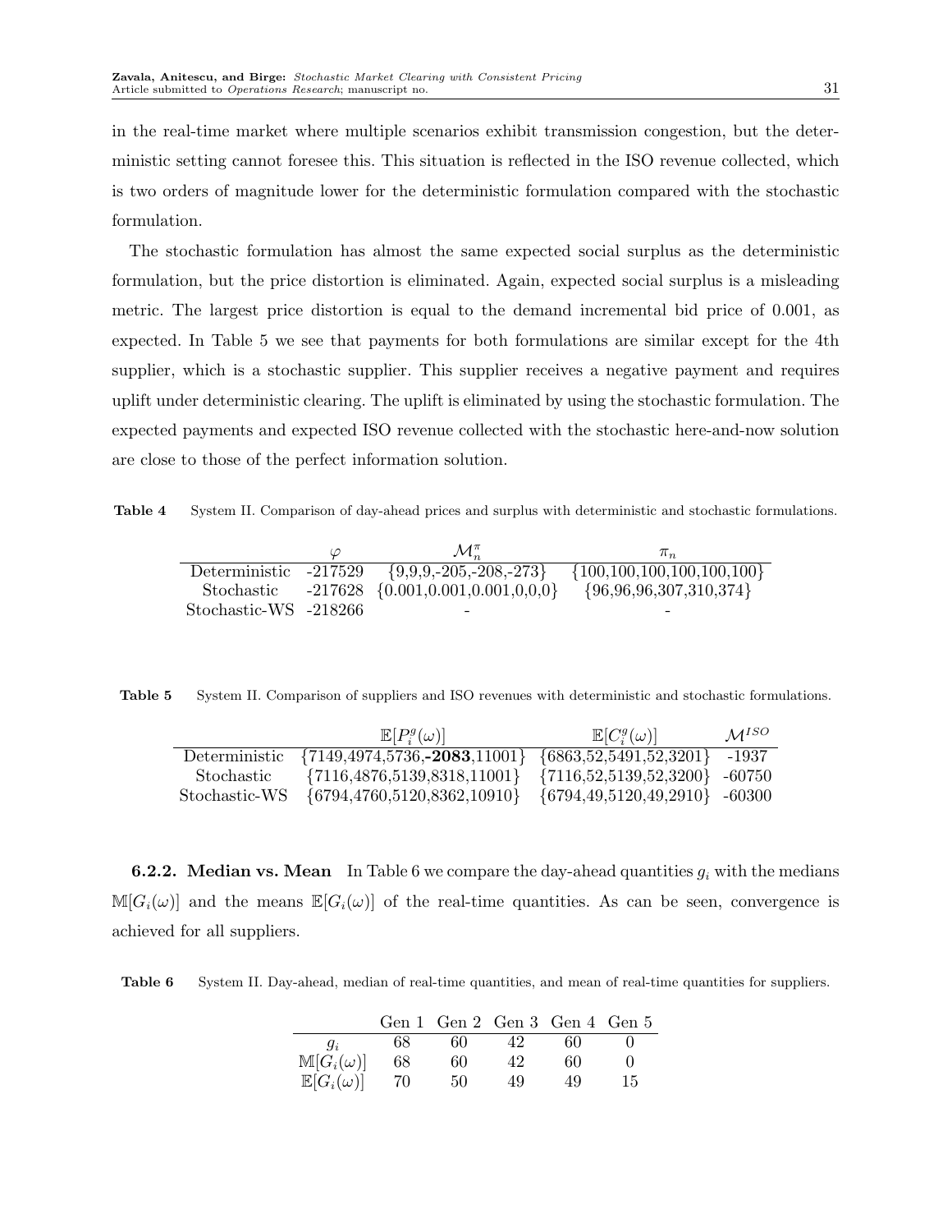in the real-time market where multiple scenarios exhibit transmission congestion, but the deterministic setting cannot foresee this. This situation is reflected in the ISO revenue collected, which is two orders of magnitude lower for the deterministic formulation compared with the stochastic formulation.

The stochastic formulation has almost the same expected social surplus as the deterministic formulation, but the price distortion is eliminated. Again, expected social surplus is a misleading metric. The largest price distortion is equal to the demand incremental bid price of 0.001, as expected. In Table 5 we see that payments for both formulations are similar except for the 4th supplier, which is a stochastic supplier. This supplier receives a negative payment and requires uplift under deterministic clearing. The uplift is eliminated by using the stochastic formulation. The expected payments and expected ISO revenue collected with the stochastic here-and-now solution are close to those of the perfect information solution.

**Table 4** System II. Comparison of day-ahead prices and surplus with deterministic and stochastic formulations.

| | $\varphi$ | $\mathcal{M}_n^\pi$ | $\pi_n$ |
|---|---|---|---|
| Deterministic | -217529 | {9,9,9,-205,-208,-273} | {100,100,100,100,100,100} |
| Stochastic | -217628 | {0.001,0.001,0.001,0,0,0} | {96,96,96,307,310,374} |
| Stochastic-WS | -218266 | - | - |

**Table 5** System II. Comparison of suppliers and ISO revenues with deterministic and stochastic formulations.

| | $\mathbb{E}[P_i^g(\omega)]$ | $\mathbb{E}[C_i^g(\omega)]$ | $\mathcal{M}^{ISO}$ |
|---|---|---|---|
| Deterministic | {7149,4974,5736,**-2083**,11001} | {6863,52,5491,52,3201} | -1937 |
| Stochastic | {7116,4876,5139,8318,11001} | {7116,52,5139,52,3200} | -60750 |
| Stochastic-WS | {6794,4760,5120,8362,10910} | {6794,49,5120,49,2910} | -60300 |

**6.2.2. Median vs. Mean** In Table 6 we compare the day-ahead quantities $g_i$ with the medians $\mathbb{M}[G_i(\omega)]$ and the means $\mathbb{E}[G_i(\omega)]$ of the real-time quantities. As can be seen, convergence is achieved for all suppliers.

**Table 6** System II. Day-ahead, median of real-time quantities, and mean of real-time quantities for suppliers.

| | Gen 1 | Gen 2 | Gen 3 | Gen 4 | Gen 5 |
|---|---|---|---|---|---|
| $g_i$ | 68 | 60 | 42 | 60 | 0 |
| $\mathbb{M}[G_i(\omega)]$ | 68 | 60 | 42 | 60 | 0 |
| $\mathbb{E}[G_i(\omega)]$ | 70 | 50 | 49 | 49 | 15 |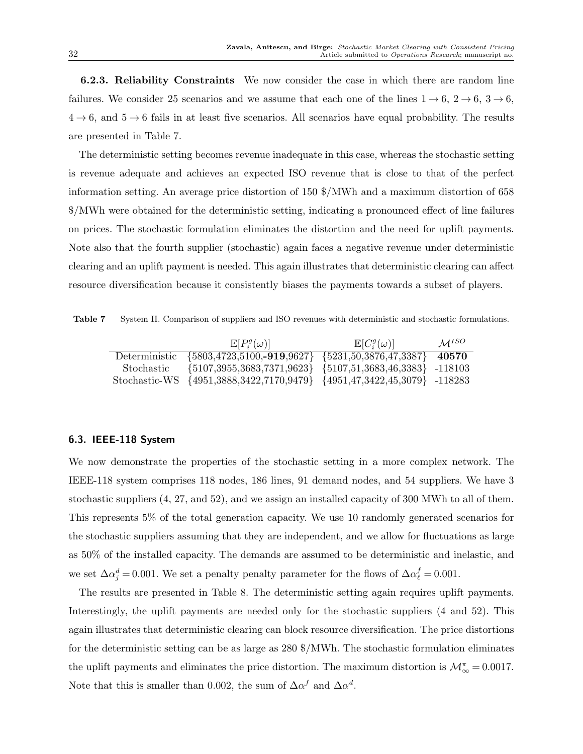**6.2.3. Reliability Constraints** We now consider the case in which there are random line failures. We consider 25 scenarios and we assume that each one of the lines $1 \rightarrow 6$, $2 \rightarrow 6$, $3 \rightarrow 6$, $4 \rightarrow 6$, and $5 \rightarrow 6$ fails in at least five scenarios. All scenarios have equal probability. The results are presented in Table 7.

The deterministic setting becomes revenue inadequate in this case, whereas the stochastic setting is revenue adequate and achieves an expected ISO revenue that is close to that of the perfect information setting. An average price distortion of 150 \$/MWh and a maximum distortion of 658 \$/MWh were obtained for the deterministic setting, indicating a pronounced effect of line failures on prices. The stochastic formulation eliminates the distortion and the need for uplift payments. Note also that the fourth supplier (stochastic) again faces a negative revenue under deterministic clearing and an uplift payment is needed. This again illustrates that deterministic clearing can affect resource diversification because it consistently biases the payments towards a subset of players.

**Table 7** System II. Comparison of suppliers and ISO revenues with deterministic and stochastic formulations.

| | $\mathbb{E}[P_i^g(\omega)]$ | $\mathbb{E}[C_i^g(\omega)]$ | $\mathcal{M}^{ISO}$ |
|---|---|---|---|
| Deterministic | {5803,4723,5100,**-919**,9627} | {5231,50,3876,47,3387} | **40570** |
| Stochastic | {5107,3955,3683,7371,9623} | {5107,51,3683,46,3383} | -118103 |
| Stochastic-WS | {4951,3888,3422,7170,9479} | {4951,47,3422,45,3079} | -118283 |

### 6.3. IEEE-118 System

We now demonstrate the properties of the stochastic setting in a more complex network. The IEEE-118 system comprises 118 nodes, 186 lines, 91 demand nodes, and 54 suppliers. We have 3 stochastic suppliers (4, 27, and 52), and we assign an installed capacity of 300 MWh to all of them. This represents 5% of the total generation capacity. We use 10 randomly generated scenarios for the stochastic suppliers assuming that they are independent, and we allow for fluctuations as large as 50% of the installed capacity. The demands are assumed to be deterministic and inelastic, and we set $\Delta\alpha_j^d = 0.001$. We set a penalty penalty parameter for the flows of $\Delta\alpha_\ell^f = 0.001$.

The results are presented in Table 8. The deterministic setting again requires uplift payments. Interestingly, the uplift payments are needed only for the stochastic suppliers (4 and 52). This again illustrates that deterministic clearing can block resource diversification. The price distortions for the deterministic setting can be as large as 280 \$/MWh. The stochastic formulation eliminates the uplift payments and eliminates the price distortion. The maximum distortion is $\mathcal{M}_\infty^\pi = 0.0017$. Note that this is smaller than 0.002, the sum of $\Delta\alpha^f$ and $\Delta\alpha^d$.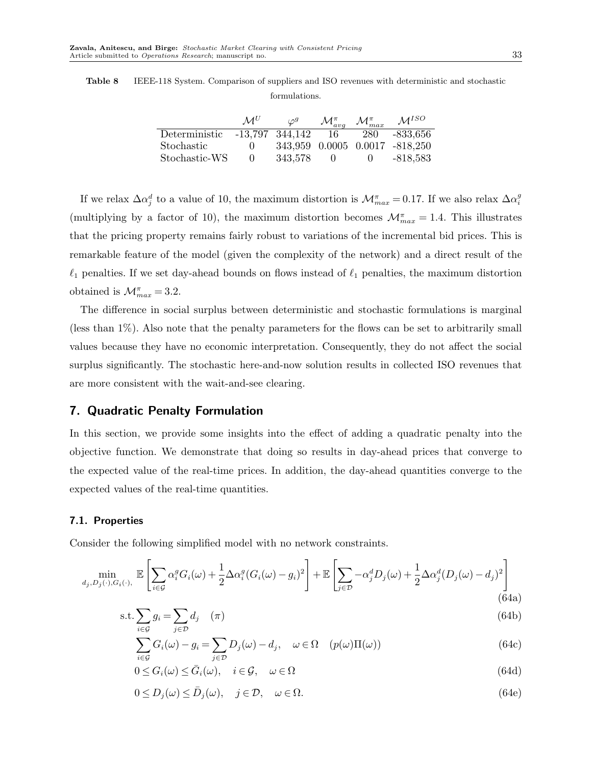Table 8 IEEE-118 System. Comparison of suppliers and ISO revenues with deterministic and stochastic formulations.

|  | $\mathcal{M}^U$ | $\varphi^g$ | $\mathcal{M}^\pi_{avg}$ | $\mathcal{M}^\pi_{max}$ | $\mathcal{M}^{ISO}$ |
|---|---|---|---|---|---|
| Deterministic | -13,797 | 344,142 | 16 | 280 | -833,656 |
| Stochastic | 0 | 343,959 | 0.0005 | 0.0017 | -818,250 |
| Stochastic-WS | 0 | 343,578 | 0 | 0 | -818,583 |

If we relax $\Delta\alpha_j^d$ to a value of 10, the maximum distortion is $\mathcal{M}^\pi_{max} = 0.17$. If we also relax $\Delta\alpha_i^g$ (multiplying by a factor of 10), the maximum distortion becomes $\mathcal{M}^\pi_{max} = 1.4$. This illustrates that the pricing property remains fairly robust to variations of the incremental bid prices. This is remarkable feature of the model (given the complexity of the network) and a direct result of the $\ell_1$ penalties. If we set day-ahead bounds on flows instead of $\ell_1$ penalties, the maximum distortion obtained is $\mathcal{M}^\pi_{max} = 3.2$.

The difference in social surplus between deterministic and stochastic formulations is marginal (less than 1%). Also note that the penalty parameters for the flows can be set to arbitrarily small values because they have no economic interpretation. Consequently, they do not affect the social surplus significantly. The stochastic here-and-now solution results in collected ISO revenues that are more consistent with the wait-and-see clearing.

## 7. Quadratic Penalty Formulation

In this section, we provide some insights into the effect of adding a quadratic penalty into the objective function. We demonstrate that doing so results in day-ahead prices that converge to the expected value of the real-time prices. In addition, the day-ahead quantities converge to the expected values of the real-time quantities.

### 7.1. Properties

Consider the following simplified model with no network constraints.

$$\min_{d_j, D_j(\cdot), G_i(\cdot),} \; \mathbb{E}\left[\sum_{i\in\mathcal{G}} \alpha_i^g G_i(\omega) + \frac{1}{2}\Delta\alpha_i^g (G_i(\omega) - g_i)^2\right] + \mathbb{E}\left[\sum_{j\in\mathcal{D}} -\alpha_j^d D_j(\omega) + \frac{1}{2}\Delta\alpha_j^d (D_j(\omega) - d_j)^2\right] \tag{64a}$$

$$\text{s.t.} \sum_{i\in\mathcal{G}} g_i = \sum_{j\in\mathcal{D}} d_j \quad (\pi) \tag{64b}$$

$$\sum_{i\in\mathcal{G}} G_i(\omega) - g_i = \sum_{j\in\mathcal{D}} D_j(\omega) - d_j, \quad \omega\in\Omega \quad (p(\omega)\Pi(\omega)) \tag{64c}$$

$$0 \le G_i(\omega) \le \bar{G}_i(\omega), \quad i\in\mathcal{G}, \quad \omega\in\Omega \tag{64d}$$

$$0 \le D_j(\omega) \le \bar{D}_j(\omega), \quad j\in\mathcal{D}, \quad \omega\in\Omega. \tag{64e}$$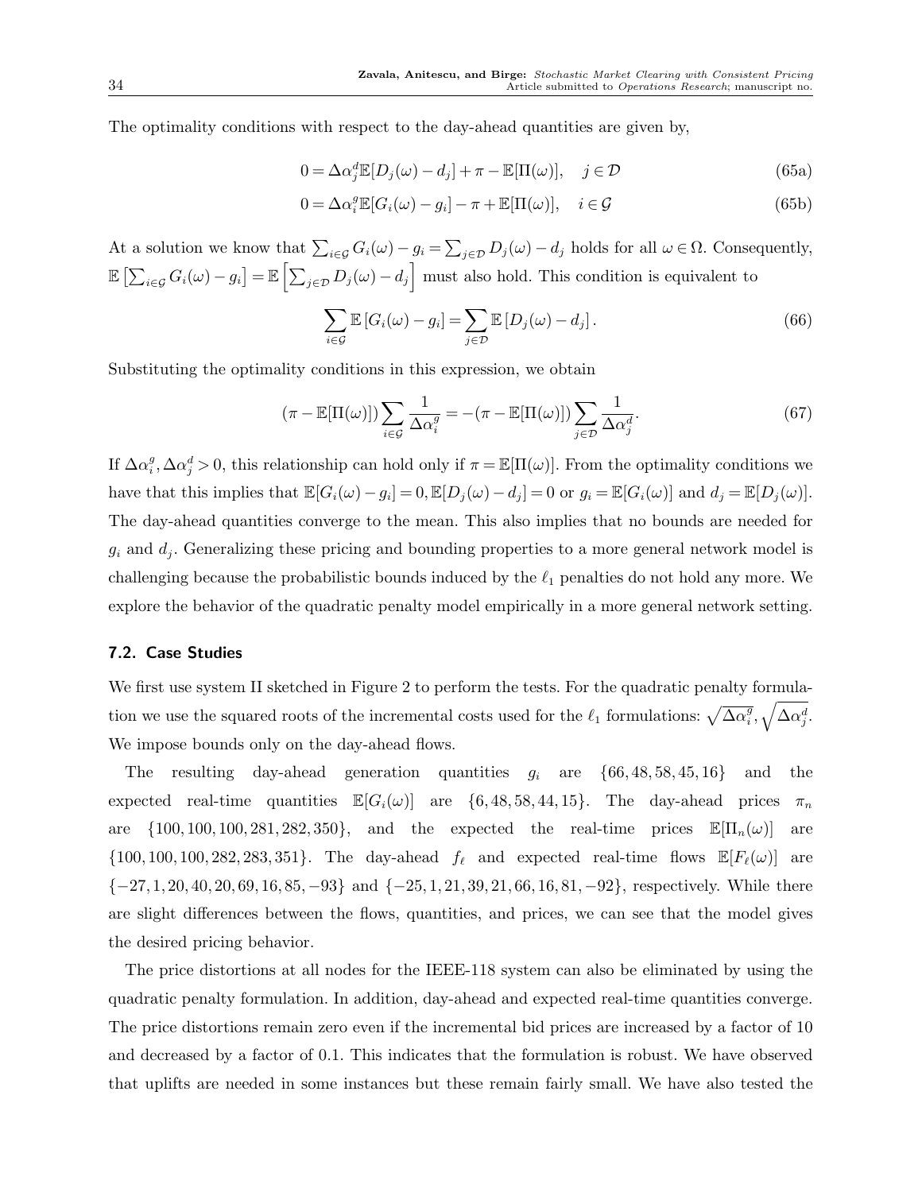The optimality conditions with respect to the day-ahead quantities are given by,

$$0 = \Delta\alpha_j^d \mathbb{E}[D_j(\omega) - d_j] + \pi - \mathbb{E}[\Pi(\omega)], \quad j \in \mathcal{D} \tag{65a}$$

$$0 = \Delta\alpha_i^g \mathbb{E}[G_i(\omega) - g_i] - \pi + \mathbb{E}[\Pi(\omega)], \quad i \in \mathcal{G} \tag{65b}$$

At a solution we know that $\sum_{i\in\mathcal{G}} G_i(\omega) - g_i = \sum_{j\in\mathcal{D}} D_j(\omega) - d_j$ holds for all $\omega \in \Omega$. Consequently, $\mathbb{E}\left[\sum_{i\in\mathcal{G}} G_i(\omega) - g_i\right] = \mathbb{E}\left[\sum_{j\in\mathcal{D}} D_j(\omega) - d_j\right]$ must also hold. This condition is equivalent to

$$\sum_{i\in\mathcal{G}} \mathbb{E}\left[G_i(\omega) - g_i\right] = \sum_{j\in\mathcal{D}} \mathbb{E}\left[D_j(\omega) - d_j\right]. \tag{66}$$

Substituting the optimality conditions in this expression, we obtain

$$(\pi - \mathbb{E}[\Pi(\omega)]) \sum_{i\in\mathcal{G}} \frac{1}{\Delta\alpha_i^g} = -(\pi - \mathbb{E}[\Pi(\omega)]) \sum_{j\in\mathcal{D}} \frac{1}{\Delta\alpha_j^d}. \tag{67}$$

If $\Delta\alpha_i^g, \Delta\alpha_j^d > 0$, this relationship can hold only if $\pi = \mathbb{E}[\Pi(\omega)]$. From the optimality conditions we have that this implies that $\mathbb{E}[G_i(\omega) - g_i] = 0, \mathbb{E}[D_j(\omega) - d_j] = 0$ or $g_i = \mathbb{E}[G_i(\omega)]$ and $d_j = \mathbb{E}[D_j(\omega)]$. The day-ahead quantities converge to the mean. This also implies that no bounds are needed for $g_i$ and $d_j$. Generalizing these pricing and bounding properties to a more general network model is challenging because the probabilistic bounds induced by the $\ell_1$ penalties do not hold any more. We explore the behavior of the quadratic penalty model empirically in a more general network setting.

### 7.2. Case Studies

We first use system II sketched in Figure 2 to perform the tests. For the quadratic penalty formulation we use the squared roots of the incremental costs used for the $\ell_1$ formulations: $\sqrt{\Delta\alpha_i^g}, \sqrt{\Delta\alpha_j^d}$. We impose bounds only on the day-ahead flows.

The resulting day-ahead generation quantities $g_i$ are $\{66, 48, 58, 45, 16\}$ and the expected real-time quantities $\mathbb{E}[G_i(\omega)]$ are $\{6, 48, 58, 44, 15\}$. The day-ahead prices $\pi_n$ are $\{100, 100, 100, 281, 282, 350\}$, and the expected the real-time prices $\mathbb{E}[\Pi_n(\omega)]$ are $\{100, 100, 100, 282, 283, 351\}$. The day-ahead $f_\ell$ and expected real-time flows $\mathbb{E}[F_\ell(\omega)]$ are $\{-27, 1, 20, 40, 20, 69, 16, 85, -93\}$ and $\{-25, 1, 21, 39, 21, 66, 16, 81, -92\}$, respectively. While there are slight differences between the flows, quantities, and prices, we can see that the model gives the desired pricing behavior.

The price distortions at all nodes for the IEEE-118 system can also be eliminated by using the quadratic penalty formulation. In addition, day-ahead and expected real-time quantities converge. The price distortions remain zero even if the incremental bid prices are increased by a factor of 10 and decreased by a factor of 0.1. This indicates that the formulation is robust. We have observed that uplifts are needed in some instances but these remain fairly small. We have also tested the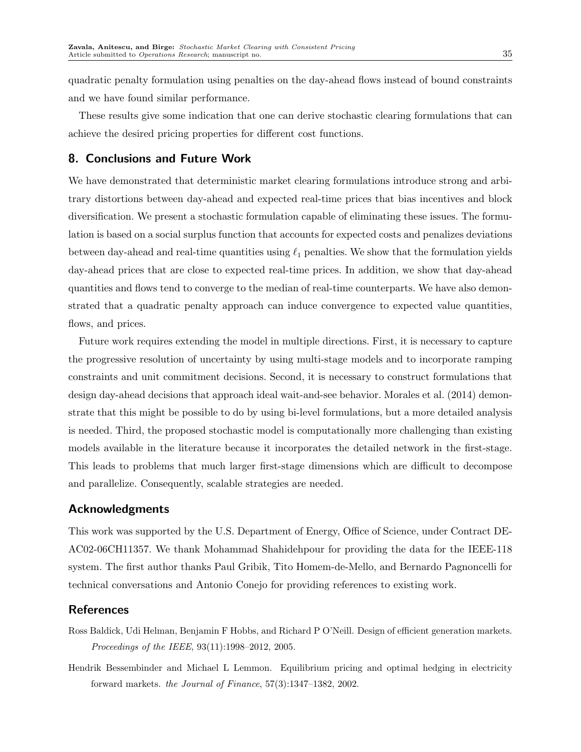quadratic penalty formulation using penalties on the day-ahead flows instead of bound constraints and we have found similar performance.

These results give some indication that one can derive stochastic clearing formulations that can achieve the desired pricing properties for different cost functions.

## 8. Conclusions and Future Work

We have demonstrated that deterministic market clearing formulations introduce strong and arbitrary distortions between day-ahead and expected real-time prices that bias incentives and block diversification. We present a stochastic formulation capable of eliminating these issues. The formulation is based on a social surplus function that accounts for expected costs and penalizes deviations between day-ahead and real-time quantities using $\ell_1$ penalties. We show that the formulation yields day-ahead prices that are close to expected real-time prices. In addition, we show that day-ahead quantities and flows tend to converge to the median of real-time counterparts. We have also demonstrated that a quadratic penalty approach can induce convergence to expected value quantities, flows, and prices.

Future work requires extending the model in multiple directions. First, it is necessary to capture the progressive resolution of uncertainty by using multi-stage models and to incorporate ramping constraints and unit commitment decisions. Second, it is necessary to construct formulations that design day-ahead decisions that approach ideal wait-and-see behavior. Morales et al. (2014) demonstrate that this might be possible to do by using bi-level formulations, but a more detailed analysis is needed. Third, the proposed stochastic model is computationally more challenging than existing models available in the literature because it incorporates the detailed network in the first-stage. This leads to problems that much larger first-stage dimensions which are difficult to decompose and parallelize. Consequently, scalable strategies are needed.

## Acknowledgments

This work was supported by the U.S. Department of Energy, Office of Science, under Contract DE-AC02-06CH11357. We thank Mohammad Shahidehpour for providing the data for the IEEE-118 system. The first author thanks Paul Gribik, Tito Homem-de-Mello, and Bernardo Pagnoncelli for technical conversations and Antonio Conejo for providing references to existing work.

## References

Ross Baldick, Udi Helman, Benjamin F Hobbs, and Richard P O'Neill. Design of efficient generation markets. *Proceedings of the IEEE*, 93(11):1998–2012, 2005.

Hendrik Bessembinder and Michael L Lemmon. Equilibrium pricing and optimal hedging in electricity forward markets. *the Journal of Finance*, 57(3):1347–1382, 2002.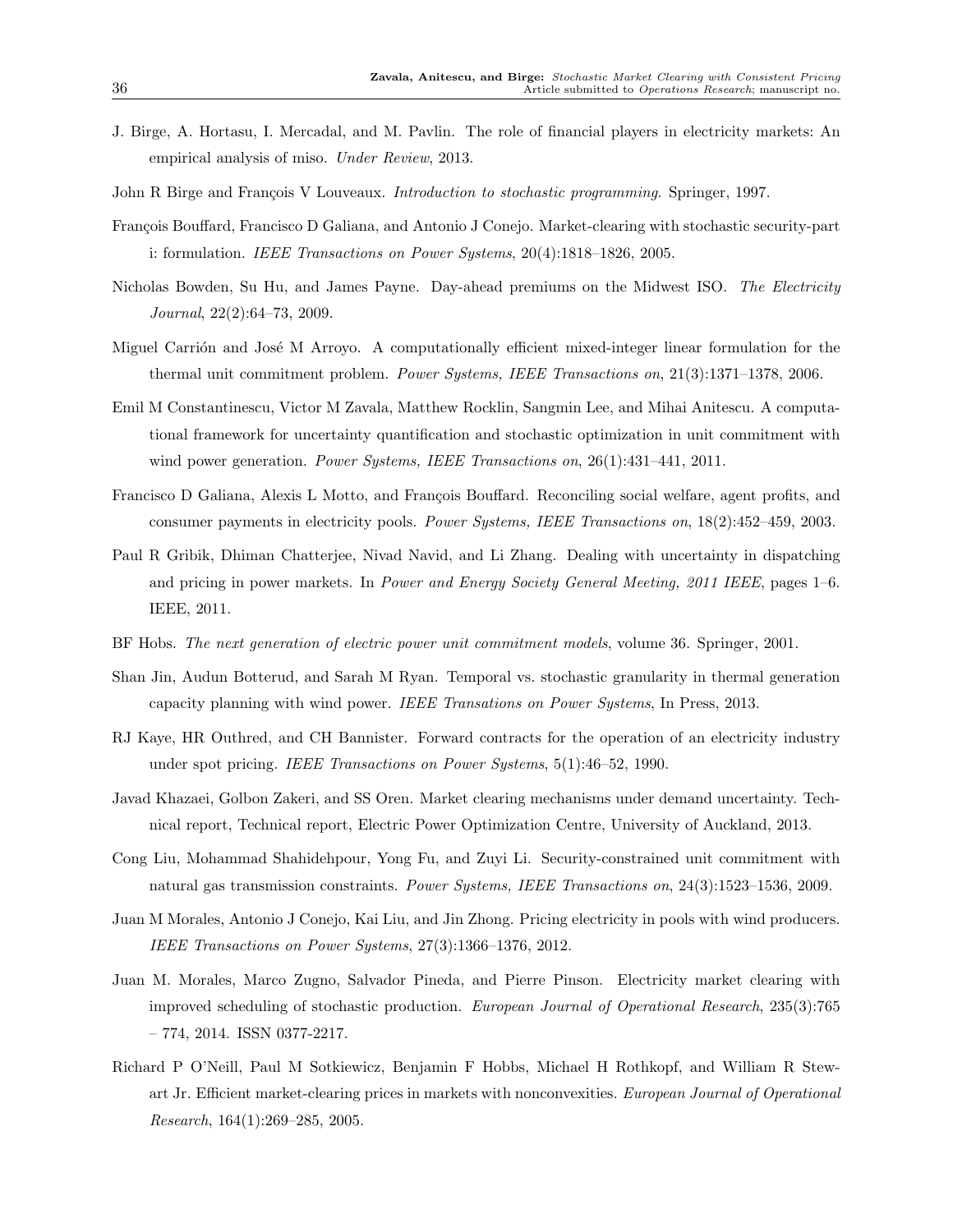J. Birge, A. Hortasu, I. Mercadal, and M. Pavlin. The role of financial players in electricity markets: An empirical analysis of miso. *Under Review*, 2013.

John R Birge and François V Louveaux. *Introduction to stochastic programming*. Springer, 1997.

François Bouffard, Francisco D Galiana, and Antonio J Conejo. Market-clearing with stochastic security-part i: formulation. *IEEE Transactions on Power Systems*, 20(4):1818–1826, 2005.

Nicholas Bowden, Su Hu, and James Payne. Day-ahead premiums on the Midwest ISO. *The Electricity Journal*, 22(2):64–73, 2009.

Miguel Carrión and José M Arroyo. A computationally efficient mixed-integer linear formulation for the thermal unit commitment problem. *Power Systems, IEEE Transactions on*, 21(3):1371–1378, 2006.

Emil M Constantinescu, Victor M Zavala, Matthew Rocklin, Sangmin Lee, and Mihai Anitescu. A computational framework for uncertainty quantification and stochastic optimization in unit commitment with wind power generation. *Power Systems, IEEE Transactions on*, 26(1):431–441, 2011.

Francisco D Galiana, Alexis L Motto, and François Bouffard. Reconciling social welfare, agent profits, and consumer payments in electricity pools. *Power Systems, IEEE Transactions on*, 18(2):452–459, 2003.

Paul R Gribik, Dhiman Chatterjee, Nivad Navid, and Li Zhang. Dealing with uncertainty in dispatching and pricing in power markets. In *Power and Energy Society General Meeting, 2011 IEEE*, pages 1–6. IEEE, 2011.

BF Hobs. *The next generation of electric power unit commitment models*, volume 36. Springer, 2001.

Shan Jin, Audun Botterud, and Sarah M Ryan. Temporal vs. stochastic granularity in thermal generation capacity planning with wind power. *IEEE Transations on Power Systems*, In Press, 2013.

RJ Kaye, HR Outhred, and CH Bannister. Forward contracts for the operation of an electricity industry under spot pricing. *IEEE Transactions on Power Systems*, 5(1):46–52, 1990.

Javad Khazaei, Golbon Zakeri, and SS Oren. Market clearing mechanisms under demand uncertainty. Technical report, Technical report, Electric Power Optimization Centre, University of Auckland, 2013.

Cong Liu, Mohammad Shahidehpour, Yong Fu, and Zuyi Li. Security-constrained unit commitment with natural gas transmission constraints. *Power Systems, IEEE Transactions on*, 24(3):1523–1536, 2009.

Juan M Morales, Antonio J Conejo, Kai Liu, and Jin Zhong. Pricing electricity in pools with wind producers. *IEEE Transactions on Power Systems*, 27(3):1366–1376, 2012.

Juan M. Morales, Marco Zugno, Salvador Pineda, and Pierre Pinson. Electricity market clearing with improved scheduling of stochastic production. *European Journal of Operational Research*, 235(3):765 – 774, 2014. ISSN 0377-2217.

Richard P O'Neill, Paul M Sotkiewicz, Benjamin F Hobbs, Michael H Rothkopf, and William R Stewart Jr. Efficient market-clearing prices in markets with nonconvexities. *European Journal of Operational Research*, 164(1):269–285, 2005.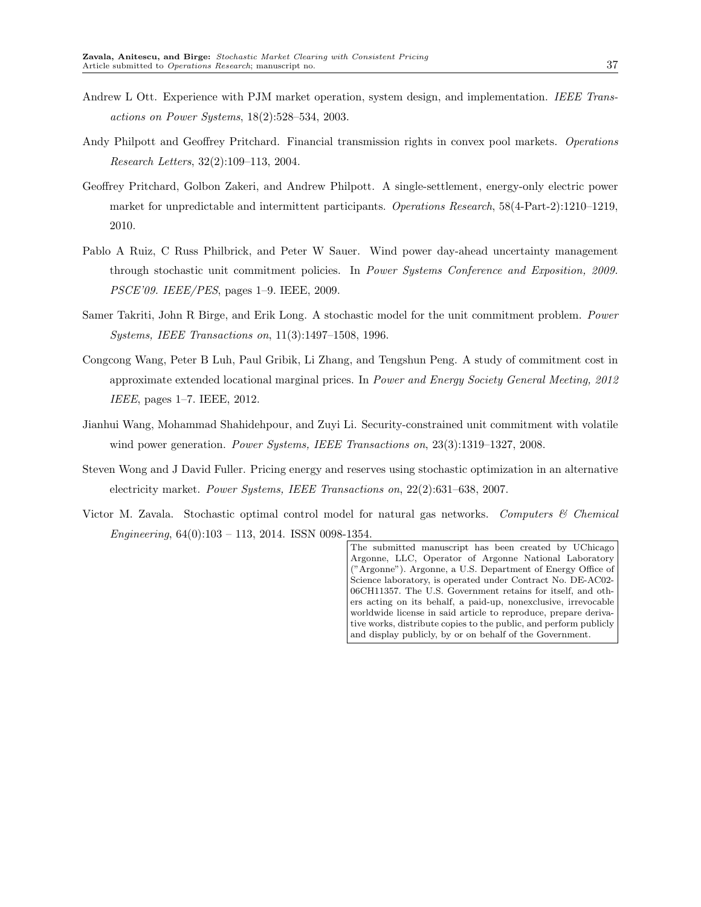Andrew L Ott. Experience with PJM market operation, system design, and implementation. *IEEE Transactions on Power Systems*, 18(2):528–534, 2003.

Andy Philpott and Geoffrey Pritchard. Financial transmission rights in convex pool markets. *Operations Research Letters*, 32(2):109–113, 2004.

Geoffrey Pritchard, Golbon Zakeri, and Andrew Philpott. A single-settlement, energy-only electric power market for unpredictable and intermittent participants. *Operations Research*, 58(4-Part-2):1210–1219, 2010.

Pablo A Ruiz, C Russ Philbrick, and Peter W Sauer. Wind power day-ahead uncertainty management through stochastic unit commitment policies. In *Power Systems Conference and Exposition, 2009. PSCE'09. IEEE/PES*, pages 1–9. IEEE, 2009.

Samer Takriti, John R Birge, and Erik Long. A stochastic model for the unit commitment problem. *Power Systems, IEEE Transactions on*, 11(3):1497–1508, 1996.

Congcong Wang, Peter B Luh, Paul Gribik, Li Zhang, and Tengshun Peng. A study of commitment cost in approximate extended locational marginal prices. In *Power and Energy Society General Meeting, 2012 IEEE*, pages 1–7. IEEE, 2012.

Jianhui Wang, Mohammad Shahidehpour, and Zuyi Li. Security-constrained unit commitment with volatile wind power generation. *Power Systems, IEEE Transactions on*, 23(3):1319–1327, 2008.

Steven Wong and J David Fuller. Pricing energy and reserves using stochastic optimization in an alternative electricity market. *Power Systems, IEEE Transactions on*, 22(2):631–638, 2007.

Victor M. Zavala. Stochastic optimal control model for natural gas networks. *Computers & Chemical Engineering*, 64(0):103 – 113, 2014. ISSN 0098-1354.

The submitted manuscript has been created by UChicago Argonne, LLC, Operator of Argonne National Laboratory ("Argonne"). Argonne, a U.S. Department of Energy Office of Science laboratory, is operated under Contract No. DE-AC02-06CH11357. The U.S. Government retains for itself, and others acting on its behalf, a paid-up, nonexclusive, irrevocable worldwide license in said article to reproduce, prepare derivative works, distribute copies to the public, and perform publicly and display publicly, by or on behalf of the Government.